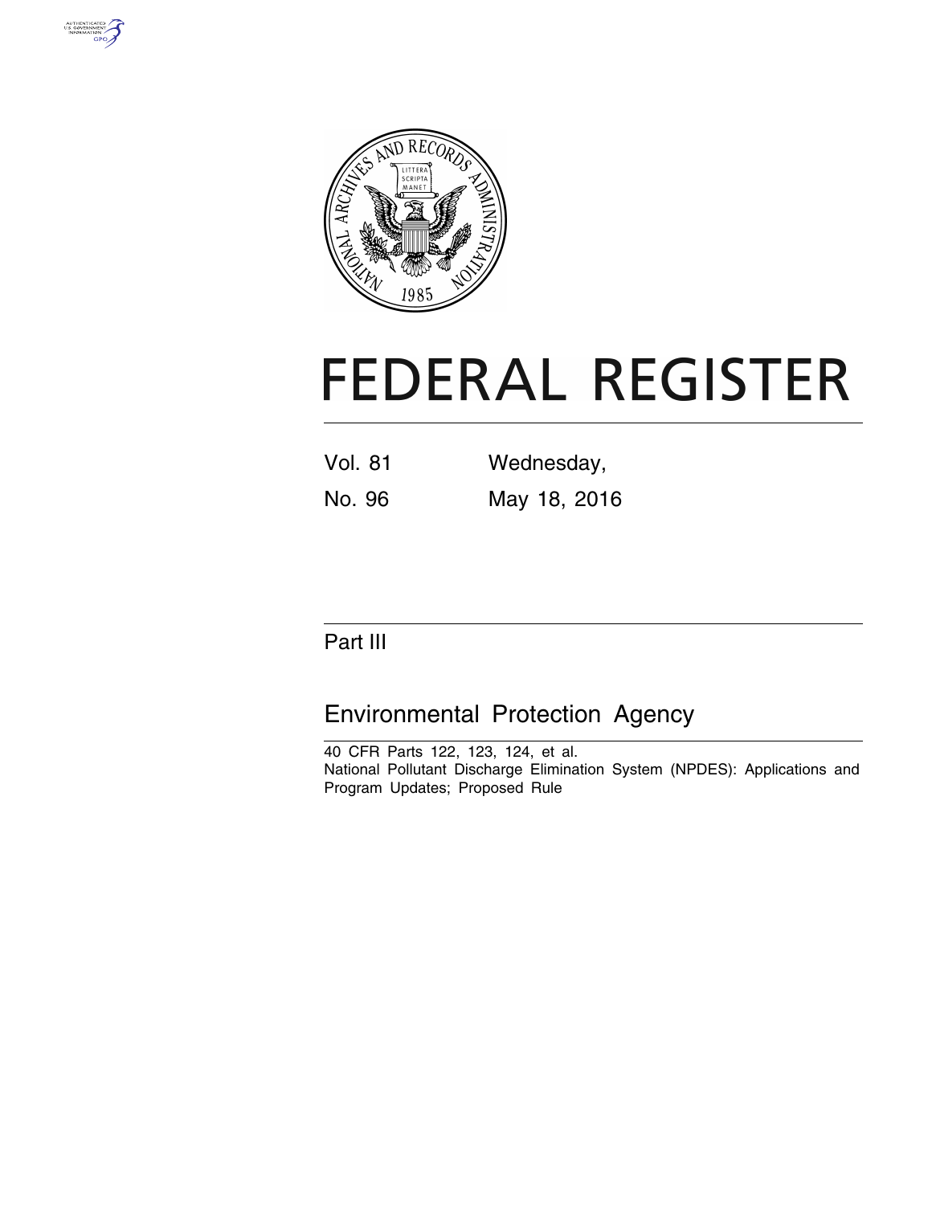# FEDERAL REGISTER

Vol. 81 Wednesday,

No. 96 May 18, 2016

## Part III

## Environmental Protection Agency

40 CFR Parts 122, 123, 124, et al.

National Pollutant Discharge Elimination System (NPDES): Applications and Program Updates; Proposed Rule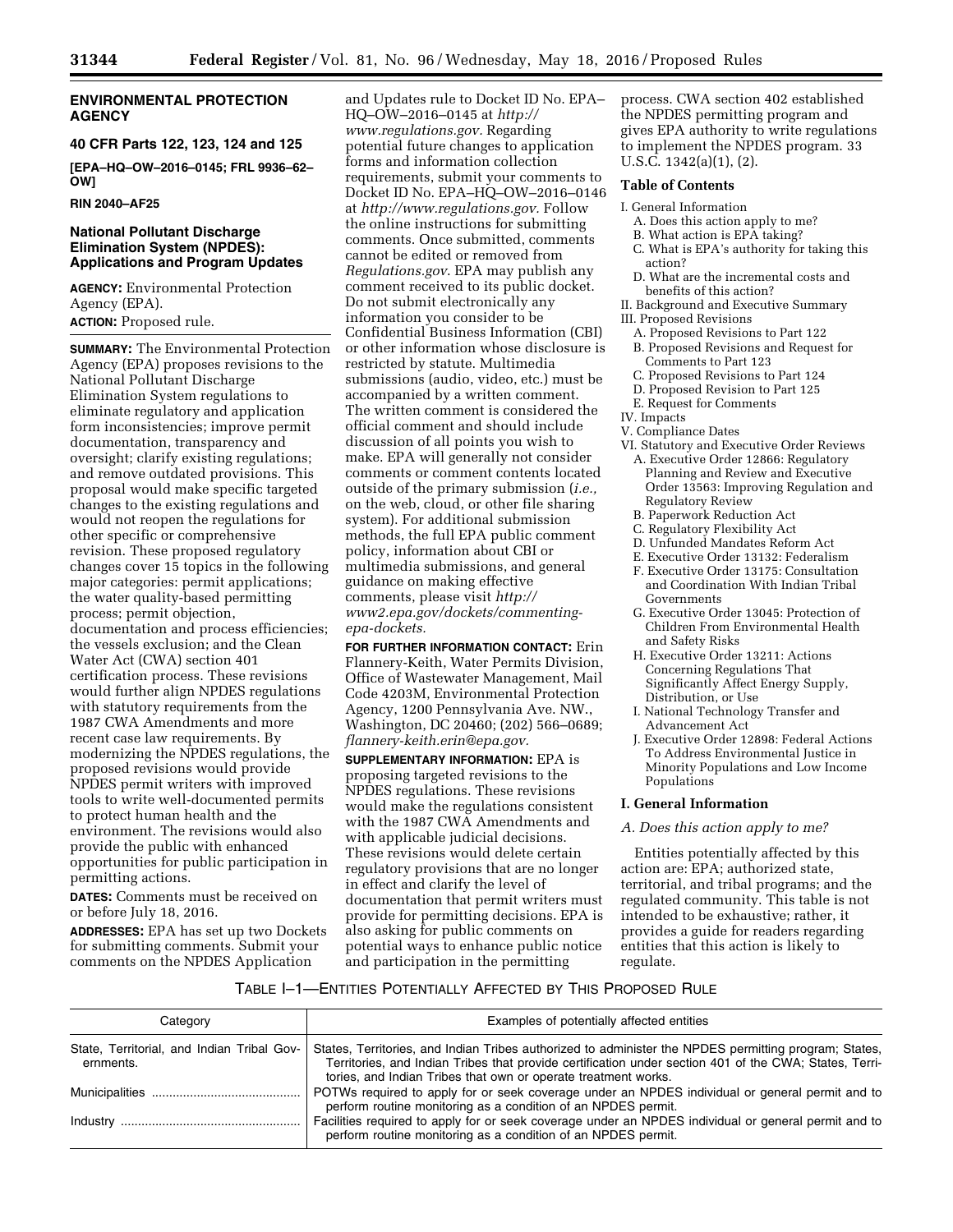## ENVIRONMENTAL PROTECTION AGENCY

### 40 CFR Parts 122, 123, 124 and 125

**[EPA–HQ–OW–2016–0145; FRL 9936–62–OW]**

**RIN 2040–AF25**

### National Pollutant Discharge Elimination System (NPDES): Applications and Program Updates

**AGENCY:** Environmental Protection Agency (EPA).

**ACTION:** Proposed rule.

**SUMMARY:** The Environmental Protection Agency (EPA) proposes revisions to the National Pollutant Discharge Elimination System regulations to eliminate regulatory and application form inconsistencies; improve permit documentation, transparency and oversight; clarify existing regulations; and remove outdated provisions. This proposal would make specific targeted changes to the existing regulations and would not reopen the regulations for other specific or comprehensive revision. These proposed regulatory changes cover 15 topics in the following major categories: permit applications; the water quality-based permitting process; permit objection, documentation and process efficiencies; the vessels exclusion; and the Clean Water Act (CWA) section 401 certification process. These revisions would further align NPDES regulations with statutory requirements from the 1987 CWA Amendments and more recent case law requirements. By modernizing the NPDES regulations, the proposed revisions would provide NPDES permit writers with improved tools to write well-documented permits to protect human health and the environment. The revisions would also provide the public with enhanced opportunities for public participation in permitting actions.

**DATES:** Comments must be received on or before July 18, 2016.

**ADDRESSES:** EPA has set up two Dockets for submitting comments. Submit your comments on the NPDES Application and Updates rule to Docket ID No. EPA–HQ–OW–2016–0145 at *http://www.regulations.gov.* Regarding potential future changes to application forms and information collection requirements, submit your comments to Docket ID No. EPA–HQ–OW–2016–0146 at *http://www.regulations.gov.* Follow the online instructions for submitting comments. Once submitted, comments cannot be edited or removed from *Regulations.gov*. EPA may publish any comment received to its public docket. Do not submit electronically any information you consider to be Confidential Business Information (CBI) or other information whose disclosure is restricted by statute. Multimedia submissions (audio, video, etc.) must be accompanied by a written comment. The written comment is considered the official comment and should include discussion of all points you wish to make. EPA will generally not consider comments or comment contents located outside of the primary submission (*i.e.,* on the web, cloud, or other file sharing system). For additional submission methods, the full EPA public comment policy, information about CBI or multimedia submissions, and general guidance on making effective comments, please visit *http://www2.epa.gov/dockets/commenting-epa-dockets.*

**FOR FURTHER INFORMATION CONTACT:** Erin Flannery-Keith, Water Permits Division, Office of Wastewater Management, Mail Code 4203M, Environmental Protection Agency, 1200 Pennsylvania Ave. NW., Washington, DC 20460; (202) 566–0689; *flannery-keith.erin@epa.gov.*

**SUPPLEMENTARY INFORMATION:** EPA is proposing targeted revisions to the NPDES regulations. These revisions would make the regulations consistent with the 1987 CWA Amendments and with applicable judicial decisions. These revisions would delete certain regulatory provisions that are no longer in effect and clarify the level of documentation that permit writers must provide for permitting decisions. EPA is also asking for public comments on potential ways to enhance public notice and participation in the permitting process. CWA section 402 established the NPDES permitting program and gives EPA authority to write regulations to implement the NPDES program. 33 U.S.C. 1342(a)(1), (2).

### Table of Contents

- I. General Information
  - A. Does this action apply to me?
  - B. What action is EPA taking?
  - C. What is EPA's authority for taking this action?
  - D. What are the incremental costs and benefits of this action?
- II. Background and Executive Summary
- III. Proposed Revisions
  - A. Proposed Revisions to Part 122
  - B. Proposed Revisions and Request for Comments to Part 123
  - C. Proposed Revisions to Part 124
  - D. Proposed Revision to Part 125
  - E. Request for Comments
- IV. Impacts
- V. Compliance Dates
- VI. Statutory and Executive Order Reviews
  - A. Executive Order 12866: Regulatory Planning and Review and Executive Order 13563: Improving Regulation and Regulatory Review
  - B. Paperwork Reduction Act
  - C. Regulatory Flexibility Act
  - D. Unfunded Mandates Reform Act
  - E. Executive Order 13132: Federalism
  - F. Executive Order 13175: Consultation and Coordination With Indian Tribal Governments
  - G. Executive Order 13045: Protection of Children From Environmental Health and Safety Risks
  - H. Executive Order 13211: Actions Concerning Regulations That Significantly Affect Energy Supply, Distribution, or Use
  - I. National Technology Transfer and Advancement Act
  - J. Executive Order 12898: Federal Actions To Address Environmental Justice in Minority Populations and Low Income Populations

## I. General Information

### *A. Does this action apply to me?*

Entities potentially affected by this action are: EPA; authorized state, territorial, and tribal programs; and the regulated community. This table is not intended to be exhaustive; rather, it provides a guide for readers regarding entities that this action is likely to regulate.

TABLE I–1—ENTITIES POTENTIALLY AFFECTED BY THIS PROPOSED RULE

| Category | Examples of potentially affected entities |
|---|---|
| State, Territorial, and Indian Tribal Governments. | States, Territories, and Indian Tribes authorized to administer the NPDES permitting program; States, Territories, and Indian Tribes that provide certification under section 401 of the CWA; States, Territories, and Indian Tribes that own or operate treatment works. |
| Municipalities | POTWs required to apply for or seek coverage under an NPDES individual or general permit and to perform routine monitoring as a condition of an NPDES permit. |
| Industry | Facilities required to apply for or seek coverage under an NPDES individual or general permit and to perform routine monitoring as a condition of an NPDES permit. |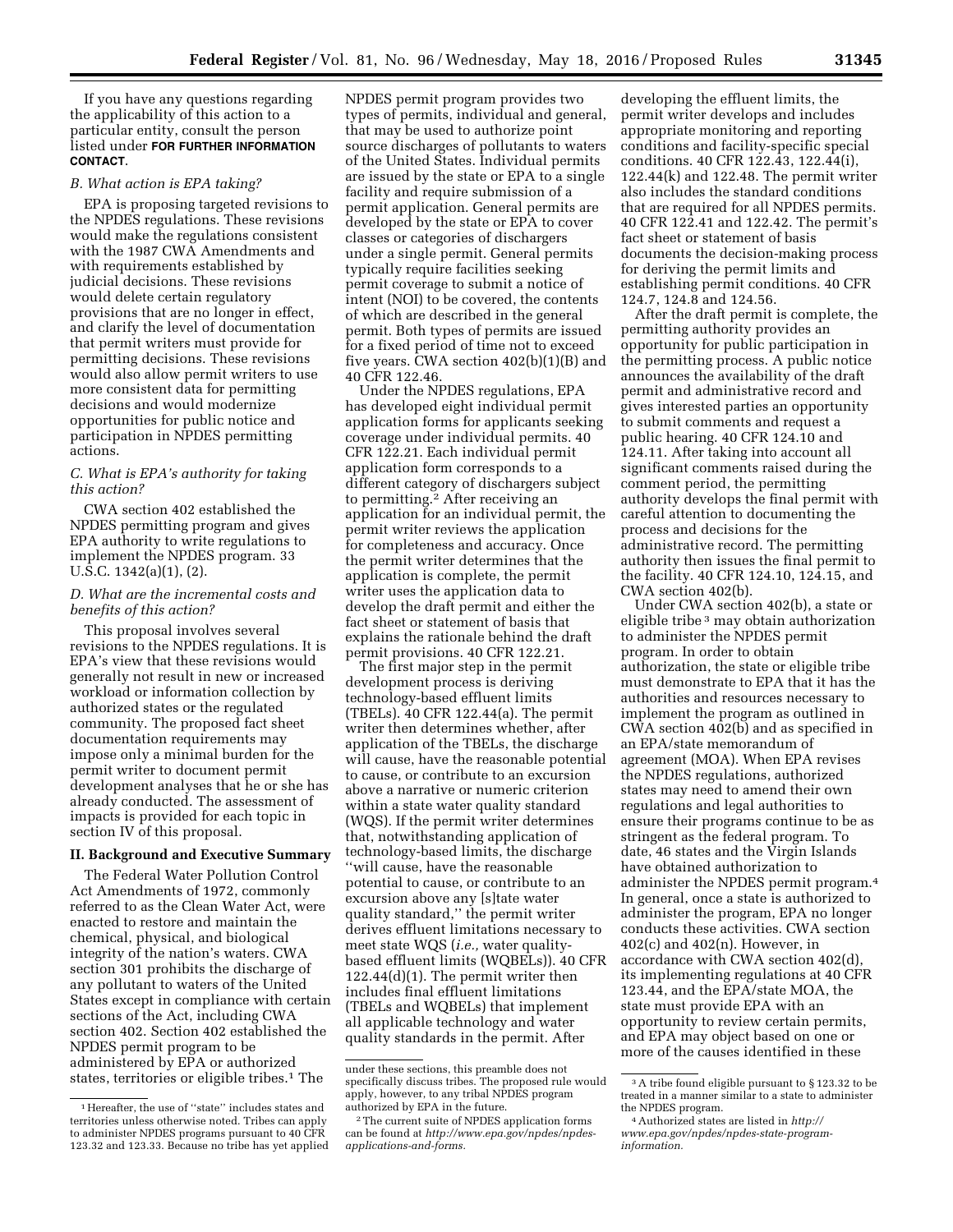If you have any questions regarding the applicability of this action to a particular entity, consult the person listed under **FOR FURTHER INFORMATION CONTACT**.

### B. What action is EPA taking?

EPA is proposing targeted revisions to the NPDES regulations. These revisions would make the regulations consistent with the 1987 CWA Amendments and with requirements established by judicial decisions. These revisions would delete certain regulatory provisions that are no longer in effect, and clarify the level of documentation that permit writers must provide for permitting decisions. These revisions would also allow permit writers to use more consistent data for permitting decisions and would modernize opportunities for public notice and participation in NPDES permitting actions.

### C. What is EPA's authority for taking this action?

CWA section 402 established the NPDES permitting program and gives EPA authority to write regulations to implement the NPDES program. 33 U.S.C. 1342(a)(1), (2).

### D. What are the incremental costs and benefits of this action?

This proposal involves several revisions to the NPDES regulations. It is EPA's view that these revisions would generally not result in new or increased workload or information collection by authorized states or the regulated community. The proposed fact sheet documentation requirements may impose only a minimal burden for the permit writer to document permit development analyses that he or she has already conducted. The assessment of impacts is provided for each topic in section IV of this proposal.

## II. Background and Executive Summary

The Federal Water Pollution Control Act Amendments of 1972, commonly referred to as the Clean Water Act, were enacted to restore and maintain the chemical, physical, and biological integrity of the nation's waters. CWA section 301 prohibits the discharge of any pollutant to waters of the United States except in compliance with certain sections of the Act, including CWA section 402. Section 402 established the NPDES permit program to be administered by EPA or authorized states, territories or eligible tribes.[1] The NPDES permit program provides two types of permits, individual and general, that may be used to authorize point source discharges of pollutants to waters of the United States. Individual permits are issued by the state or EPA to a single facility and require submission of a permit application. General permits are developed by the state or EPA to cover classes or categories of dischargers under a single permit. General permits typically require facilities seeking permit coverage to submit a notice of intent (NOI) to be covered, the contents of which are described in the general permit. Both types of permits are issued for a fixed period of time not to exceed five years. CWA section 402(b)(1)(B) and 40 CFR 122.46.

Under the NPDES regulations, EPA has developed eight individual permit application forms for applicants seeking coverage under individual permits. 40 CFR 122.21. Each individual permit application form corresponds to a different category of dischargers subject to permitting.[2] After receiving an application for an individual permit, the permit writer reviews the application for completeness and accuracy. Once the permit writer determines that the application is complete, the permit writer uses the application data to develop the draft permit and either the fact sheet or statement of basis that explains the rationale behind the draft permit provisions. 40 CFR 122.21.

The first major step in the permit development process is deriving technology-based effluent limits (TBELs). 40 CFR 122.44(a). The permit writer then determines whether, after application of the TBELs, the discharge will cause, have the reasonable potential to cause, or contribute to an excursion above a narrative or numeric criterion within a state water quality standard (WQS). If the permit writer determines that, notwithstanding application of technology-based limits, the discharge "will cause, have the reasonable potential to cause, or contribute to an excursion above any [s]tate water quality standard," the permit writer derives effluent limitations necessary to meet state WQS (*i.e.,* water quality-based effluent limits (WQBELs)). 40 CFR 122.44(d)(1). The permit writer then includes final effluent limitations (TBELs and WQBELs) that implement all applicable technology and water quality standards in the permit. After developing the effluent limits, the permit writer develops and includes appropriate monitoring and reporting conditions and facility-specific special conditions. 40 CFR 122.43, 122.44(i), 122.44(k) and 122.48. The permit writer also includes the standard conditions that are required for all NPDES permits. 40 CFR 122.41 and 122.42. The permit's fact sheet or statement of basis documents the decision-making process for deriving the permit limits and establishing permit conditions. 40 CFR 124.7, 124.8 and 124.56.

After the draft permit is complete, the permitting authority provides an opportunity for public participation in the permitting process. A public notice announces the availability of the draft permit and administrative record and gives interested parties an opportunity to submit comments and request a public hearing. 40 CFR 124.10 and 124.11. After taking into account all significant comments raised during the comment period, the permitting authority develops the final permit with careful attention to documenting the process and decisions for the administrative record. The permitting authority then issues the final permit to the facility. 40 CFR 124.10, 124.15, and CWA section 402(b).

Under CWA section 402(b), a state or eligible tribe[3] may obtain authorization to administer the NPDES permit program. In order to obtain authorization, the state or eligible tribe must demonstrate to EPA that it has the authorities and resources necessary to implement the program as outlined in CWA section 402(b) and as specified in an EPA/state memorandum of agreement (MOA). When EPA revises the NPDES regulations, authorized states may need to amend their own regulations and legal authorities to ensure their programs continue to be as stringent as the federal program. To date, 46 states and the Virgin Islands have obtained authorization to administer the NPDES permit program.[4] In general, once a state is authorized to administer the program, EPA no longer conducts these activities. CWA section 402(c) and 402(n). However, in accordance with CWA section 402(d), its implementing regulations at 40 CFR 123.44, and the EPA/state MOA, the state must provide EPA with an opportunity to review certain permits, and EPA may object based on one or more of the causes identified in these

---

[1] Hereafter, the use of "state" includes states and territories unless otherwise noted. Tribes can apply to administer NPDES programs pursuant to 40 CFR 123.32 and 123.33. Because no tribe has yet applied under these sections, this preamble does not specifically discuss tribes. The proposed rule would apply, however, to any tribal NPDES program authorized by EPA in the future.

[2] The current suite of NPDES application forms can be found at *http://www.epa.gov/npdes/npdes-applications-and-forms.*

[3] A tribe found eligible pursuant to § 123.32 to be treated in a manner similar to a state to administer the NPDES program.

[4] Authorized states are listed in *http://www.epa.gov/npdes/npdes-state-program-information.*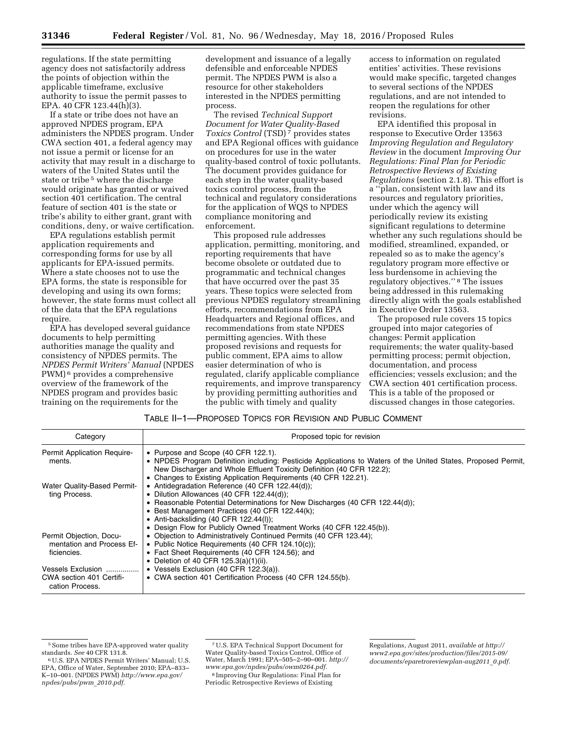regulations. If the state permitting agency does not satisfactorily address the points of objection within the applicable timeframe, exclusive authority to issue the permit passes to EPA. 40 CFR 123.44(h)(3).

If a state or tribe does not have an approved NPDES program, EPA administers the NPDES program. Under CWA section 401, a federal agency may not issue a permit or license for an activity that may result in a discharge to waters of the United States until the state or tribe [5] where the discharge would originate has granted or waived section 401 certification. The central feature of section 401 is the state or tribe's ability to either grant, grant with conditions, deny, or waive certification.

EPA regulations establish permit application requirements and corresponding forms for use by all applicants for EPA-issued permits. Where a state chooses not to use the EPA forms, the state is responsible for developing and using its own forms; however, the state forms must collect all of the data that the EPA regulations require.

EPA has developed several guidance documents to help permitting authorities manage the quality and consistency of NPDES permits. The *NPDES Permit Writers' Manual* (NPDES PWM) [6] provides a comprehensive overview of the framework of the NPDES program and provides basic training on the requirements for the development and issuance of a legally defensible and enforceable NPDES permit. The NPDES PWM is also a resource for other stakeholders interested in the NPDES permitting process.

The revised *Technical Support Document for Water Quality-Based Toxics Control* (TSD) [7] provides states and EPA Regional offices with guidance on procedures for use in the water quality-based control of toxic pollutants. The document provides guidance for each step in the water quality-based toxics control process, from the technical and regulatory considerations for the application of WQS to NPDES compliance monitoring and enforcement.

This proposed rule addresses application, permitting, monitoring, and reporting requirements that have become obsolete or outdated due to programmatic and technical changes that have occurred over the past 35 years. These topics were selected from previous NPDES regulatory streamlining efforts, recommendations from EPA Headquarters and Regional offices, and recommendations from state NPDES permitting agencies. With these proposed revisions and requests for public comment, EPA aims to allow easier determination of who is regulated, clarify applicable compliance requirements, and improve transparency by providing permitting authorities and the public with timely and quality access to information on regulated entities' activities. These revisions would make specific, targeted changes to several sections of the NPDES regulations, and are not intended to reopen the regulations for other revisions.

EPA identified this proposal in response to Executive Order 13563 *Improving Regulation and Regulatory Review* in the document *Improving Our Regulations: Final Plan for Periodic Retrospective Reviews of Existing Regulations* (section 2.1.8). This effort is a ''plan, consistent with law and its resources and regulatory priorities, under which the agency will periodically review its existing significant regulations to determine whether any such regulations should be modified, streamlined, expanded, or repealed so as to make the agency's regulatory program more effective or less burdensome in achieving the regulatory objectives.'' [8] The issues being addressed in this rulemaking directly align with the goals established in Executive Order 13563.

The proposed rule covers 15 topics grouped into major categories of changes: Permit application requirements; the water quality-based permitting process; permit objection, documentation, and process efficiencies; vessels exclusion; and the CWA section 401 certification process. This is a table of the proposed or discussed changes in those categories.

TABLE II–1—PROPOSED TOPICS FOR REVISION AND PUBLIC COMMENT

| Category | Proposed topic for revision |
|---|---|
| Permit Application Requirements. | • Purpose and Scope (40 CFR 122.1).<br>• NPDES Program Definition including: Pesticide Applications to Waters of the United States, Proposed Permit, New Discharger and Whole Effluent Toxicity Definition (40 CFR 122.2);<br>• Changes to Existing Application Requirements (40 CFR 122.21). |
| Water Quality-Based Permitting Process. | • Antidegradation Reference (40 CFR 122.44(d));<br>• Dilution Allowances (40 CFR 122.44(d));<br>• Reasonable Potential Determinations for New Discharges (40 CFR 122.44(d));<br>• Best Management Practices (40 CFR 122.44(k);<br>• Anti-backsliding (40 CFR 122.44(l));<br>• Design Flow for Publicly Owned Treatment Works (40 CFR 122.45(b)). |
| Permit Objection, Documentation and Process Efficiencies. | • Objection to Administratively Continued Permits (40 CFR 123.44);<br>• Public Notice Requirements (40 CFR 124.10(c));<br>• Fact Sheet Requirements (40 CFR 124.56); and<br>• Deletion of 40 CFR 125.3(a)(1)(ii). |
| Vessels Exclusion ................ | • Vessels Exclusion (40 CFR 122.3(a)). |
| CWA section 401 Certification Process. | • CWA section 401 Certification Process (40 CFR 124.55(b). |

[5] Some tribes have EPA-approved water quality standards. *See* 40 CFR 131.8.

[6] U.S. EPA NPDES Permit Writers' Manual; U.S. EPA, Office of Water, September 2010; EPA–833–K–10–001. (NPDES PWM) *http://www.epa.gov/npdes/pubs/pwm_2010.pdf.*

[7] U.S. EPA Technical Support Document for Water Quality-based Toxics Control, Office of Water, March 1991; EPA–505–2–90–001. *http://www.epa.gov/npdes/pubs/owm0264.pdf.*

[8] Improving Our Regulations: Final Plan for Periodic Retrospective Reviews of Existing Regulations, August 2011, *available at http://www2.epa.gov/sites/production/files/2015-09/documents/eparetroreviewplan-aug2011_0.pdf.*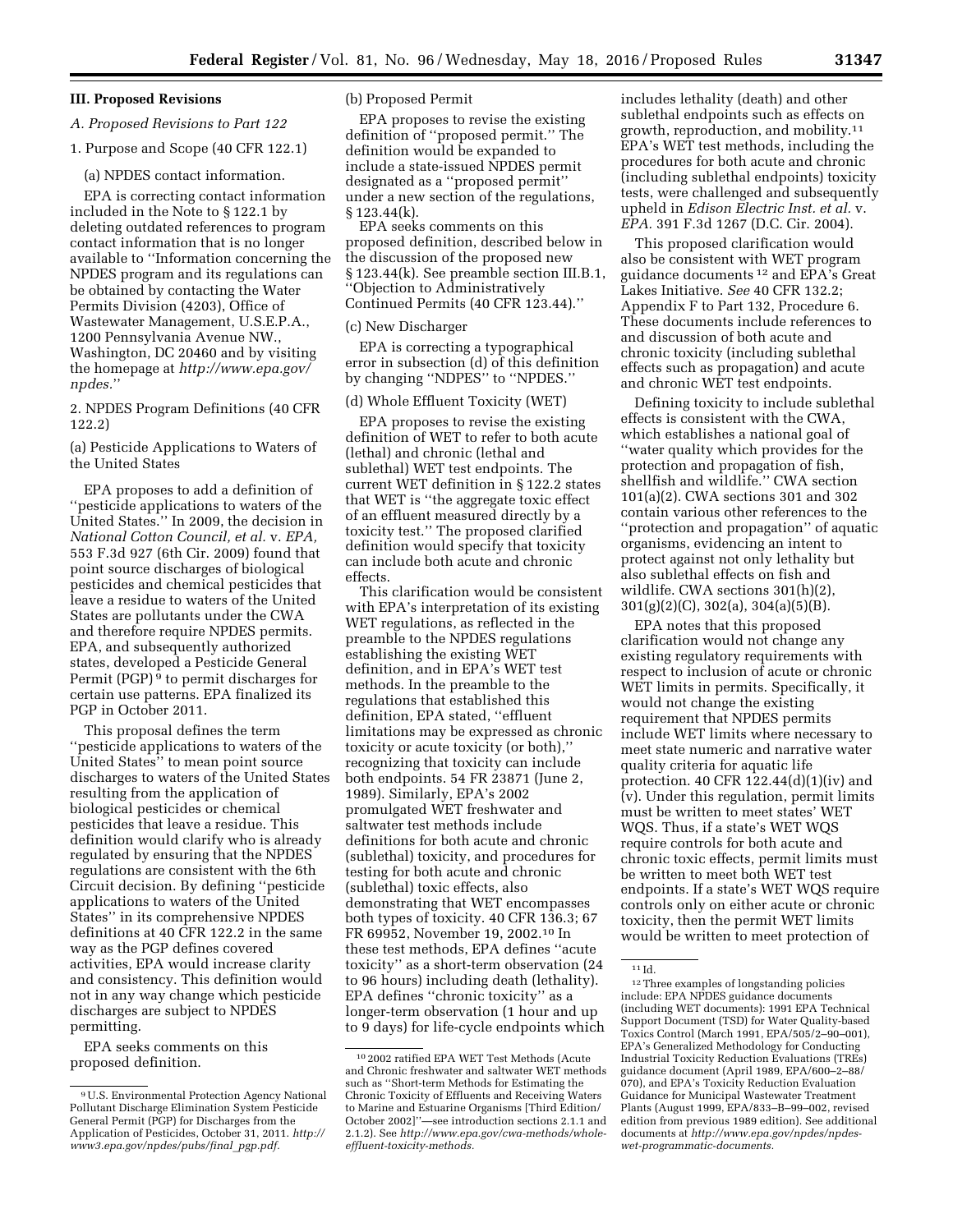## III. Proposed Revisions

### *A. Proposed Revisions to Part 122*

1. Purpose and Scope (40 CFR 122.1)

(a) NPDES contact information.

EPA is correcting contact information included in the Note to § 122.1 by deleting outdated references to program contact information that is no longer available to ''Information concerning the NPDES program and its regulations can be obtained by contacting the Water Permits Division (4203), Office of Wastewater Management, U.S.E.P.A., 1200 Pennsylvania Avenue NW., Washington, DC 20460 and by visiting the homepage at *http://www.epa.gov/npdes.*''

2. NPDES Program Definitions (40 CFR 122.2)

(a) Pesticide Applications to Waters of the United States

EPA proposes to add a definition of ''pesticide applications to waters of the United States.'' In 2009, the decision in *National Cotton Council, et al.* v. *EPA,* 553 F.3d 927 (6th Cir. 2009) found that point source discharges of biological pesticides and chemical pesticides that leave a residue to waters of the United States are pollutants under the CWA and therefore require NPDES permits. EPA, and subsequently authorized states, developed a Pesticide General Permit (PGP) [9] to permit discharges for certain use patterns. EPA finalized its PGP in October 2011.

This proposal defines the term ''pesticide applications to waters of the United States'' to mean point source discharges to waters of the United States resulting from the application of biological pesticides or chemical pesticides that leave a residue. This definition would clarify who is already regulated by ensuring that the NPDES regulations are consistent with the 6th Circuit decision. By defining ''pesticide applications to waters of the United States'' in its comprehensive NPDES definitions at 40 CFR 122.2 in the same way as the PGP defines covered activities, EPA would increase clarity and consistency. This definition would not in any way change which pesticide discharges are subject to NPDES permitting.

EPA seeks comments on this proposed definition.

(b) Proposed Permit

EPA proposes to revise the existing definition of ''proposed permit.'' The definition would be expanded to include a state-issued NPDES permit designated as a ''proposed permit'' under a new section of the regulations, § 123.44(k).

EPA seeks comments on this proposed definition, described below in the discussion of the proposed new § 123.44(k). See preamble section III.B.1, ''Objection to Administratively Continued Permits (40 CFR 123.44).''

(c) New Discharger

EPA is correcting a typographical error in subsection (d) of this definition by changing ''NDPES'' to ''NPDES.''

(d) Whole Effluent Toxicity (WET)

EPA proposes to revise the existing definition of WET to refer to both acute (lethal) and chronic (lethal and sublethal) WET test endpoints. The current WET definition in § 122.2 states that WET is ''the aggregate toxic effect of an effluent measured directly by a toxicity test.'' The proposed clarified definition would specify that toxicity can include both acute and chronic effects.

This clarification would be consistent with EPA's interpretation of its existing WET regulations, as reflected in the preamble to the NPDES regulations establishing the existing WET definition, and in EPA's WET test methods. In the preamble to the regulations that established this definition, EPA stated, ''effluent limitations may be expressed as chronic toxicity or acute toxicity (or both),'' recognizing that toxicity can include both endpoints. 54 FR 23871 (June 2, 1989). Similarly, EPA's 2002 promulgated WET freshwater and saltwater test methods include definitions for both acute and chronic (sublethal) toxicity, and procedures for testing for both acute and chronic (sublethal) toxic effects, also demonstrating that WET encompasses both types of toxicity. 40 CFR 136.3; 67 FR 69952, November 19, 2002.[10] In these test methods, EPA defines ''acute toxicity'' as a short-term observation (24 to 96 hours) including death (lethality). EPA defines ''chronic toxicity'' as a longer-term observation (1 hour and up to 9 days) for life-cycle endpoints which includes lethality (death) and other sublethal endpoints such as effects on growth, reproduction, and mobility.[11] EPA's WET test methods, including the procedures for both acute and chronic (including sublethal endpoints) toxicity tests, were challenged and subsequently upheld in *Edison Electric Inst. et al.* v. *EPA.* 391 F.3d 1267 (D.C. Cir. 2004).

This proposed clarification would also be consistent with WET program guidance documents [12] and EPA's Great Lakes Initiative. *See* 40 CFR 132.2; Appendix F to Part 132, Procedure 6. These documents include references to and discussion of both acute and chronic toxicity (including sublethal effects such as propagation) and acute and chronic WET test endpoints.

Defining toxicity to include sublethal effects is consistent with the CWA, which establishes a national goal of ''water quality which provides for the protection and propagation of fish, shellfish and wildlife.'' CWA section 101(a)(2). CWA sections 301 and 302 contain various other references to the ''protection and propagation'' of aquatic organisms, evidencing an intent to protect against not only lethality but also sublethal effects on fish and wildlife. CWA sections 301(h)(2), 301(g)(2)(C), 302(a), 304(a)(5)(B).

EPA notes that this proposed clarification would not change any existing regulatory requirements with respect to inclusion of acute or chronic WET limits in permits. Specifically, it would not change the existing requirement that NPDES permits include WET limits where necessary to meet state numeric and narrative water quality criteria for aquatic life protection. 40 CFR 122.44(d)(1)(iv) and (v). Under this regulation, permit limits must be written to meet states' WET WQS. Thus, if a state's WET WQS require controls for both acute and chronic toxic effects, permit limits must be written to meet both WET test endpoints. If a state's WET WQS require controls only on either acute or chronic toxicity, then the permit WET limits would be written to meet protection of

---

[9] U.S. Environmental Protection Agency National Pollutant Discharge Elimination System Pesticide General Permit (PGP) for Discharges from the Application of Pesticides, October 31, 2011. *http://www3.epa.gov/npdes/pubs/final_pgp.pdf.*

[10] 2002 ratified EPA WET Test Methods (Acute and Chronic freshwater and saltwater WET methods such as ''Short-term Methods for Estimating the Chronic Toxicity of Effluents and Receiving Waters to Marine and Estuarine Organisms [Third Edition/October 2002]''—see introduction sections 2.1.1 and 2.1.2). See *http://www.epa.gov/cwa-methods/whole-effluent-toxicity-methods.*

[11] Id.

[12] Three examples of longstanding policies include: EPA NPDES guidance documents (including WET documents): 1991 EPA Technical Support Document (TSD) for Water Quality-based Toxics Control (March 1991, EPA/505/2–90–001), EPA's Generalized Methodology for Conducting Industrial Toxicity Reduction Evaluations (TREs) guidance document (April 1989, EPA/600–2–88/070), and EPA's Toxicity Reduction Evaluation Guidance for Municipal Wastewater Treatment Plants (August 1999, EPA/833–B–99–002, revised edition from previous 1989 edition). See additional documents at *http://www.epa.gov/npdes/npdes-wet-programmatic-documents.*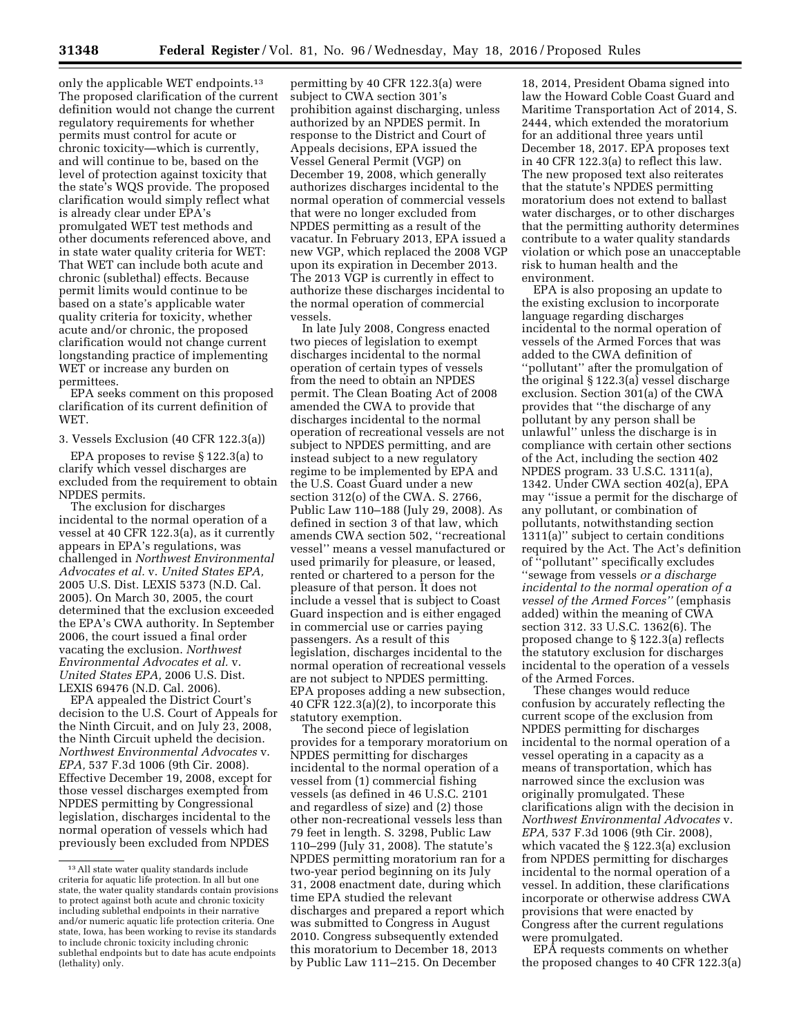only the applicable WET endpoints.[13] The proposed clarification of the current definition would not change the current regulatory requirements for whether permits must control for acute or chronic toxicity—which is currently, and will continue to be, based on the level of protection against toxicity that the state's WQS provide. The proposed clarification would simply reflect what is already clear under EPA's promulgated WET test methods and other documents referenced above, and in state water quality criteria for WET: That WET can include both acute and chronic (sublethal) effects. Because permit limits would continue to be based on a state's applicable water quality criteria for toxicity, whether acute and/or chronic, the proposed clarification would not change current longstanding practice of implementing WET or increase any burden on permittees.

EPA seeks comment on this proposed clarification of its current definition of WET.

3. Vessels Exclusion (40 CFR 122.3(a))

EPA proposes to revise § 122.3(a) to clarify which vessel discharges are excluded from the requirement to obtain NPDES permits.

The exclusion for discharges incidental to the normal operation of a vessel at 40 CFR 122.3(a), as it currently appears in EPA's regulations, was challenged in *Northwest Environmental Advocates et al.* v. *United States EPA,* 2005 U.S. Dist. LEXIS 5373 (N.D. Cal. 2005). On March 30, 2005, the court determined that the exclusion exceeded the EPA's CWA authority. In September 2006, the court issued a final order vacating the exclusion. *Northwest Environmental Advocates et al.* v. *United States EPA,* 2006 U.S. Dist. LEXIS 69476 (N.D. Cal. 2006).

EPA appealed the District Court's decision to the U.S. Court of Appeals for the Ninth Circuit, and on July 23, 2008, the Ninth Circuit upheld the decision. *Northwest Environmental Advocates* v. *EPA,* 537 F.3d 1006 (9th Cir. 2008). Effective December 19, 2008, except for those vessel discharges exempted from NPDES permitting by Congressional legislation, discharges incidental to the normal operation of vessels which had previously been excluded from NPDES permitting by 40 CFR 122.3(a) were subject to CWA section 301's prohibition against discharging, unless authorized by an NPDES permit. In response to the District and Court of Appeals decisions, EPA issued the Vessel General Permit (VGP) on December 19, 2008, which generally authorizes discharges incidental to the normal operation of commercial vessels that were no longer excluded from NPDES permitting as a result of the vacatur. In February 2013, EPA issued a new VGP, which replaced the 2008 VGP upon its expiration in December 2013. The 2013 VGP is currently in effect to authorize these discharges incidental to the normal operation of commercial vessels.

In late July 2008, Congress enacted two pieces of legislation to exempt discharges incidental to the normal operation of certain types of vessels from the need to obtain an NPDES permit. The Clean Boating Act of 2008 amended the CWA to provide that discharges incidental to the normal operation of recreational vessels are not subject to NPDES permitting, and are instead subject to a new regulatory regime to be implemented by EPA and the U.S. Coast Guard under a new section 312(o) of the CWA. S. 2766, Public Law 110–188 (July 29, 2008). As defined in section 3 of that law, which amends CWA section 502, ''recreational vessel'' means a vessel manufactured or used primarily for pleasure, or leased, rented or chartered to a person for the pleasure of that person. It does not include a vessel that is subject to Coast Guard inspection and is either engaged in commercial use or carries paying passengers. As a result of this legislation, discharges incidental to the normal operation of recreational vessels are not subject to NPDES permitting. EPA proposes adding a new subsection, 40 CFR 122.3(a)(2), to incorporate this statutory exemption.

The second piece of legislation provides for a temporary moratorium on NPDES permitting for discharges incidental to the normal operation of a vessel from (1) commercial fishing vessels (as defined in 46 U.S.C. 2101 and regardless of size) and (2) those other non-recreational vessels less than 79 feet in length. S. 3298, Public Law 110–299 (July 31, 2008). The statute's NPDES permitting moratorium ran for a two-year period beginning on its July 31, 2008 enactment date, during which time EPA studied the relevant discharges and prepared a report which was submitted to Congress in August 2010. Congress subsequently extended this moratorium to December 18, 2013 by Public Law 111–215. On December 18, 2014, President Obama signed into law the Howard Coble Coast Guard and Maritime Transportation Act of 2014, S. 2444, which extended the moratorium for an additional three years until December 18, 2017. EPA proposes text in 40 CFR 122.3(a) to reflect this law. The new proposed text also reiterates that the statute's NPDES permitting moratorium does not extend to ballast water discharges, or to other discharges that the permitting authority determines contribute to a water quality standards violation or which pose an unacceptable risk to human health and the environment.

EPA is also proposing an update to the existing exclusion to incorporate language regarding discharges incidental to the normal operation of vessels of the Armed Forces that was added to the CWA definition of ''pollutant'' after the promulgation of the original § 122.3(a) vessel discharge exclusion. Section 301(a) of the CWA provides that ''the discharge of any pollutant by any person shall be unlawful'' unless the discharge is in compliance with certain other sections of the Act, including the section 402 NPDES program. 33 U.S.C. 1311(a), 1342. Under CWA section 402(a), EPA may ''issue a permit for the discharge of any pollutant, or combination of pollutants, notwithstanding section 1311(a)'' subject to certain conditions required by the Act. The Act's definition of ''pollutant'' specifically excludes ''sewage from vessels *or a discharge incidental to the normal operation of a vessel of the Armed Forces''* (emphasis added) within the meaning of CWA section 312. 33 U.S.C. 1362(6). The proposed change to § 122.3(a) reflects the statutory exclusion for discharges incidental to the operation of a vessels of the Armed Forces.

These changes would reduce confusion by accurately reflecting the current scope of the exclusion from NPDES permitting for discharges incidental to the normal operation of a vessel operating in a capacity as a means of transportation, which has narrowed since the exclusion was originally promulgated. These clarifications align with the decision in *Northwest Environmental Advocates* v. *EPA,* 537 F.3d 1006 (9th Cir. 2008), which vacated the § 122.3(a) exclusion from NPDES permitting for discharges incidental to the normal operation of a vessel. In addition, these clarifications incorporate or otherwise address CWA provisions that were enacted by Congress after the current regulations were promulgated.

EPA requests comments on whether the proposed changes to 40 CFR 122.3(a)

---

[13] All state water quality standards include criteria for aquatic life protection. In all but one state, the water quality standards contain provisions to protect against both acute and chronic toxicity including sublethal endpoints in their narrative and/or numeric aquatic life protection criteria. One state, Iowa, has been working to revise its standards to include chronic toxicity including chronic sublethal endpoints but to date has acute endpoints (lethality) only.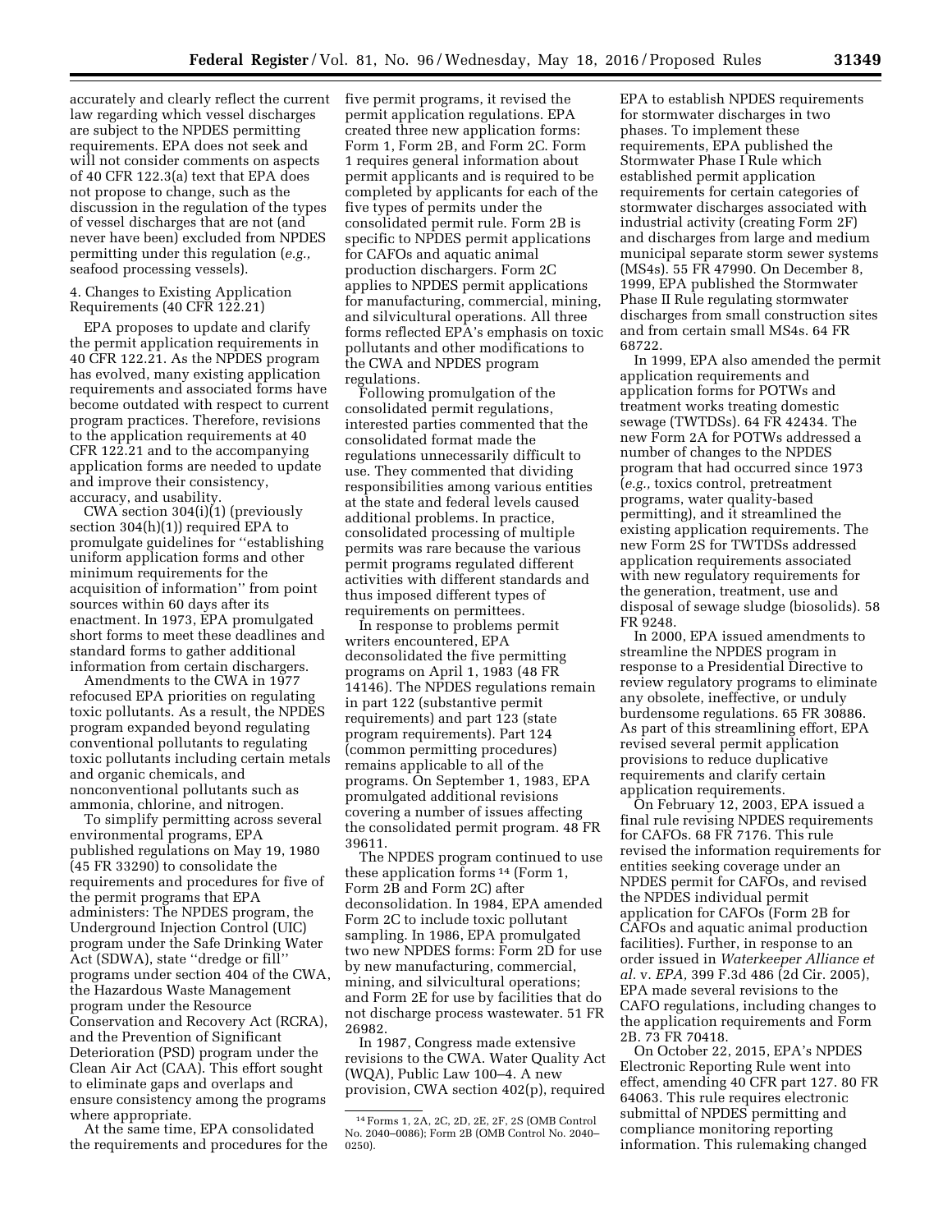accurately and clearly reflect the current law regarding which vessel discharges are subject to the NPDES permitting requirements. EPA does not seek and will not consider comments on aspects of 40 CFR 122.3(a) text that EPA does not propose to change, such as the discussion in the regulation of the types of vessel discharges that are not (and never have been) excluded from NPDES permitting under this regulation (*e.g.,* seafood processing vessels).

4. Changes to Existing Application Requirements (40 CFR 122.21)

EPA proposes to update and clarify the permit application requirements in 40 CFR 122.21. As the NPDES program has evolved, many existing application requirements and associated forms have become outdated with respect to current program practices. Therefore, revisions to the application requirements at 40 CFR 122.21 and to the accompanying application forms are needed to update and improve their consistency, accuracy, and usability.

CWA section 304(i)(1) (previously section 304(h)(1)) required EPA to promulgate guidelines for ''establishing uniform application forms and other minimum requirements for the acquisition of information'' from point sources within 60 days after its enactment. In 1973, EPA promulgated short forms to meet these deadlines and standard forms to gather additional information from certain dischargers.

Amendments to the CWA in 1977 refocused EPA priorities on regulating toxic pollutants. As a result, the NPDES program expanded beyond regulating conventional pollutants to regulating toxic pollutants including certain metals and organic chemicals, and nonconventional pollutants such as ammonia, chlorine, and nitrogen.

To simplify permitting across several environmental programs, EPA published regulations on May 19, 1980 (45 FR 33290) to consolidate the requirements and procedures for five of the permit programs that EPA administers: The NPDES program, the Underground Injection Control (UIC) program under the Safe Drinking Water Act (SDWA), state ''dredge or fill'' programs under section 404 of the CWA, the Hazardous Waste Management program under the Resource Conservation and Recovery Act (RCRA), and the Prevention of Significant Deterioration (PSD) program under the Clean Air Act (CAA). This effort sought to eliminate gaps and overlaps and ensure consistency among the programs where appropriate.

At the same time, EPA consolidated the requirements and procedures for the five permit programs, it revised the permit application regulations. EPA created three new application forms: Form 1, Form 2B, and Form 2C. Form 1 requires general information about permit applicants and is required to be completed by applicants for each of the five types of permits under the consolidated permit rule. Form 2B is specific to NPDES permit applications for CAFOs and aquatic animal production dischargers. Form 2C applies to NPDES permit applications for manufacturing, commercial, mining, and silvicultural operations. All three forms reflected EPA's emphasis on toxic pollutants and other modifications to the CWA and NPDES program regulations.

Following promulgation of the consolidated permit regulations, interested parties commented that the consolidated format made the regulations unnecessarily difficult to use. They commented that dividing responsibilities among various entities at the state and federal levels caused additional problems. In practice, consolidated processing of multiple permits was rare because the various permit programs regulated different activities with different standards and thus imposed different types of requirements on permittees.

In response to problems permit writers encountered, EPA deconsolidated the five permitting programs on April 1, 1983 (48 FR 14146). The NPDES regulations remain in part 122 (substantive permit requirements) and part 123 (state program requirements). Part 124 (common permitting procedures) remains applicable to all of the programs. On September 1, 1983, EPA promulgated additional revisions covering a number of issues affecting the consolidated permit program. 48 FR 39611.

The NPDES program continued to use these application forms[14] (Form 1, Form 2B and Form 2C) after deconsolidation. In 1984, EPA amended Form 2C to include toxic pollutant sampling. In 1986, EPA promulgated two new NPDES forms: Form 2D for use by new manufacturing, commercial, mining, and silvicultural operations; and Form 2E for use by facilities that do not discharge process wastewater. 51 FR 26982.

In 1987, Congress made extensive revisions to the CWA. Water Quality Act (WQA), Public Law 100–4. A new provision, CWA section 402(p), required EPA to establish NPDES requirements for stormwater discharges in two phases. To implement these requirements, EPA published the Stormwater Phase I Rule which established permit application requirements for certain categories of stormwater discharges associated with industrial activity (creating Form 2F) and discharges from large and medium municipal separate storm sewer systems (MS4s). 55 FR 47990. On December 8, 1999, EPA published the Stormwater Phase II Rule regulating stormwater discharges from small construction sites and from certain small MS4s. 64 FR 68722.

In 1999, EPA also amended the permit application requirements and application forms for POTWs and treatment works treating domestic sewage (TWTDSs). 64 FR 42434. The new Form 2A for POTWs addressed a number of changes to the NPDES program that had occurred since 1973 (*e.g.,* toxics control, pretreatment programs, water quality-based permitting), and it streamlined the existing application requirements. The new Form 2S for TWTDSs addressed application requirements associated with new regulatory requirements for the generation, treatment, use and disposal of sewage sludge (biosolids). 58 FR 9248.

In 2000, EPA issued amendments to streamline the NPDES program in response to a Presidential Directive to review regulatory programs to eliminate any obsolete, ineffective, or unduly burdensome regulations. 65 FR 30886. As part of this streamlining effort, EPA revised several permit application provisions to reduce duplicative requirements and clarify certain application requirements.

On February 12, 2003, EPA issued a final rule revising NPDES requirements for CAFOs. 68 FR 7176. This rule revised the information requirements for entities seeking coverage under an NPDES permit for CAFOs, and revised the NPDES individual permit application for CAFOs (Form 2B for CAFOs and aquatic animal production facilities). Further, in response to an order issued in *Waterkeeper Alliance et al.* v. *EPA,* 399 F.3d 486 (2d Cir. 2005), EPA made several revisions to the CAFO regulations, including changes to the application requirements and Form 2B. 73 FR 70418.

On October 22, 2015, EPA's NPDES Electronic Reporting Rule went into effect, amending 40 CFR part 127. 80 FR 64063. This rule requires electronic submittal of NPDES permitting and compliance monitoring reporting information. This rulemaking changed

[14] Forms 1, 2A, 2C, 2D, 2E, 2F, 2S (OMB Control No. 2040–0086); Form 2B (OMB Control No. 2040–0250).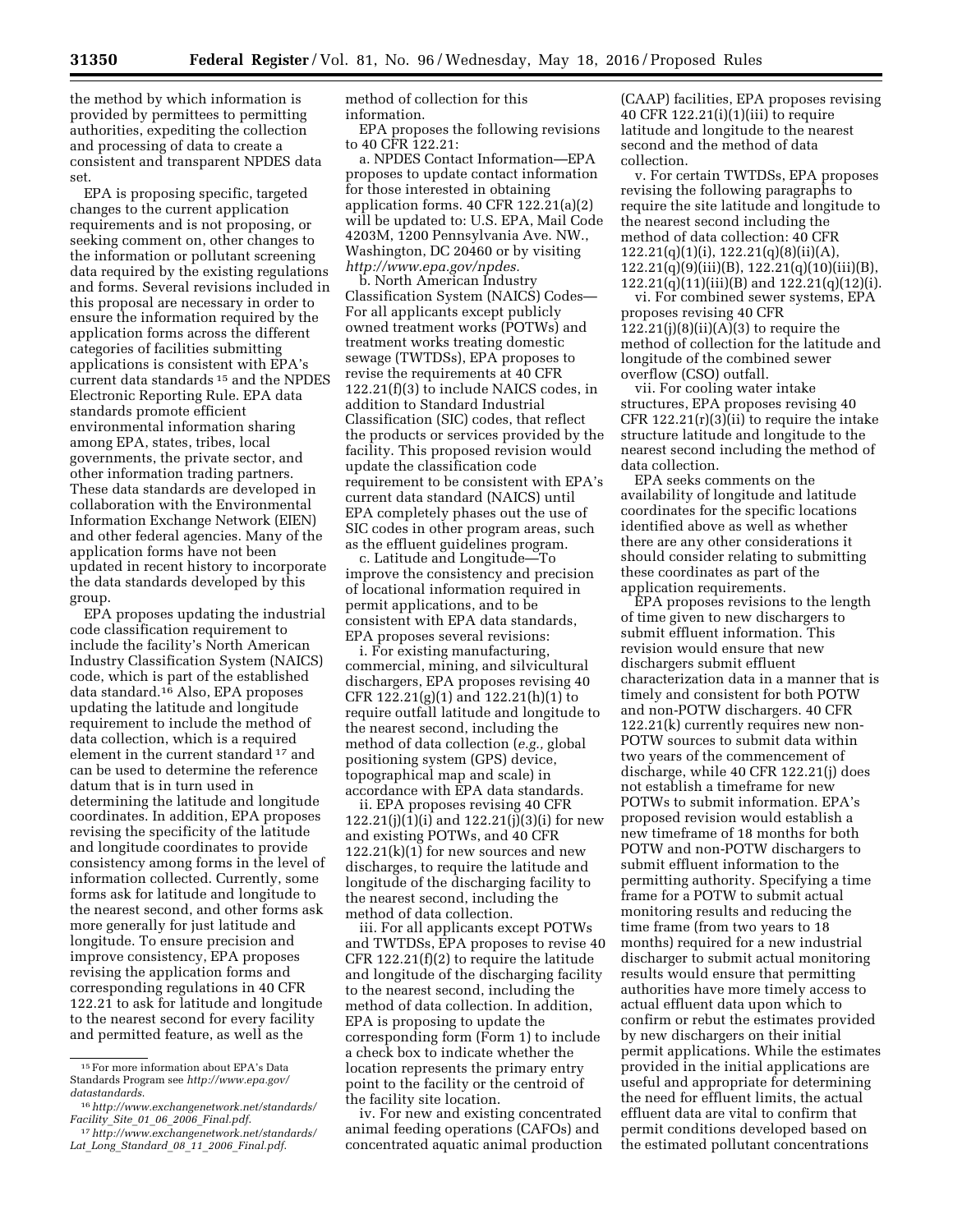the method by which information is provided by permittees to permitting authorities, expediting the collection and processing of data to create a consistent and transparent NPDES data set.

EPA is proposing specific, targeted changes to the current application requirements and is not proposing, or seeking comment on, other changes to the information or pollutant screening data required by the existing regulations and forms. Several revisions included in this proposal are necessary in order to ensure the information required by the application forms across the different categories of facilities submitting applications is consistent with EPA's current data standards [15] and the NPDES Electronic Reporting Rule. EPA data standards promote efficient environmental information sharing among EPA, states, tribes, local governments, the private sector, and other information trading partners. These data standards are developed in collaboration with the Environmental Information Exchange Network (EIEN) and other federal agencies. Many of the application forms have not been updated in recent history to incorporate the data standards developed by this group.

EPA proposes updating the industrial code classification requirement to include the facility's North American Industry Classification System (NAICS) code, which is part of the established data standard.[16] Also, EPA proposes updating the latitude and longitude requirement to include the method of data collection, which is a required element in the current standard [17] and can be used to determine the reference datum that is in turn used in determining the latitude and longitude coordinates. In addition, EPA proposes revising the specificity of the latitude and longitude coordinates to provide consistency among forms in the level of information collected. Currently, some forms ask for latitude and longitude to the nearest second, and other forms ask more generally for just latitude and longitude. To ensure precision and improve consistency, EPA proposes revising the application forms and corresponding regulations in 40 CFR 122.21 to ask for latitude and longitude to the nearest second for every facility and permitted feature, as well as the method of collection for this information.

EPA proposes the following revisions to 40 CFR 122.21:

a. NPDES Contact Information—EPA proposes to update contact information for those interested in obtaining application forms. 40 CFR 122.21(a)(2) will be updated to: U.S. EPA, Mail Code 4203M, 1200 Pennsylvania Ave. NW., Washington, DC 20460 or by visiting *http://www.epa.gov/npdes.*

b. North American Industry Classification System (NAICS) Codes—For all applicants except publicly owned treatment works (POTWs) and treatment works treating domestic sewage (TWTDSs), EPA proposes to revise the requirements at 40 CFR 122.21(f)(3) to include NAICS codes, in addition to Standard Industrial Classification (SIC) codes, that reflect the products or services provided by the facility. This proposed revision would update the classification code requirement to be consistent with EPA's current data standard (NAICS) until EPA completely phases out the use of SIC codes in other program areas, such as the effluent guidelines program.

c. Latitude and Longitude—To improve the consistency and precision of locational information required in permit applications, and to be consistent with EPA data standards, EPA proposes several revisions:

i. For existing manufacturing, commercial, mining, and silvicultural dischargers, EPA proposes revising 40 CFR 122.21(g)(1) and 122.21(h)(1) to require outfall latitude and longitude to the nearest second, including the method of data collection (*e.g.,* global positioning system (GPS) device, topographical map and scale) in accordance with EPA data standards.

ii. EPA proposes revising 40 CFR 122.21(j)(1)(i) and 122.21(j)(3)(i) for new and existing POTWs, and 40 CFR 122.21(k)(1) for new sources and new discharges, to require the latitude and longitude of the discharging facility to the nearest second, including the method of data collection.

iii. For all applicants except POTWs and TWTDSs, EPA proposes to revise 40 CFR 122.21(f)(2) to require the latitude and longitude of the discharging facility to the nearest second, including the method of data collection. In addition, EPA is proposing to update the corresponding form (Form 1) to include a check box to indicate whether the location represents the primary entry point to the facility or the centroid of the facility site location.

iv. For new and existing concentrated animal feeding operations (CAFOs) and concentrated aquatic animal production (CAAP) facilities, EPA proposes revising 40 CFR 122.21(i)(1)(iii) to require latitude and longitude to the nearest second and the method of data collection.

v. For certain TWTDSs, EPA proposes revising the following paragraphs to require the site latitude and longitude to the nearest second including the method of data collection: 40 CFR 122.21(q)(1)(i), 122.21(q)(8)(ii)(A), 122.21(q)(9)(iii)(B), 122.21(q)(10)(iii)(B), 122.21(q)(11)(iii)(B) and 122.21(q)(12)(i).

vi. For combined sewer systems, EPA proposes revising 40 CFR 122.21(j)(8)(ii)(A)(3) to require the method of collection for the latitude and longitude of the combined sewer overflow (CSO) outfall.

vii. For cooling water intake structures, EPA proposes revising 40 CFR 122.21(r)(3)(ii) to require the intake structure latitude and longitude to the nearest second including the method of data collection.

EPA seeks comments on the availability of longitude and latitude coordinates for the specific locations identified above as well as whether there are any other considerations it should consider relating to submitting these coordinates as part of the application requirements.

EPA proposes revisions to the length of time given to new dischargers to submit effluent information. This revision would ensure that new dischargers submit effluent characterization data in a manner that is timely and consistent for both POTW and non-POTW dischargers. 40 CFR 122.21(k) currently requires new non-POTW sources to submit data within two years of the commencement of discharge, while 40 CFR 122.21(j) does not establish a timeframe for new POTWs to submit information. EPA's proposed revision would establish a new timeframe of 18 months for both POTW and non-POTW dischargers to submit effluent information to the permitting authority. Specifying a time frame for a POTW to submit actual monitoring results and reducing the time frame (from two years to 18 months) required for a new industrial discharger to submit actual monitoring results would ensure that permitting authorities have more timely access to actual effluent data upon which to confirm or rebut the estimates provided by new dischargers on their initial permit applications. While the estimates provided in the initial applications are useful and appropriate for determining the need for effluent limits, the actual effluent data are vital to confirm that permit conditions developed based on the estimated pollutant concentrations

[15] For more information about EPA's Data Standards Program see *http://www.epa.gov/datastandards.*

[16] *http://www.exchangenetwork.net/standards/Facility_Site_01_06_2006_Final.pdf.*

[17] *http://www.exchangenetwork.net/standards/Lat_Long_Standard_08_11_2006_Final.pdf.*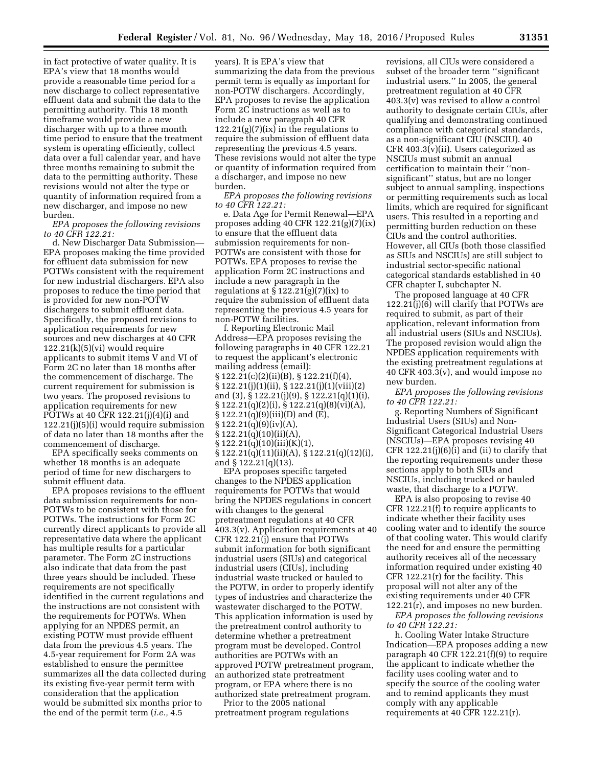in fact protective of water quality. It is EPA's view that 18 months would provide a reasonable time period for a new discharge to collect representative effluent data and submit the data to the permitting authority. This 18 month timeframe would provide a new discharger with up to a three month time period to ensure that the treatment system is operating efficiently, collect data over a full calendar year, and have three months remaining to submit the data to the permitting authority. These revisions would not alter the type or quantity of information required from a new discharger, and impose no new burden.

*EPA proposes the following revisions to 40 CFR 122.21:*

d. New Discharger Data Submission—EPA proposes making the time provided for effluent data submission for new POTWs consistent with the requirement for new industrial dischargers. EPA also proposes to reduce the time period that is provided for new non-POTW dischargers to submit effluent data. Specifically, the proposed revisions to application requirements for new sources and new discharges at 40 CFR 122.21(k)(5)(vi) would require applicants to submit items V and VI of Form 2C no later than 18 months after the commencement of discharge. The current requirement for submission is two years. The proposed revisions to application requirements for new POTWs at 40 CFR 122.21(j)(4)(i) and 122.21(j)(5)(i) would require submission of data no later than 18 months after the commencement of discharge.

EPA specifically seeks comments on whether 18 months is an adequate period of time for new dischargers to submit effluent data.

EPA proposes revisions to the effluent data submission requirements for non-POTWs to be consistent with those for POTWs. The instructions for Form 2C currently direct applicants to provide all representative data where the applicant has multiple results for a particular parameter. The Form 2C instructions also indicate that data from the past three years should be included. These requirements are not specifically identified in the current regulations and the instructions are not consistent with the requirements for POTWs. When applying for an NPDES permit, an existing POTW must provide effluent data from the previous 4.5 years. The 4.5-year requirement for Form 2A was established to ensure the permittee summarizes all the data collected during its existing five-year permit term with consideration that the application would be submitted six months prior to the end of the permit term (*i.e.,* 4.5 years). It is EPA's view that summarizing the data from the previous permit term is equally as important for non-POTW dischargers. Accordingly, EPA proposes to revise the application Form 2C instructions as well as to include a new paragraph 40 CFR 122.21(g)(7)(ix) in the regulations to require the submission of effluent data representing the previous 4.5 years. These revisions would not alter the type or quantity of information required from a discharger, and impose no new burden.

*EPA proposes the following revisions to 40 CFR 122.21:*

e. Data Age for Permit Renewal—EPA proposes adding 40 CFR 122.21(g)(7)(ix) to ensure that the effluent data submission requirements for non-POTWs are consistent with those for POTWs. EPA proposes to revise the application Form 2C instructions and include a new paragraph in the regulations at § 122.21(g)(7)(ix) to require the submission of effluent data representing the previous 4.5 years for non-POTW facilities.

f. Reporting Electronic Mail Address—EPA proposes revising the following paragraphs in 40 CFR 122.21 to request the applicant's electronic mailing address (email): § 122.21(c)(2)(ii)(B), § 122.21(f)(4), § 122.21(j)(1)(ii), § 122.21(j)(1)(viii)(2) and (3), § 122.21(j)(9), § 122.21(q)(1)(i), § 122.21(q)(2)(i), § 122.21(q)(8)(vi)(A), § 122.21(q)(9)(iii)(D) and (E), § 122.21(q)(9)(iv)(A), § 122.21(q)(10)(ii)(A), § 122.21(q)(10)(iii)(K)(1), § 122.21(q)(11)(ii)(A), § 122.21(q)(12)(i), and § 122.21(q)(13).

EPA proposes specific targeted changes to the NPDES application requirements for POTWs that would bring the NPDES regulations in concert with changes to the general pretreatment regulations at 40 CFR 403.3(v). Application requirements at 40 CFR 122.21(j) ensure that POTWs submit information for both significant industrial users (SIUs) and categorical industrial users (CIUs), including industrial waste trucked or hauled to the POTW, in order to properly identify types of industries and characterize the wastewater discharged to the POTW. This application information is used by the pretreatment control authority to determine whether a pretreatment program must be developed. Control authorities are POTWs with an approved POTW pretreatment program, an authorized state pretreatment program, or EPA where there is no authorized state pretreatment program.

Prior to the 2005 national pretreatment program regulations revisions, all CIUs were considered a subset of the broader term "significant industrial users." In 2005, the general pretreatment regulation at 40 CFR 403.3(v) was revised to allow a control authority to designate certain CIUs, after qualifying and demonstrating continued compliance with categorical standards, as a non-significant CIU (NSCIU). 40 CFR 403.3(v)(ii). Users categorized as NSCIUs must submit an annual certification to maintain their "non-significant" status, but are no longer subject to annual sampling, inspections or permitting requirements such as local limits, which are required for significant users. This resulted in a reporting and permitting burden reduction on these CIUs and the control authorities. However, all CIUs (both those classified as SIUs and NSCIUs) are still subject to industrial sector-specific national categorical standards established in 40 CFR chapter I, subchapter N.

The proposed language at 40 CFR 122.21(j)(6) will clarify that POTWs are required to submit, as part of their application, relevant information from all industrial users (SIUs and NSCIUs). The proposed revision would align the NPDES application requirements with the existing pretreatment regulations at 40 CFR 403.3(v), and would impose no new burden.

*EPA proposes the following revisions to 40 CFR 122.21:*

g. Reporting Numbers of Significant Industrial Users (SIUs) and Non-Significant Categorical Industrial Users (NSCIUs)—EPA proposes revising 40 CFR 122.21(j)(6)(i) and (ii) to clarify that the reporting requirements under these sections apply to both SIUs and NSCIUs, including trucked or hauled waste, that discharge to a POTW.

EPA is also proposing to revise 40 CFR 122.21(f) to require applicants to indicate whether their facility uses cooling water and to identify the source of that cooling water. This would clarify the need for and ensure the permitting authority receives all of the necessary information required under existing 40 CFR 122.21(r) for the facility. This proposal will not alter any of the existing requirements under 40 CFR 122.21(r), and imposes no new burden.

*EPA proposes the following revisions to 40 CFR 122.21:*

h. Cooling Water Intake Structure Indication—EPA proposes adding a new paragraph 40 CFR 122.21(f)(9) to require the applicant to indicate whether the facility uses cooling water and to specify the source of the cooling water and to remind applicants they must comply with any applicable requirements at 40 CFR 122.21(r).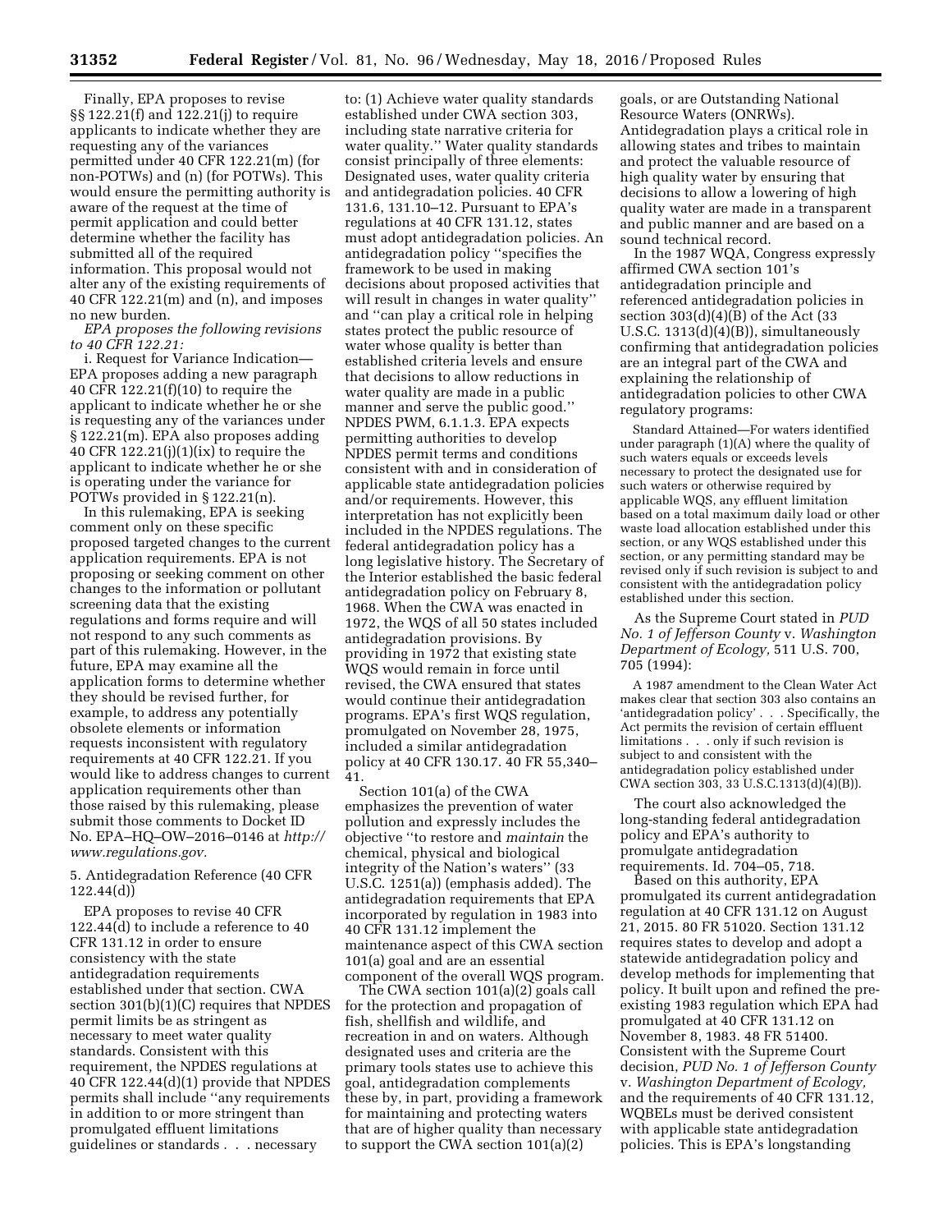Finally, EPA proposes to revise §§ 122.21(f) and 122.21(j) to require applicants to indicate whether they are requesting any of the variances permitted under 40 CFR 122.21(m) (for non-POTWs) and (n) (for POTWs). This would ensure the permitting authority is aware of the request at the time of permit application and could better determine whether the facility has submitted all of the required information. This proposal would not alter any of the existing requirements of 40 CFR 122.21(m) and (n), and imposes no new burden.

*EPA proposes the following revisions to 40 CFR 122.21:*

i. Request for Variance Indication—EPA proposes adding a new paragraph 40 CFR 122.21(f)(10) to require the applicant to indicate whether he or she is requesting any of the variances under § 122.21(m). EPA also proposes adding 40 CFR 122.21(j)(1)(ix) to require the applicant to indicate whether he or she is operating under the variance for POTWs provided in § 122.21(n).

In this rulemaking, EPA is seeking comment only on these specific proposed targeted changes to the current application requirements. EPA is not proposing or seeking comment on other changes to the information or pollutant screening data that the existing regulations and forms require and will not respond to any such comments as part of this rulemaking. However, in the future, EPA may examine all the application forms to determine whether they should be revised further, for example, to address any potentially obsolete elements or information requests inconsistent with regulatory requirements at 40 CFR 122.21. If you would like to address changes to current application requirements other than those raised by this rulemaking, please submit those comments to Docket ID No. EPA–HQ–OW–2016–0146 at *http://www.regulations.gov.*

5. Antidegradation Reference (40 CFR 122.44(d))

EPA proposes to revise 40 CFR 122.44(d) to include a reference to 40 CFR 131.12 in order to ensure consistency with the state antidegradation requirements established under that section. CWA section 301(b)(1)(C) requires that NPDES permit limits be as stringent as necessary to meet water quality standards. Consistent with this requirement, the NPDES regulations at 40 CFR 122.44(d)(1) provide that NPDES permits shall include ''any requirements in addition to or more stringent than promulgated effluent limitations guidelines or standards . . . necessary to: (1) Achieve water quality standards established under CWA section 303, including state narrative criteria for water quality.'' Water quality standards consist principally of three elements: Designated uses, water quality criteria and antidegradation policies. 40 CFR 131.6, 131.10–12. Pursuant to EPA's regulations at 40 CFR 131.12, states must adopt antidegradation policies. An antidegradation policy ''specifies the framework to be used in making decisions about proposed activities that will result in changes in water quality'' and ''can play a critical role in helping states protect the public resource of water whose quality is better than established criteria levels and ensure that decisions to allow reductions in water quality are made in a public manner and serve the public good.'' NPDES PWM, 6.1.1.3. EPA expects permitting authorities to develop NPDES permit terms and conditions consistent with and in consideration of applicable state antidegradation policies and/or requirements. However, this interpretation has not explicitly been included in the NPDES regulations. The federal antidegradation policy has a long legislative history. The Secretary of the Interior established the basic federal antidegradation policy on February 8, 1968. When the CWA was enacted in 1972, the WQS of all 50 states included antidegradation provisions. By providing in 1972 that existing state WQS would remain in force until revised, the CWA ensured that states would continue their antidegradation programs. EPA's first WQS regulation, promulgated on November 28, 1975, included a similar antidegradation policy at 40 CFR 130.17. 40 FR 55,340–41.

Section 101(a) of the CWA emphasizes the prevention of water pollution and expressly includes the objective ''to restore and *maintain* the chemical, physical and biological integrity of the Nation's waters'' (33 U.S.C. 1251(a)) (emphasis added). The antidegradation requirements that EPA incorporated by regulation in 1983 into 40 CFR 131.12 implement the maintenance aspect of this CWA section 101(a) goal and are an essential component of the overall WQS program.

The CWA section 101(a)(2) goals call for the protection and propagation of fish, shellfish and wildlife, and recreation in and on waters. Although designated uses and criteria are the primary tools states use to achieve this goal, antidegradation complements these by, in part, providing a framework for maintaining and protecting waters that are of higher quality than necessary to support the CWA section 101(a)(2) goals, or are Outstanding National Resource Waters (ONRWs). Antidegradation plays a critical role in allowing states and tribes to maintain and protect the valuable resource of high quality water by ensuring that decisions to allow a lowering of high quality water are made in a transparent and public manner and are based on a sound technical record.

In the 1987 WQA, Congress expressly affirmed CWA section 101's antidegradation principle and referenced antidegradation policies in section 303(d)(4)(B) of the Act (33 U.S.C. 1313(d)(4)(B)), simultaneously confirming that antidegradation policies are an integral part of the CWA and explaining the relationship of antidegradation policies to other CWA regulatory programs:

> Standard Attained—For waters identified under paragraph (1)(A) where the quality of such waters equals or exceeds levels necessary to protect the designated use for such waters or otherwise required by applicable WQS, any effluent limitation based on a total maximum daily load or other waste load allocation established under this section, or any WQS established under this section, or any permitting standard may be revised only if such revision is subject to and consistent with the antidegradation policy established under this section.

As the Supreme Court stated in *PUD No. 1 of Jefferson County* v. *Washington Department of Ecology,* 511 U.S. 700, 705 (1994):

> A 1987 amendment to the Clean Water Act makes clear that section 303 also contains an 'antidegradation policy' . . . Specifically, the Act permits the revision of certain effluent limitations . . . only if such revision is subject to and consistent with the antidegradation policy established under CWA section 303, 33 U.S.C.1313(d)(4)(B)).

The court also acknowledged the long-standing federal antidegradation policy and EPA's authority to promulgate antidegradation requirements. Id. 704–05, 718.

Based on this authority, EPA promulgated its current antidegradation regulation at 40 CFR 131.12 on August 21, 2015. 80 FR 51020. Section 131.12 requires states to develop and adopt a statewide antidegradation policy and develop methods for implementing that policy. It built upon and refined the pre-existing 1983 regulation which EPA had promulgated at 40 CFR 131.12 on November 8, 1983. 48 FR 51400. Consistent with the Supreme Court decision, *PUD No. 1 of Jefferson County* v. *Washington Department of Ecology,* and the requirements of 40 CFR 131.12, WQBELs must be derived consistent with applicable state antidegradation policies. This is EPA's longstanding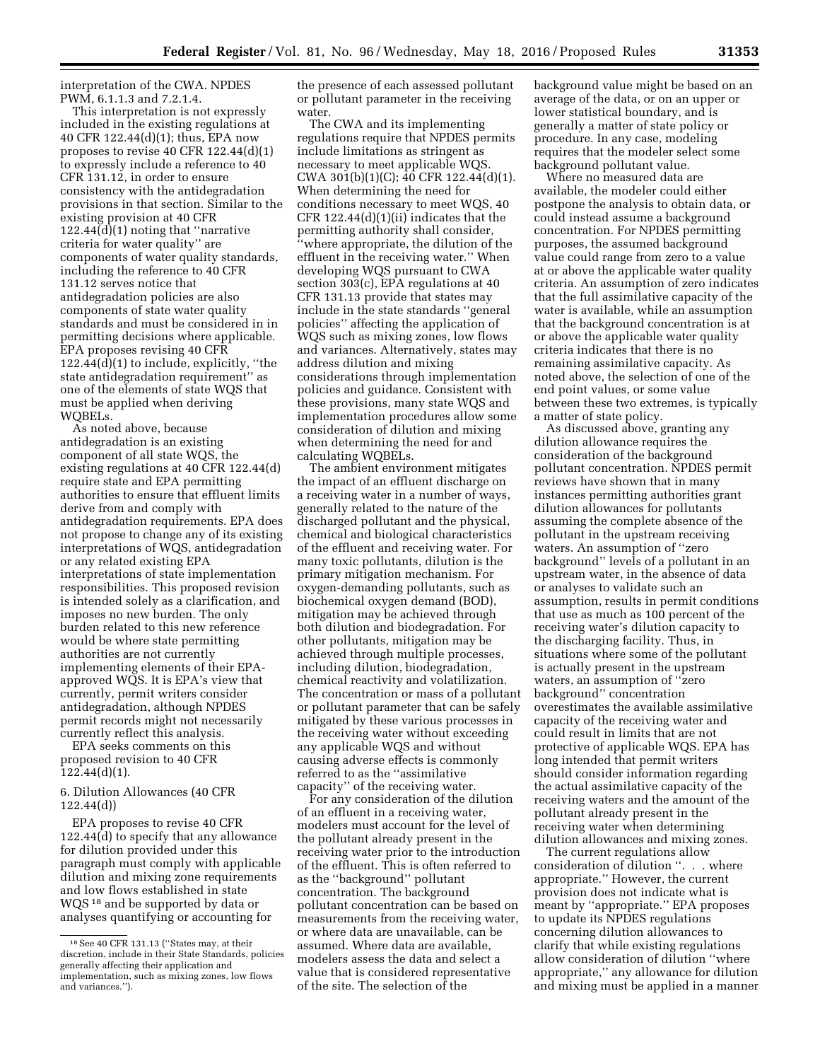interpretation of the CWA. NPDES PWM, 6.1.1.3 and 7.2.1.4.

This interpretation is not expressly included in the existing regulations at 40 CFR 122.44(d)(1); thus, EPA now proposes to revise 40 CFR 122.44(d)(1) to expressly include a reference to 40 CFR 131.12, in order to ensure consistency with the antidegradation provisions in that section. Similar to the existing provision at 40 CFR 122.44(d)(1) noting that ''narrative criteria for water quality'' are components of water quality standards, including the reference to 40 CFR 131.12 serves notice that antidegradation policies are also components of state water quality standards and must be considered in permitting decisions where applicable. EPA proposes revising 40 CFR 122.44(d)(1) to include, explicitly, ''the state antidegradation requirement'' as one of the elements of state WQS that must be applied when deriving WQBELs.

As noted above, because antidegradation is an existing component of all state WQS, the existing regulations at 40 CFR 122.44(d) require state and EPA permitting authorities to ensure that effluent limits derive from and comply with antidegradation requirements. EPA does not propose to change any of its existing interpretations of WQS, antidegradation or any related existing EPA interpretations of state implementation responsibilities. This proposed revision is intended solely as a clarification, and imposes no new burden. The only burden related to this new reference would be where state permitting authorities are not currently implementing elements of their EPA-approved WQS. It is EPA's view that currently, permit writers consider antidegradation, although NPDES permit records might not necessarily currently reflect this analysis.

EPA seeks comments on this proposed revision to 40 CFR 122.44(d)(1).

### 6. Dilution Allowances (40 CFR 122.44(d))

EPA proposes to revise 40 CFR 122.44(d) to specify that any allowance for dilution provided under this paragraph must comply with applicable dilution and mixing zone requirements and low flows established in state WQS [18] and be supported by data or analyses quantifying or accounting for the presence of each assessed pollutant or pollutant parameter in the receiving water.

The CWA and its implementing regulations require that NPDES permits include limitations as stringent as necessary to meet applicable WQS. CWA 301(b)(1)(C); 40 CFR 122.44(d)(1). When determining the need for conditions necessary to meet WQS, 40 CFR 122.44(d)(1)(ii) indicates that the permitting authority shall consider, ''where appropriate, the dilution of the effluent in the receiving water.'' When developing WQS pursuant to CWA section 303(c), EPA regulations at 40 CFR 131.13 provide that states may include in the state standards ''general policies'' affecting the application of WQS such as mixing zones, low flows and variances. Alternatively, states may address dilution and mixing considerations through implementation policies and guidance. Consistent with these provisions, many state WQS and implementation procedures allow some consideration of dilution and mixing when determining the need for and calculating WQBELs.

The ambient environment mitigates the impact of an effluent discharge on a receiving water in a number of ways, generally related to the nature of the discharged pollutant and the physical, chemical and biological characteristics of the effluent and receiving water. For many toxic pollutants, dilution is the primary mitigation mechanism. For oxygen-demanding pollutants, such as biochemical oxygen demand (BOD), mitigation may be achieved through both dilution and biodegradation. For other pollutants, mitigation may be achieved through multiple processes, including dilution, biodegradation, chemical reactivity and volatilization. The concentration or mass of a pollutant or pollutant parameter that can be safely mitigated by these various processes in the receiving water without exceeding any applicable WQS and without causing adverse effects is commonly referred to as the ''assimilative capacity'' of the receiving water.

For any consideration of the dilution of an effluent in a receiving water, modelers must account for the level of the pollutant already present in the receiving water prior to the introduction of the effluent. This is often referred to as the ''background'' pollutant concentration. The background pollutant concentration can be based on measurements from the receiving water, or where data are unavailable, can be assumed. Where data are available, modelers assess the data and select a value that is considered representative of the site. The selection of the background value might be based on an average of the data, or on an upper or lower statistical boundary, and is generally a matter of state policy or procedure. In any case, modeling requires that the modeler select some background pollutant value.

Where no measured data are available, the modeler could either postpone the analysis to obtain data, or could instead assume a background concentration. For NPDES permitting purposes, the assumed background value could range from zero to a value at or above the applicable water quality criteria. An assumption of zero indicates that the full assimilative capacity of the water is available, while an assumption that the background concentration is at or above the applicable water quality criteria indicates that there is no remaining assimilative capacity. As noted above, the selection of one of the end point values, or some value between these two extremes, is typically a matter of state policy.

As discussed above, granting any dilution allowance requires the consideration of the background pollutant concentration. NPDES permit reviews have shown that in many instances permitting authorities grant dilution allowances for pollutants assuming the complete absence of the pollutant in the upstream receiving waters. An assumption of ''zero background'' levels of a pollutant in an upstream water, in the absence of data or analyses to validate such an assumption, results in permit conditions that use as much as 100 percent of the receiving water's dilution capacity to the discharging facility. Thus, in situations where some of the pollutant is actually present in the upstream waters, an assumption of ''zero background'' concentration overestimates the available assimilative capacity of the receiving water and could result in limits that are not protective of applicable WQS. EPA has long intended that permit writers should consider information regarding the actual assimilative capacity of the receiving waters and the amount of the pollutant already present in the receiving water when determining dilution allowances and mixing zones.

The current regulations allow consideration of dilution ''. . . where appropriate.'' However, the current provision does not indicate what is meant by ''appropriate.'' EPA proposes to update its NPDES regulations concerning dilution allowances to clarify that while existing regulations allow consideration of dilution ''where appropriate,'' any allowance for dilution and mixing must be applied in a manner

[18] See 40 CFR 131.13 (''States may, at their discretion, include in their State Standards, policies generally affecting their application and implementation, such as mixing zones, low flows and variances.'').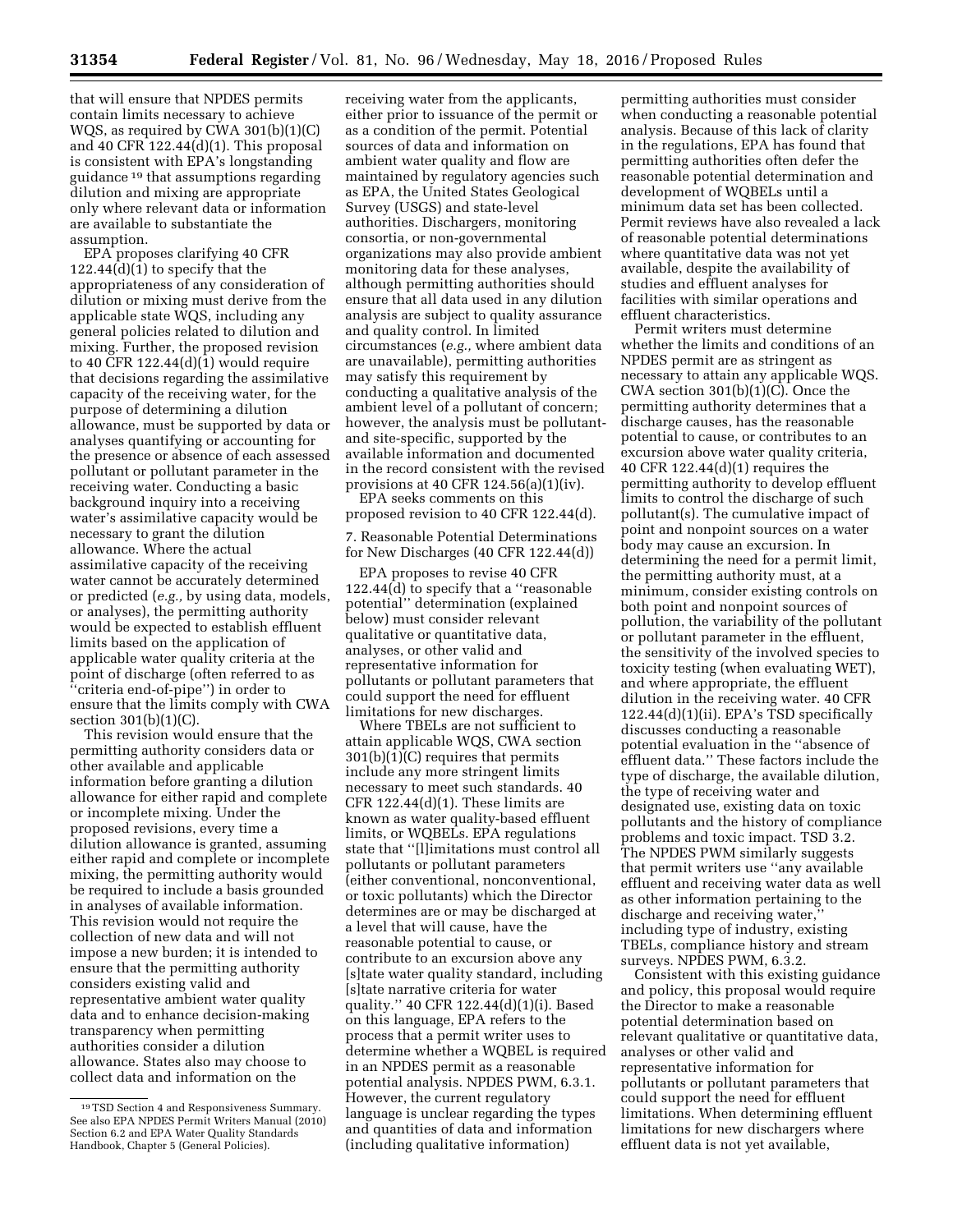that will ensure that NPDES permits contain limits necessary to achieve WQS, as required by CWA 301(b)(1)(C) and 40 CFR 122.44(d)(1). This proposal is consistent with EPA's longstanding guidance [19] that assumptions regarding dilution and mixing are appropriate only where relevant data or information are available to substantiate the assumption.

EPA proposes clarifying 40 CFR 122.44(d)(1) to specify that the appropriateness of any consideration of dilution or mixing must derive from the applicable state WQS, including any general policies related to dilution and mixing. Further, the proposed revision to 40 CFR 122.44(d)(1) would require that decisions regarding the assimilative capacity of the receiving water, for the purpose of determining a dilution allowance, must be supported by data or analyses quantifying or accounting for the presence or absence of each assessed pollutant or pollutant parameter in the receiving water. Conducting a basic background inquiry into a receiving water's assimilative capacity would be necessary to grant the dilution allowance. Where the actual assimilative capacity of the receiving water cannot be accurately determined or predicted (*e.g.,* by using data, models, or analyses), the permitting authority would be expected to establish effluent limits based on the application of applicable water quality criteria at the point of discharge (often referred to as ''criteria end-of-pipe'') in order to ensure that the limits comply with CWA section 301(b)(1)(C).

This revision would ensure that the permitting authority considers data or other available and applicable information before granting a dilution allowance for either rapid and complete or incomplete mixing. Under the proposed revisions, every time a dilution allowance is granted, assuming either rapid and complete or incomplete mixing, the permitting authority would be required to include a basis grounded in analyses of available information. This revision would not require the collection of new data and will not impose a new burden; it is intended to ensure that the permitting authority considers existing valid and representative ambient water quality data and to enhance decision-making transparency when permitting authorities consider a dilution allowance. States also may choose to collect data and information on the receiving water from the applicants, either prior to issuance of the permit or as a condition of the permit. Potential sources of data and information on ambient water quality and flow are maintained by regulatory agencies such as EPA, the United States Geological Survey (USGS) and state-level authorities. Dischargers, monitoring consortia, or non-governmental organizations may also provide ambient monitoring data for these analyses, although permitting authorities should ensure that all data used in any dilution analysis are subject to quality assurance and quality control. In limited circumstances (*e.g.,* where ambient data are unavailable), permitting authorities may satisfy this requirement by conducting a qualitative analysis of the ambient level of a pollutant of concern; however, the analysis must be pollutant- and site-specific, supported by the available information and documented in the record consistent with the revised provisions at 40 CFR 124.56(a)(1)(iv).

EPA seeks comments on this proposed revision to 40 CFR 122.44(d).

### 7. Reasonable Potential Determinations for New Discharges (40 CFR 122.44(d))

EPA proposes to revise 40 CFR 122.44(d) to specify that a ''reasonable potential'' determination (explained below) must consider relevant qualitative or quantitative data, analyses, or other valid and representative information for pollutants or pollutant parameters that could support the need for effluent limitations for new discharges.

Where TBELs are not sufficient to attain applicable WQS, CWA section 301(b)(1)(C) requires that permits include any more stringent limits necessary to meet such standards. 40 CFR 122.44(d)(1). These limits are known as water quality-based effluent limits, or WQBELs. EPA regulations state that ''[l]imitations must control all pollutants or pollutant parameters (either conventional, nonconventional, or toxic pollutants) which the Director determines are or may be discharged at a level that will cause, have the reasonable potential to cause, or contribute to an excursion above any [s]tate water quality standard, including [s]tate narrative criteria for water quality.'' 40 CFR 122.44(d)(1)(i). Based on this language, EPA refers to the process that a permit writer uses to determine whether a WQBEL is required in an NPDES permit as a reasonable potential analysis. NPDES PWM, 6.3.1. However, the current regulatory language is unclear regarding the types and quantities of data and information (including qualitative information) permitting authorities must consider when conducting a reasonable potential analysis. Because of this lack of clarity in the regulations, EPA has found that permitting authorities often defer the reasonable potential determination and development of WQBELs until a minimum data set has been collected. Permit reviews have also revealed a lack of reasonable potential determinations where quantitative data was not yet available, despite the availability of studies and effluent analyses for facilities with similar operations and effluent characteristics.

Permit writers must determine whether the limits and conditions of an NPDES permit are as stringent as necessary to attain any applicable WQS. CWA section 301(b)(1)(C). Once the permitting authority determines that a discharge causes, has the reasonable potential to cause, or contributes to an excursion above water quality criteria, 40 CFR 122.44(d)(1) requires the permitting authority to develop effluent limits to control the discharge of such pollutant(s). The cumulative impact of point and nonpoint sources on a water body may cause an excursion. In determining the need for a permit limit, the permitting authority must, at a minimum, consider existing controls on both point and nonpoint sources of pollution, the variability of the pollutant or pollutant parameter in the effluent, the sensitivity of the involved species to toxicity testing (when evaluating WET), and where appropriate, the effluent dilution in the receiving water. 40 CFR 122.44(d)(1)(ii). EPA's TSD specifically discusses conducting a reasonable potential evaluation in the ''absence of effluent data.'' These factors include the type of discharge, the available dilution, the type of receiving water and designated use, existing data on toxic pollutants and the history of compliance problems and toxic impact. TSD 3.2. The NPDES PWM similarly suggests that permit writers use ''any available effluent and receiving water data as well as other information pertaining to the discharge and receiving water,'' including type of industry, existing TBELs, compliance history and stream surveys. NPDES PWM, 6.3.2.

Consistent with this existing guidance and policy, this proposal would require the Director to make a reasonable potential determination based on relevant qualitative or quantitative data, analyses or other valid and representative information for pollutants or pollutant parameters that could support the need for effluent limitations. When determining effluent limitations for new dischargers where effluent data is not yet available,

---

[19] TSD Section 4 and Responsiveness Summary. See also EPA NPDES Permit Writers Manual (2010) Section 6.2 and EPA Water Quality Standards Handbook, Chapter 5 (General Policies).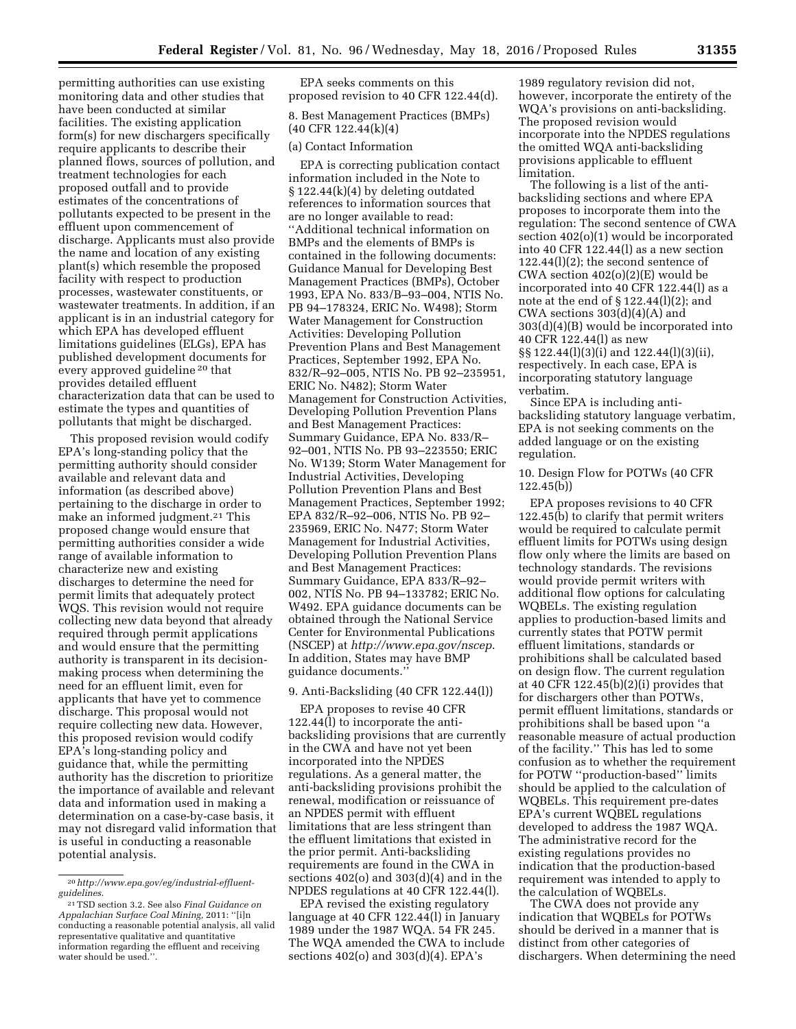permitting authorities can use existing monitoring data and other studies that have been conducted at similar facilities. The existing application form(s) for new dischargers specifically require applicants to describe their planned flows, sources of pollution, and treatment technologies for each proposed outfall and to provide estimates of the concentrations of pollutants expected to be present in the effluent upon commencement of discharge. Applicants must also provide the name and location of any existing plant(s) which resemble the proposed facility with respect to production processes, wastewater constituents, or wastewater treatments. In addition, if an applicant is in an industrial category for which EPA has developed effluent limitations guidelines (ELGs), EPA has published development documents for every approved guideline [20] that provides detailed effluent characterization data that can be used to estimate the types and quantities of pollutants that might be discharged.

This proposed revision would codify EPA's long-standing policy that the permitting authority should consider available and relevant data and information (as described above) pertaining to the discharge in order to make an informed judgment.[21] This proposed change would ensure that permitting authorities consider a wide range of available information to characterize new and existing discharges to determine the need for permit limits that adequately protect WQS. This revision would not require collecting new data beyond that already required through permit applications and would ensure that the permitting authority is transparent in its decision-making process when determining the need for an effluent limit, even for applicants that have yet to commence discharge. This proposal would not require collecting new data. However, this proposed revision would codify EPA's long-standing policy and guidance that, while the permitting authority has the discretion to prioritize the importance of available and relevant data and information used in making a determination on a case-by-case basis, it may not disregard valid information that is useful in conducting a reasonable potential analysis.

EPA seeks comments on this proposed revision to 40 CFR 122.44(d).

8. Best Management Practices (BMPs) (40 CFR 122.44(k)(4)

(a) Contact Information

EPA is correcting publication contact information included in the Note to § 122.44(k)(4) by deleting outdated references to information sources that are no longer available to read: ''Additional technical information on BMPs and the elements of BMPs is contained in the following documents: Guidance Manual for Developing Best Management Practices (BMPs), October 1993, EPA No. 833/B–93–004, NTIS No. PB 94–178324, ERIC No. W498); Storm Water Management for Construction Activities: Developing Pollution Prevention Plans and Best Management Practices, September 1992, EPA No. 832/R–92–005, NTIS No. PB 92–235951, ERIC No. N482); Storm Water Management for Construction Activities, Developing Pollution Prevention Plans and Best Management Practices: Summary Guidance, EPA No. 833/R–92–001, NTIS No. PB 93–223550; ERIC No. W139; Storm Water Management for Industrial Activities, Developing Pollution Prevention Plans and Best Management Practices, September 1992; EPA 832/R–92–006, NTIS No. PB 92–235969, ERIC No. N477; Storm Water Management for Industrial Activities, Developing Pollution Prevention Plans and Best Management Practices: Summary Guidance, EPA 833/R–92–002, NTIS No. PB 94–133782; ERIC No. W492. EPA guidance documents can be obtained through the National Service Center for Environmental Publications (NSCEP) at *http://www.epa.gov/nscep*. In addition, States may have BMP guidance documents.''

9. Anti-Backsliding (40 CFR 122.44(l))

EPA proposes to revise 40 CFR 122.44(l) to incorporate the anti-backsliding provisions that are currently in the CWA and have not yet been incorporated into the NPDES regulations. As a general matter, the anti-backsliding provisions prohibit the renewal, modification or reissuance of an NPDES permit with effluent limitations that are less stringent than the effluent limitations that existed in the prior permit. Anti-backsliding requirements are found in the CWA in sections 402(o) and 303(d)(4) and in the NPDES regulations at 40 CFR 122.44(l).

EPA revised the existing regulatory language at 40 CFR 122.44(l) in January 1989 under the 1987 WQA. 54 FR 245. The WQA amended the CWA to include sections 402(o) and 303(d)(4). EPA's 1989 regulatory revision did not, however, incorporate the entirety of the WQA's provisions on anti-backsliding. The proposed revision would incorporate into the NPDES regulations the omitted WQA anti-backsliding provisions applicable to effluent limitation.

The following is a list of the anti-backsliding sections and where EPA proposes to incorporate them into the regulation: The second sentence of CWA section 402(o)(1) would be incorporated into 40 CFR 122.44(l) as a new section 122.44(l)(2); the second sentence of CWA section 402(o)(2)(E) would be incorporated into 40 CFR 122.44(l) as a note at the end of § 122.44(l)(2); and CWA sections 303(d)(4)(A) and 303(d)(4)(B) would be incorporated into 40 CFR 122.44(l) as new §§ 122.44(l)(3)(i) and 122.44(l)(3)(ii), respectively. In each case, EPA is incorporating statutory language verbatim.

Since EPA is including anti-backsliding statutory language verbatim, EPA is not seeking comments on the added language or on the existing regulation.

10. Design Flow for POTWs (40 CFR 122.45(b))

EPA proposes revisions to 40 CFR 122.45(b) to clarify that permit writers would be required to calculate permit effluent limits for POTWs using design flow only where the limits are based on technology standards. The revisions would provide permit writers with additional flow options for calculating WQBELs. The existing regulation applies to production-based limits and currently states that POTW permit effluent limitations, standards or prohibitions shall be calculated based on design flow. The current regulation at 40 CFR 122.45(b)(2)(i) provides that for dischargers other than POTWs, permit effluent limitations, standards or prohibitions shall be based upon ''a reasonable measure of actual production of the facility.'' This has led to some confusion as to whether the requirement for POTW ''production-based'' limits should be applied to the calculation of WQBELs. This requirement pre-dates EPA's current WQBEL regulations developed to address the 1987 WQA. The administrative record for the existing regulations provides no indication that the production-based requirement was intended to apply to the calculation of WQBELs.

The CWA does not provide any indication that WQBELs for POTWs should be derived in a manner that is distinct from other categories of dischargers. When determining the need

---

[20] *http://www.epa.gov/eg/industrial-effluent-guidelines.*

[21] TSD section 3.2. See also *Final Guidance on Appalachian Surface Coal Mining,* 2011: ''[i]n conducting a reasonable potential analysis, all valid representative qualitative and quantitative information regarding the effluent and receiving water should be used.''.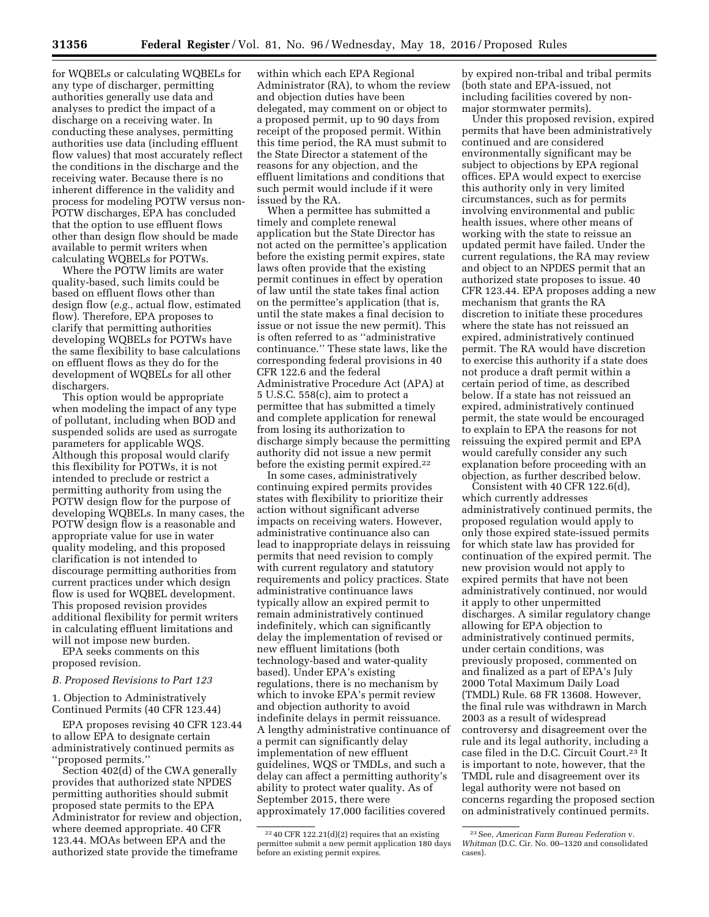for WQBELs or calculating WQBELs for any type of discharger, permitting authorities generally use data and analyses to predict the impact of a discharge on a receiving water. In conducting these analyses, permitting authorities use data (including effluent flow values) that most accurately reflect the conditions in the discharge and the receiving water. Because there is no inherent difference in the validity and process for modeling POTW versus non-POTW discharges, EPA has concluded that the option to use effluent flows other than design flow should be made available to permit writers when calculating WQBELs for POTWs.

Where the POTW limits are water quality-based, such limits could be based on effluent flows other than design flow (*e.g.,* actual flow, estimated flow). Therefore, EPA proposes to clarify that permitting authorities developing WQBELs for POTWs have the same flexibility to base calculations on effluent flows as they do for the development of WQBELs for all other dischargers.

This option would be appropriate when modeling the impact of any type of pollutant, including when BOD and suspended solids are used as surrogate parameters for applicable WQS. Although this proposal would clarify this flexibility for POTWs, it is not intended to preclude or restrict a permitting authority from using the POTW design flow for the purpose of developing WQBELs. In many cases, the POTW design flow is a reasonable and appropriate value for use in water quality modeling, and this proposed clarification is not intended to discourage permitting authorities from current practices under which design flow is used for WQBEL development. This proposed revision provides additional flexibility for permit writers in calculating effluent limitations and will not impose new burden.

EPA seeks comments on this proposed revision.

### *B. Proposed Revisions to Part 123*

#### 1. Objection to Administratively Continued Permits (40 CFR 123.44)

EPA proposes revising 40 CFR 123.44 to allow EPA to designate certain administratively continued permits as ''proposed permits.''

Section 402(d) of the CWA generally provides that authorized state NPDES permitting authorities should submit proposed state permits to the EPA Administrator for review and objection, where deemed appropriate. 40 CFR 123.44. MOAs between EPA and the authorized state provide the timeframe within which each EPA Regional Administrator (RA), to whom the review and objection duties have been delegated, may comment on or object to a proposed permit, up to 90 days from receipt of the proposed permit. Within this time period, the RA must submit to the State Director a statement of the reasons for any objection, and the effluent limitations and conditions that such permit would include if it were issued by the RA.

When a permittee has submitted a timely and complete renewal application but the State Director has not acted on the permittee's application before the existing permit expires, state laws often provide that the existing permit continues in effect by operation of law until the state takes final action on the permittee's application (that is, until the state makes a final decision to issue or not issue the new permit). This is often referred to as ''administrative continuance.'' These state laws, like the corresponding federal provisions in 40 CFR 122.6 and the federal Administrative Procedure Act (APA) at 5 U.S.C. 558(c), aim to protect a permittee that has submitted a timely and complete application for renewal from losing its authorization to discharge simply because the permitting authority did not issue a new permit before the existing permit expired.[22]

In some cases, administratively continuing expired permits provides states with flexibility to prioritize their action without significant adverse impacts on receiving waters. However, administrative continuance also can lead to inappropriate delays in reissuing permits that need revision to comply with current regulatory and statutory requirements and policy practices. State administrative continuance laws typically allow an expired permit to remain administratively continued indefinitely, which can significantly delay the implementation of revised or new effluent limitations (both technology-based and water-quality based). Under EPA's existing regulations, there is no mechanism by which to invoke EPA's permit review and objection authority to avoid indefinite delays in permit reissuance. A lengthy administrative continuance of a permit can significantly delay implementation of new effluent guidelines, WQS or TMDLs, and such a delay can affect a permitting authority's ability to protect water quality. As of September 2015, there were approximately 17,000 facilities covered by expired non-tribal and tribal permits (both state and EPA-issued, not including facilities covered by non-major stormwater permits).

Under this proposed revision, expired permits that have been administratively continued and are considered environmentally significant may be subject to objections by EPA regional offices. EPA would expect to exercise this authority only in very limited circumstances, such as for permits involving environmental and public health issues, where other means of working with the state to reissue an updated permit have failed. Under the current regulations, the RA may review and object to an NPDES permit that an authorized state proposes to issue. 40 CFR 123.44. EPA proposes adding a new mechanism that grants the RA discretion to initiate these procedures where the state has not reissued an expired, administratively continued permit. The RA would have discretion to exercise this authority if a state does not produce a draft permit within a certain period of time, as described below. If a state has not reissued an expired, administratively continued permit, the state would be encouraged to explain to EPA the reasons for not reissuing the expired permit and EPA would carefully consider any such explanation before proceeding with an objection, as further described below.

Consistent with 40 CFR 122.6(d), which currently addresses administratively continued permits, the proposed regulation would apply to only those expired state-issued permits for which state law has provided for continuation of the expired permit. The new provision would not apply to expired permits that have not been administratively continued, nor would it apply to other unpermitted discharges. A similar regulatory change allowing for EPA objection to administratively continued permits, under certain conditions, was previously proposed, commented on and finalized as a part of EPA's July 2000 Total Maximum Daily Load (TMDL) Rule. 68 FR 13608. However, the final rule was withdrawn in March 2003 as a result of widespread controversy and disagreement over the rule and its legal authority, including a case filed in the D.C. Circuit Court.[23] It is important to note, however, that the TMDL rule and disagreement over its legal authority were not based on concerns regarding the proposed section on administratively continued permits.

---

[22] 40 CFR 122.21(d)(2) requires that an existing permittee submit a new permit application 180 days before an existing permit expires.

[23] See, *American Farm Bureau Federation* v. *Whitman* (D.C. Cir. No. 00–1320 and consolidated cases).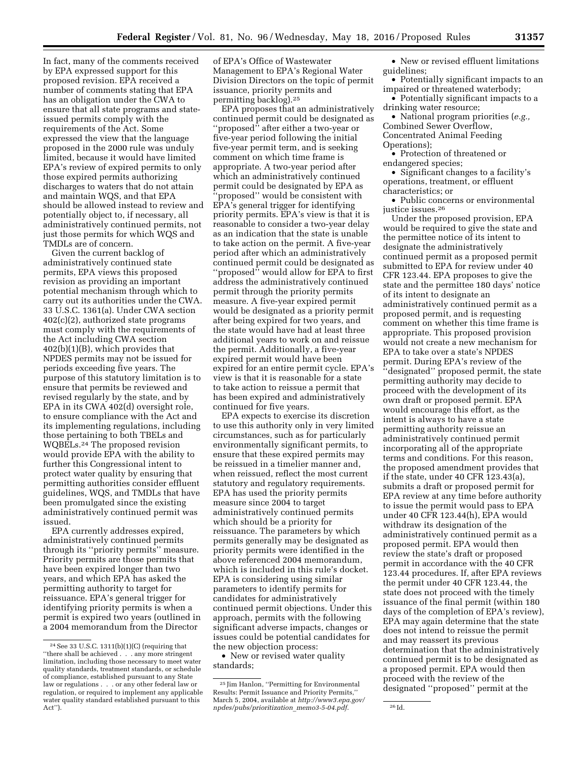In fact, many of the comments received by EPA expressed support for this proposed revision. EPA received a number of comments stating that EPA has an obligation under the CWA to ensure that all state programs and state-issued permits comply with the requirements of the Act. Some expressed the view that the language proposed in the 2000 rule was unduly limited, because it would have limited EPA's review of expired permits to only those expired permits authorizing discharges to waters that do not attain and maintain WQS, and that EPA should be allowed instead to review and potentially object to, if necessary, all administratively continued permits, not just those permits for which WQS and TMDLs are of concern.

Given the current backlog of administratively continued state permits, EPA views this proposed revision as providing an important potential mechanism through which to carry out its authorities under the CWA. 33 U.S.C. 1361(a). Under CWA section 402(c)(2), authorized state programs must comply with the requirements of the Act including CWA section 402(b)(1)(B), which provides that NPDES permits may not be issued for periods exceeding five years. The purpose of this statutory limitation is to ensure that permits be reviewed and revised regularly by the state, and by EPA in its CWA 402(d) oversight role, to ensure compliance with the Act and its implementing regulations, including those pertaining to both TBELs and WQBELs.[24] The proposed revision would provide EPA with the ability to further this Congressional intent to protect water quality by ensuring that permitting authorities consider effluent guidelines, WQS, and TMDLs that have been promulgated since the existing administratively continued permit was issued.

EPA currently addresses expired, administratively continued permits through its ''priority permits'' measure. Priority permits are those permits that have been expired longer than two years, and which EPA has asked the permitting authority to target for reissuance. EPA's general trigger for identifying priority permits is when a permit is expired two years (outlined in a 2004 memorandum from the Director of EPA's Office of Wastewater Management to EPA's Regional Water Division Directors on the topic of permit issuance, priority permits and permitting backlog).[25]

EPA proposes that an administratively continued permit could be designated as ''proposed'' after either a two-year or five-year period following the initial five-year permit term, and is seeking comment on which time frame is appropriate. A two-year period after which an administratively continued permit could be designated by EPA as ''proposed'' would be consistent with EPA's general trigger for identifying priority permits. EPA's view is that it is reasonable to consider a two-year delay as an indication that the state is unable to take action on the permit. A five-year period after which an administratively continued permit could be designated as ''proposed'' would allow for EPA to first address the administratively continued permit through the priority permits measure. A five-year expired permit would be designated as a priority permit after being expired for two years, and the state would have had at least three additional years to work on and reissue the permit. Additionally, a five-year expired permit would have been expired for an entire permit cycle. EPA's view is that it is reasonable for a state to take action to reissue a permit that has been expired and administratively continued for five years.

EPA expects to exercise its discretion to use this authority only in very limited circumstances, such as for particularly environmentally significant permits, to ensure that these expired permits may be reissued in a timelier manner and, when reissued, reflect the most current statutory and regulatory requirements. EPA has used the priority permits measure since 2004 to target administratively continued permits which should be a priority for reissuance. The parameters by which permits generally may be designated as priority permits were identified in the above referenced 2004 memorandum, which is included in this rule's docket. EPA is considering using similar parameters to identify permits for candidates for administratively continued permit objections. Under this approach, permits with the following significant adverse impacts, changes or issues could be potential candidates for the new objection process:

- New or revised water quality standards;
- New or revised effluent limitations guidelines;
- Potentially significant impacts to an impaired or threatened waterbody;
- Potentially significant impacts to a drinking water resource;
- National program priorities (*e.g.,* Combined Sewer Overflow, Concentrated Animal Feeding Operations);
- Protection of threatened or endangered species;
- Significant changes to a facility's operations, treatment, or effluent characteristics; or
- Public concerns or environmental justice issues.[26]

Under the proposed provision, EPA would be required to give the state and the permittee notice of its intent to designate the administratively continued permit as a proposed permit submitted to EPA for review under 40 CFR 123.44. EPA proposes to give the state and the permittee 180 days' notice of its intent to designate an administratively continued permit as a proposed permit, and is requesting comment on whether this time frame is appropriate. This proposed provision would not create a new mechanism for EPA to take over a state's NPDES permit. During EPA's review of the ''designated'' proposed permit, the state permitting authority may decide to proceed with the development of its own draft or proposed permit. EPA would encourage this effort, as the intent is always to have a state permitting authority reissue an administratively continued permit incorporating all of the appropriate terms and conditions. For this reason, the proposed amendment provides that if the state, under 40 CFR 123.43(a), submits a draft or proposed permit for EPA review at any time before authority to issue the permit would pass to EPA under 40 CFR 123.44(h), EPA would withdraw its designation of the administratively continued permit as a proposed permit. EPA would then review the state's draft or proposed permit in accordance with the 40 CFR 123.44 procedures. If, after EPA reviews the permit under 40 CFR 123.44, the state does not proceed with the timely issuance of the final permit (within 180 days of the completion of EPA's review), EPA may again determine that the state does not intend to reissue the permit and may reassert its previous determination that the administratively continued permit is to be designated as a proposed permit. EPA would then proceed with the review of the designated ''proposed'' permit at the

---

[24] See 33 U.S.C. 1311(b)(1)(C) (requiring that ''there shall be achieved . . . any more stringent limitation, including those necessary to meet water quality standards, treatment standards, or schedule of compliance, established pursuant to any State law or regulations . . . or any other federal law or regulation, or required to implement any applicable water quality standard established pursuant to this Act'').

[25] Jim Hanlon, ''Permitting for Environmental Results: Permit Issuance and Priority Permits,'' March 5, 2004, available at *http://www3.epa.gov/npdes/pubs/prioritization_memo3-5-04.pdf*.

[26] Id.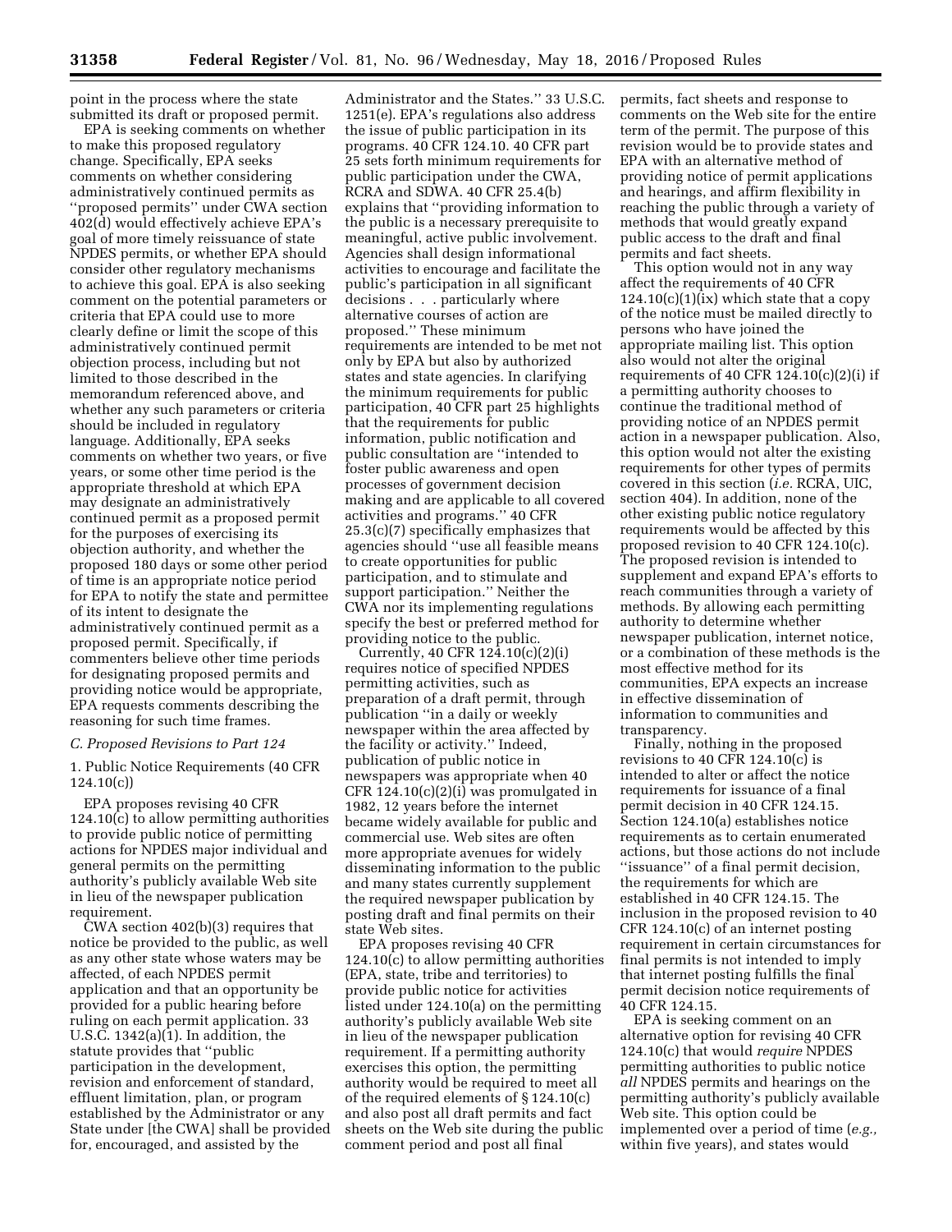point in the process where the state submitted its draft or proposed permit.

EPA is seeking comments on whether to make this proposed regulatory change. Specifically, EPA seeks comments on whether considering administratively continued permits as ''proposed permits'' under CWA section 402(d) would effectively achieve EPA's goal of more timely reissuance of state NPDES permits, or whether EPA should consider other regulatory mechanisms to achieve this goal. EPA is also seeking comment on the potential parameters or criteria that EPA could use to more clearly define or limit the scope of this administratively continued permit objection process, including but not limited to those described in the memorandum referenced above, and whether any such parameters or criteria should be included in regulatory language. Additionally, EPA seeks comments on whether two years, or five years, or some other time period is the appropriate threshold at which EPA may designate an administratively continued permit as a proposed permit for the purposes of exercising its objection authority, and whether the proposed 180 days or some other period of time is an appropriate notice period for EPA to notify the state and permittee of its intent to designate the administratively continued permit as a proposed permit. Specifically, if commenters believe other time periods for designating proposed permits and providing notice would be appropriate, EPA requests comments describing the reasoning for such time frames.

### C. Proposed Revisions to Part 124

#### 1. Public Notice Requirements (40 CFR 124.10(c))

EPA proposes revising 40 CFR 124.10(c) to allow permitting authorities to provide public notice of permitting actions for NPDES major individual and general permits on the permitting authority's publicly available Web site in lieu of the newspaper publication requirement.

CWA section 402(b)(3) requires that notice be provided to the public, as well as any other state whose waters may be affected, of each NPDES permit application and that an opportunity be provided for a public hearing before ruling on each permit application. 33 U.S.C. 1342(a)(1). In addition, the statute provides that ''public participation in the development, revision and enforcement of standard, effluent limitation, plan, or program established by the Administrator or any State under [the CWA] shall be provided for, encouraged, and assisted by the Administrator and the States.'' 33 U.S.C. 1251(e). EPA's regulations also address the issue of public participation in its programs. 40 CFR 124.10. 40 CFR part 25 sets forth minimum requirements for public participation under the CWA, RCRA and SDWA. 40 CFR 25.4(b) explains that ''providing information to the public is a necessary prerequisite to meaningful, active public involvement. Agencies shall design informational activities to encourage and facilitate the public's participation in all significant decisions . . . particularly where alternative courses of action are proposed.'' These minimum requirements are intended to be met not only by EPA but also by authorized states and state agencies. In clarifying the minimum requirements for public participation, 40 CFR part 25 highlights that the requirements for public information, public notification and public consultation are ''intended to foster public awareness and open processes of government decision making and are applicable to all covered activities and programs.'' 40 CFR 25.3(c)(7) specifically emphasizes that agencies should ''use all feasible means to create opportunities for public participation, and to stimulate and support participation.'' Neither the CWA nor its implementing regulations specify the best or preferred method for providing notice to the public.

Currently, 40 CFR 124.10(c)(2)(i) requires notice of specified NPDES permitting activities, such as preparation of a draft permit, through publication ''in a daily or weekly newspaper within the area affected by the facility or activity.'' Indeed, publication of public notice in newspapers was appropriate when 40 CFR 124.10(c)(2)(i) was promulgated in 1982, 12 years before the internet became widely available for public and commercial use. Web sites are often more appropriate avenues for widely disseminating information to the public and many states currently supplement the required newspaper publication by posting draft and final permits on their state Web sites.

EPA proposes revising 40 CFR 124.10(c) to allow permitting authorities (EPA, state, tribe and territories) to provide public notice for activities listed under 124.10(a) on the permitting authority's publicly available Web site in lieu of the newspaper publication requirement. If a permitting authority exercises this option, the permitting authority would be required to meet all of the required elements of § 124.10(c) and also post all draft permits and fact sheets on the Web site during the public comment period and post all final permits, fact sheets and response to comments on the Web site for the entire term of the permit. The purpose of this revision would be to provide states and EPA with an alternative method of providing notice of permit applications and hearings, and affirm flexibility in reaching the public through a variety of methods that would greatly expand public access to the draft and final permits and fact sheets.

This option would not in any way affect the requirements of 40 CFR 124.10(c)(1)(ix) which state that a copy of the notice must be mailed directly to persons who have joined the appropriate mailing list. This option also would not alter the original requirements of 40 CFR 124.10(c)(2)(i) if a permitting authority chooses to continue the traditional method of providing notice of an NPDES permit action in a newspaper publication. Also, this option would not alter the existing requirements for other types of permits covered in this section (*i.e.* RCRA, UIC, section 404). In addition, none of the other existing public notice regulatory requirements would be affected by this proposed revision to 40 CFR 124.10(c). The proposed revision is intended to supplement and expand EPA's efforts to reach communities through a variety of methods. By allowing each permitting authority to determine whether newspaper publication, internet notice, or a combination of these methods is the most effective method for its communities, EPA expects an increase in effective dissemination of information to communities and transparency.

Finally, nothing in the proposed revisions to 40 CFR 124.10(c) is intended to alter or affect the notice requirements for issuance of a final permit decision in 40 CFR 124.15. Section 124.10(a) establishes notice requirements as to certain enumerated actions, but those actions do not include ''issuance'' of a final permit decision, the requirements for which are established in 40 CFR 124.15. The inclusion in the proposed revision to 40 CFR 124.10(c) of an internet posting requirement in certain circumstances for final permits is not intended to imply that internet posting fulfills the final permit decision notice requirements of 40 CFR 124.15.

EPA is seeking comment on an alternative option for revising 40 CFR 124.10(c) that would *require* NPDES permitting authorities to public notice *all* NPDES permits and hearings on the permitting authority's publicly available Web site. This option could be implemented over a period of time (*e.g.,* within five years), and states would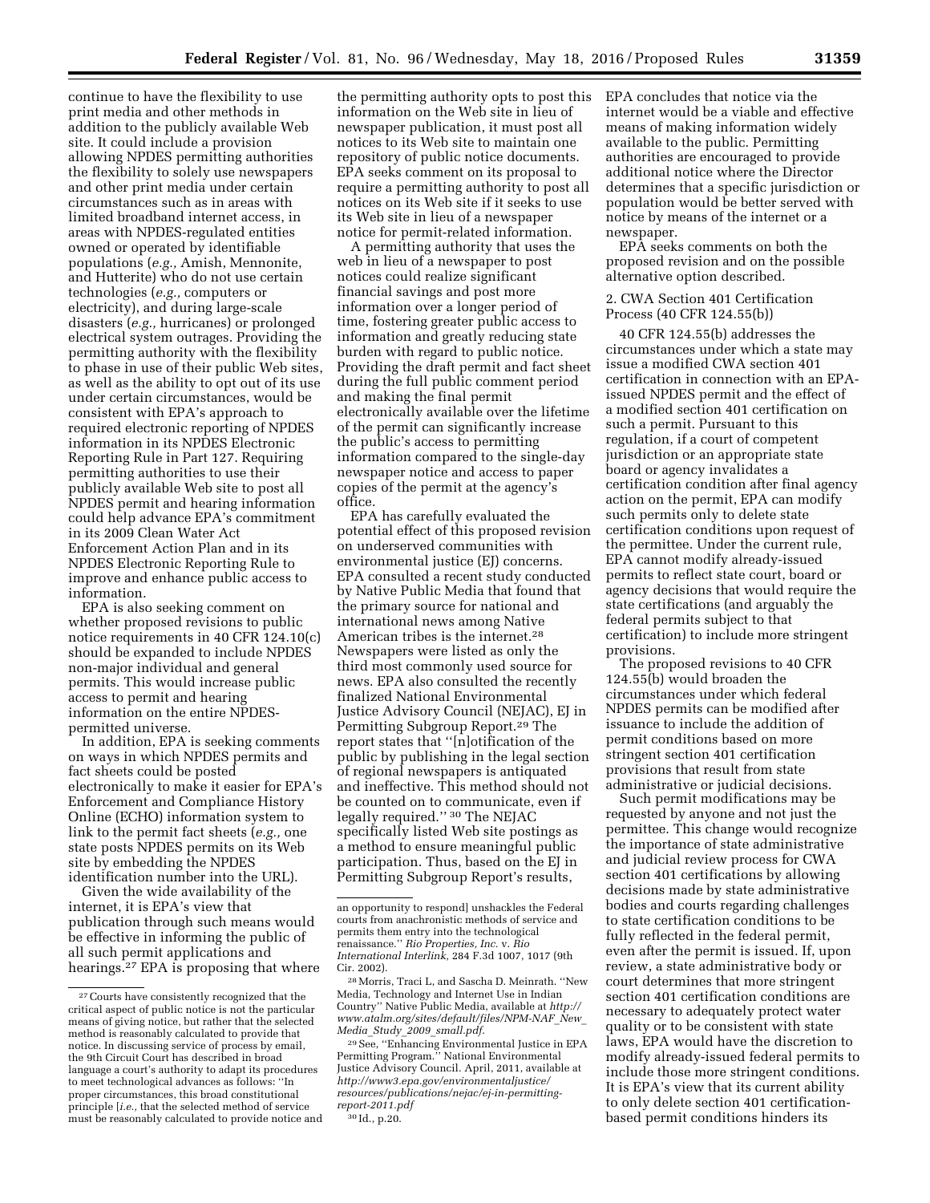continue to have the flexibility to use print media and other methods in addition to the publicly available Web site. It could include a provision allowing NPDES permitting authorities the flexibility to solely use newspapers and other print media under certain circumstances such as in areas with limited broadband internet access, in areas with NPDES-regulated entities owned or operated by identifiable populations (*e.g.,* Amish, Mennonite, and Hutterite) who do not use certain technologies (*e.g.,* computers or electricity), and during large-scale disasters (*e.g.,* hurricanes) or prolonged electrical system outrages. Providing the permitting authority with the flexibility to phase in use of their public Web sites, as well as the ability to opt out of its use under certain circumstances, would be consistent with EPA's approach to required electronic reporting of NPDES information in its NPDES Electronic Reporting Rule in Part 127. Requiring permitting authorities to use their publicly available Web site to post all NPDES permit and hearing information could help advance EPA's commitment in its 2009 Clean Water Act Enforcement Action Plan and in its NPDES Electronic Reporting Rule to improve and enhance public access to information.

EPA is also seeking comment on whether proposed revisions to public notice requirements in 40 CFR 124.10(c) should be expanded to include NPDES non-major individual and general permits. This would increase public access to permit and hearing information on the entire NPDES-permitted universe.

In addition, EPA is seeking comments on ways in which NPDES permits and fact sheets could be posted electronically to make it easier for EPA's Enforcement and Compliance History Online (ECHO) information system to link to the permit fact sheets (*e.g.,* one state posts NPDES permits on its Web site by embedding the NPDES identification number into the URL).

Given the wide availability of the internet, it is EPA's view that publication through such means would be effective in informing the public of all such permit applications and hearings.[27] EPA is proposing that where the permitting authority opts to post this information on the Web site in lieu of newspaper publication, it must post all notices to its Web site to maintain one repository of public notice documents. EPA seeks comment on its proposal to require a permitting authority to post all notices on its Web site if it seeks to use its Web site in lieu of a newspaper notice for permit-related information.

A permitting authority that uses the web in lieu of a newspaper to post notices could realize significant financial savings and post more information over a longer period of time, fostering greater public access to information and greatly reducing state burden with regard to public notice. Providing the draft permit and fact sheet during the full public comment period and making the final permit electronically available over the lifetime of the permit can significantly increase the public's access to permitting information compared to the single-day newspaper notice and access to paper copies of the permit at the agency's office.

EPA has carefully evaluated the potential effect of this proposed revision on underserved communities with environmental justice (EJ) concerns. EPA consulted a recent study conducted by Native Public Media that found that the primary source for national and international news among Native American tribes is the internet.[28] Newspapers were listed as only the third most commonly used source for news. EPA also consulted the recently finalized National Environmental Justice Advisory Council (NEJAC), EJ in Permitting Subgroup Report.[29] The report states that ''[n]otification of the public by publishing in the legal section of regional newspapers is antiquated and ineffective. This method should not be counted on to communicate, even if legally required.'' [30] The NEJAC specifically listed Web site postings as a method to ensure meaningful public participation. Thus, based on the EJ in Permitting Subgroup Report's results, EPA concludes that notice via the internet would be a viable and effective means of making information widely available to the public. Permitting authorities are encouraged to provide additional notice where the Director determines that a specific jurisdiction or population would be better served with notice by means of the internet or a newspaper.

EPA seeks comments on both the proposed revision and on the possible alternative option described.

2. CWA Section 401 Certification Process (40 CFR 124.55(b))

40 CFR 124.55(b) addresses the circumstances under which a state may issue a modified CWA section 401 certification in connection with an EPA-issued NPDES permit and the effect of a modified section 401 certification on such a permit. Pursuant to this regulation, if a court of competent jurisdiction or an appropriate state board or agency invalidates a certification condition after final agency action on the permit, EPA can modify such permits only to delete state certification conditions upon request of the permittee. Under the current rule, EPA cannot modify already-issued permits to reflect state court, board or agency decisions that would require the state certifications (and arguably the federal permits subject to that certification) to include more stringent provisions.

The proposed revisions to 40 CFR 124.55(b) would broaden the circumstances under which federal NPDES permits can be modified after issuance to include the addition of permit conditions based on more stringent section 401 certification provisions that result from state administrative or judicial decisions.

Such permit modifications may be requested by anyone and not just the permittee. This change would recognize the importance of state administrative and judicial review process for CWA section 401 certifications by allowing decisions made by state administrative bodies and courts regarding challenges to state certification conditions to be fully reflected in the federal permit, even after the permit is issued. If, upon review, a state administrative body or court determines that more stringent section 401 certification conditions are necessary to adequately protect water quality or to be consistent with state laws, EPA would have the discretion to modify already-issued federal permits to include those more stringent conditions. It is EPA's view that its current ability to only delete section 401 certification-based permit conditions hinders its

---

[27] Courts have consistently recognized that the critical aspect of public notice is not the particular means of giving notice, but rather that the selected method is reasonably calculated to provide that notice. In discussing service of process by email, the 9th Circuit Court has described in broad language a court's authority to adapt its procedures to meet technological advances as follows: ''In proper circumstances, this broad constitutional principle [*i.e.,* that the selected method of service must be reasonably calculated to provide notice and an opportunity to respond] unshackles the Federal courts from anachronistic methods of service and permits them entry into the technological renaissance.'' *Rio Properties, Inc.* v. *Rio International Interlink,* 284 F.3d 1007, 1017 (9th Cir. 2002).

[28] Morris, Traci L, and Sascha D. Meinrath. ''New Media, Technology and Internet Use in Indian Country'' Native Public Media, available at *http://www.atalm.org/sites/default/files/NPM-NAF_New_Media_Study_2009_small.pdf.*

[29] See, ''Enhancing Environmental Justice in EPA Permitting Program.'' National Environmental Justice Advisory Council. April, 2011, available at *http://www3.epa.gov/environmentaljustice/resources/publications/nejac/ej-in-permitting-report-2011.pdf*

[30] Id., p.20.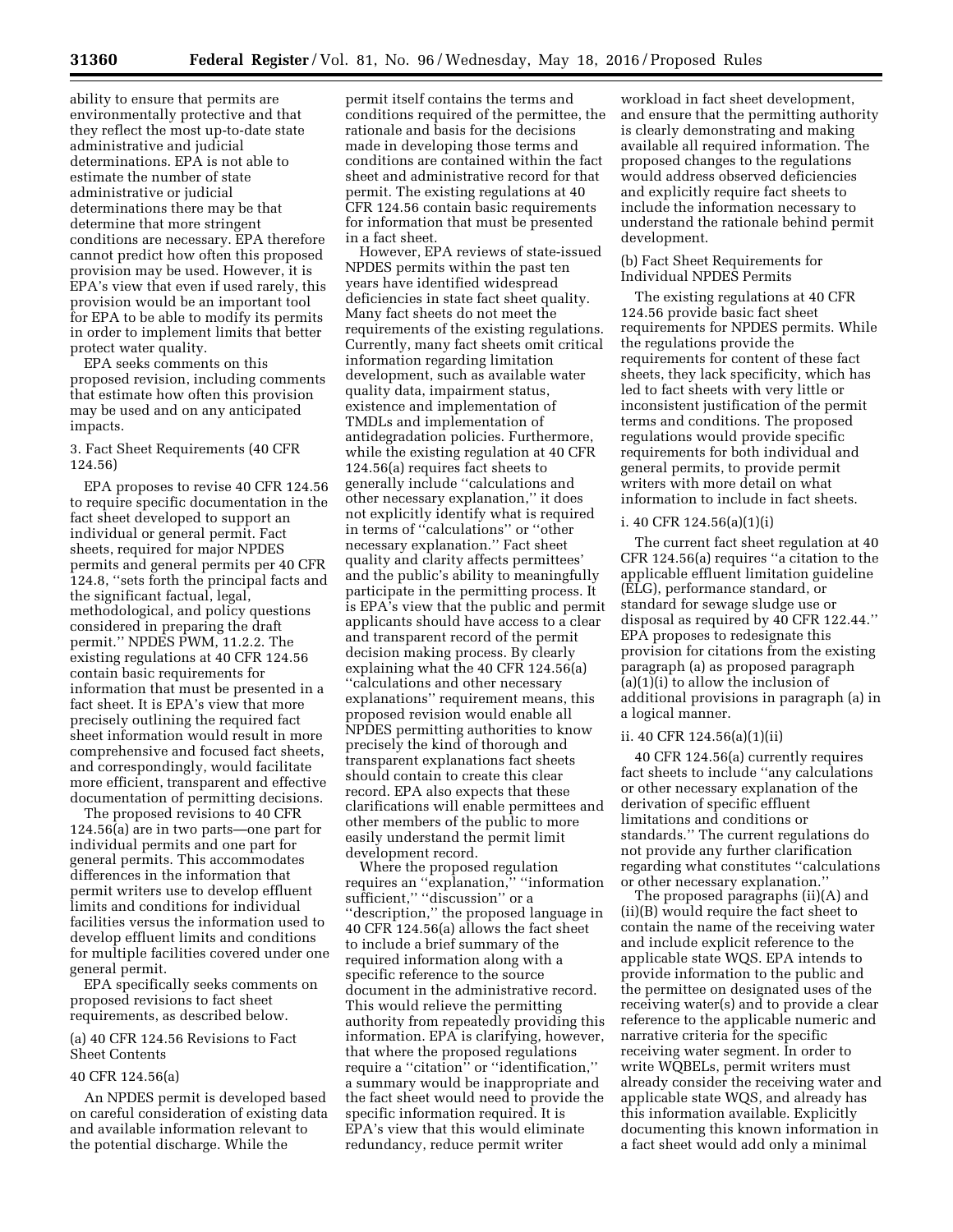ability to ensure that permits are environmentally protective and that they reflect the most up-to-date state administrative and judicial determinations. EPA is not able to estimate the number of state administrative or judicial determinations there may be that determine that more stringent conditions are necessary. EPA therefore cannot predict how often this proposed provision may be used. However, it is EPA's view that even if used rarely, this provision would be an important tool for EPA to be able to modify its permits in order to implement limits that better protect water quality.

EPA seeks comments on this proposed revision, including comments that estimate how often this provision may be used and on any anticipated impacts.

### 3. Fact Sheet Requirements (40 CFR 124.56)

EPA proposes to revise 40 CFR 124.56 to require specific documentation in the fact sheet developed to support an individual or general permit. Fact sheets, required for major NPDES permits and general permits per 40 CFR 124.8, ''sets forth the principal facts and the significant factual, legal, methodological, and policy questions considered in preparing the draft permit.'' NPDES PWM, 11.2.2. The existing regulations at 40 CFR 124.56 contain basic requirements for information that must be presented in a fact sheet. It is EPA's view that more precisely outlining the required fact sheet information would result in more comprehensive and focused fact sheets, and correspondingly, would facilitate more efficient, transparent and effective documentation of permitting decisions.

The proposed revisions to 40 CFR 124.56(a) are in two parts—one part for individual permits and one part for general permits. This accommodates differences in the information that permit writers use to develop effluent limits and conditions for individual facilities versus the information used to develop effluent limits and conditions for multiple facilities covered under one general permit.

EPA specifically seeks comments on proposed revisions to fact sheet requirements, as described below.

#### (a) 40 CFR 124.56 Revisions to Fact Sheet Contents

#### 40 CFR 124.56(a)

An NPDES permit is developed based on careful consideration of existing data and available information relevant to the potential discharge. While the permit itself contains the terms and conditions required of the permittee, the rationale and basis for the decisions made in developing those terms and conditions are contained within the fact sheet and administrative record for that permit. The existing regulations at 40 CFR 124.56 contain basic requirements for information that must be presented in a fact sheet.

However, EPA reviews of state-issued NPDES permits within the past ten years have identified widespread deficiencies in state fact sheet quality. Many fact sheets do not meet the requirements of the existing regulations. Currently, many fact sheets omit critical information regarding limitation development, such as available water quality data, impairment status, existence and implementation of TMDLs and implementation of antidegradation policies. Furthermore, while the existing regulation at 40 CFR 124.56(a) requires fact sheets to generally include ''calculations and other necessary explanation,'' it does not explicitly identify what is required in terms of ''calculations'' or ''other necessary explanation.'' Fact sheet quality and clarity affects permittees' and the public's ability to meaningfully participate in the permitting process. It is EPA's view that the public and permit applicants should have access to a clear and transparent record of the permit decision making process. By clearly explaining what the 40 CFR 124.56(a) ''calculations and other necessary explanations'' requirement means, this proposed revision would enable all NPDES permitting authorities to know precisely the kind of thorough and transparent explanations fact sheets should contain to create this clear record. EPA also expects that these clarifications will enable permittees and other members of the public to more easily understand the permit limit development record.

Where the proposed regulation requires an ''explanation,'' ''information sufficient,'' ''discussion'' or a ''description,'' the proposed language in 40 CFR 124.56(a) allows the fact sheet to include a brief summary of the required information along with a specific reference to the source document in the administrative record. This would relieve the permitting authority from repeatedly providing this information. EPA is clarifying, however, that where the proposed regulations require a ''citation'' or ''identification,'' a summary would be inappropriate and the fact sheet would need to provide the specific information required. It is EPA's view that this would eliminate redundancy, reduce permit writer workload in fact sheet development, and ensure that the permitting authority is clearly demonstrating and making available all required information. The proposed changes to the regulations would address observed deficiencies and explicitly require fact sheets to include the information necessary to understand the rationale behind permit development.

#### (b) Fact Sheet Requirements for Individual NPDES Permits

The existing regulations at 40 CFR 124.56 provide basic fact sheet requirements for NPDES permits. While the regulations provide the requirements for content of these fact sheets, they lack specificity, which has led to fact sheets with very little or inconsistent justification of the permit terms and conditions. The proposed regulations would provide specific requirements for both individual and general permits, to provide permit writers with more detail on what information to include in fact sheets.

#### i. 40 CFR 124.56(a)(1)(i)

The current fact sheet regulation at 40 CFR 124.56(a) requires ''a citation to the applicable effluent limitation guideline (ELG), performance standard, or standard for sewage sludge use or disposal as required by 40 CFR 122.44.'' EPA proposes to redesignate this provision for citations from the existing paragraph (a) as proposed paragraph (a)(1)(i) to allow the inclusion of additional provisions in paragraph (a) in a logical manner.

#### ii. 40 CFR 124.56(a)(1)(ii)

40 CFR 124.56(a) currently requires fact sheets to include ''any calculations or other necessary explanation of the derivation of specific effluent limitations and conditions or standards.'' The current regulations do not provide any further clarification regarding what constitutes ''calculations or other necessary explanation.''

The proposed paragraphs (ii)(A) and (ii)(B) would require the fact sheet to contain the name of the receiving water and include explicit reference to the applicable state WQS. EPA intends to provide information to the public and the permittee on designated uses of the receiving water(s) and to provide a clear reference to the applicable numeric and narrative criteria for the specific receiving water segment. In order to write WQBELs, permit writers must already consider the receiving water and applicable state WQS, and already has this information available. Explicitly documenting this known information in a fact sheet would add only a minimal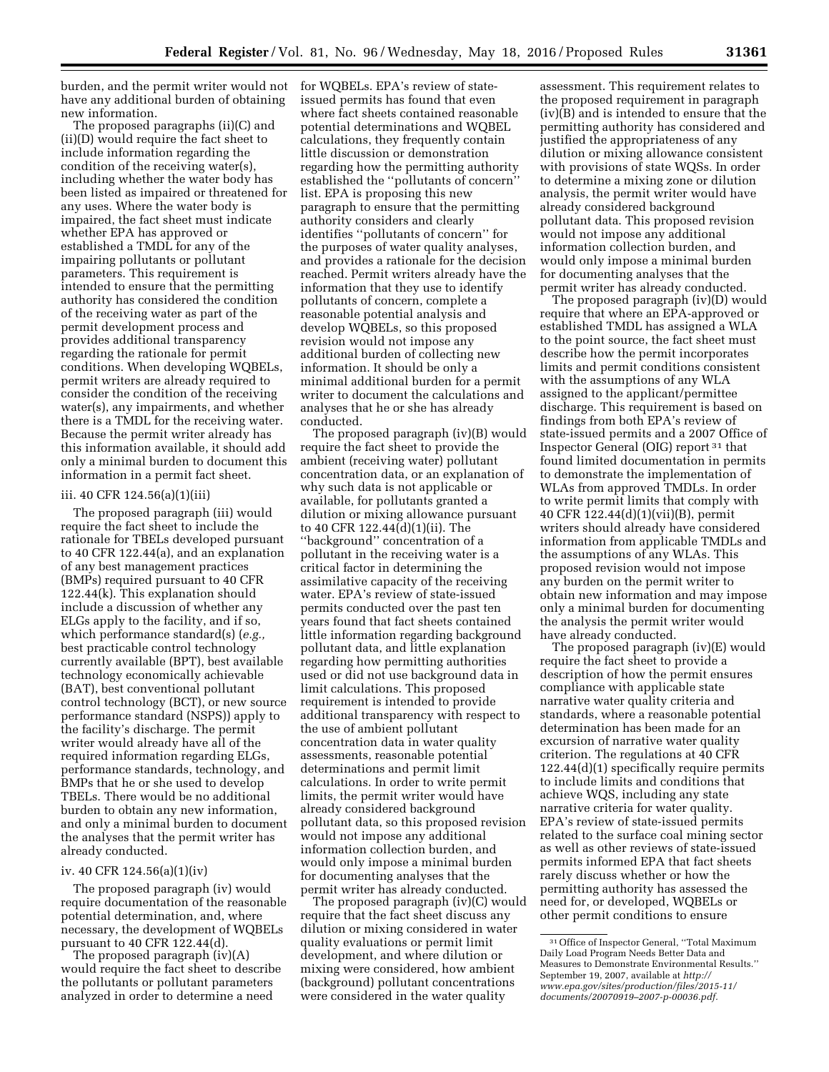burden, and the permit writer would not have any additional burden of obtaining new information.

The proposed paragraphs (ii)(C) and (ii)(D) would require the fact sheet to include information regarding the condition of the receiving water(s), including whether the water body has been listed as impaired or threatened for any uses. Where the water body is impaired, the fact sheet must indicate whether EPA has approved or established a TMDL for any of the impairing pollutants or pollutant parameters. This requirement is intended to ensure that the permitting authority has considered the condition of the receiving water as part of the permit development process and provides additional transparency regarding the rationale for permit conditions. When developing WQBELs, permit writers are already required to consider the condition of the receiving water(s), any impairments, and whether there is a TMDL for the receiving water. Because the permit writer already has this information available, it should add only a minimal burden to document this information in a permit fact sheet.

### iii. 40 CFR 124.56(a)(1)(iii)

The proposed paragraph (iii) would require the fact sheet to include the rationale for TBELs developed pursuant to 40 CFR 122.44(a), and an explanation of any best management practices (BMPs) required pursuant to 40 CFR 122.44(k). This explanation should include a discussion of whether any ELGs apply to the facility, and if so, which performance standard(s) (*e.g.,* best practicable control technology currently available (BPT), best available technology economically achievable (BAT), best conventional pollutant control technology (BCT), or new source performance standard (NSPS)) apply to the facility's discharge. The permit writer would already have all of the required information regarding ELGs, performance standards, technology, and BMPs that he or she used to develop TBELs. There would be no additional burden to obtain any new information, and only a minimal burden to document the analyses that the permit writer has already conducted.

### iv. 40 CFR 124.56(a)(1)(iv)

The proposed paragraph (iv) would require documentation of the reasonable potential determination, and, where necessary, the development of WQBELs pursuant to 40 CFR 122.44(d).

The proposed paragraph (iv)(A) would require the fact sheet to describe the pollutants or pollutant parameters analyzed in order to determine a need for WQBELs. EPA's review of state-issued permits has found that even where fact sheets contained reasonable potential determinations and WQBEL calculations, they frequently contain little discussion or demonstration regarding how the permitting authority established the "pollutants of concern" list. EPA is proposing this new paragraph to ensure that the permitting authority considers and clearly identifies "pollutants of concern" for the purposes of water quality analyses, and provides a rationale for the decision reached. Permit writers already have the information that they use to identify pollutants of concern, complete a reasonable potential analysis and develop WQBELs, so this proposed revision would not impose any additional burden of collecting new information. It should be only a minimal additional burden for a permit writer to document the calculations and analyses that he or she has already conducted.

The proposed paragraph (iv)(B) would require the fact sheet to provide the ambient (receiving water) pollutant concentration data, or an explanation of why such data is not applicable or available, for pollutants granted a dilution or mixing allowance pursuant to 40 CFR 122.44(d)(1)(ii). The "background" concentration of a pollutant in the receiving water is a critical factor in determining the assimilative capacity of the receiving water. EPA's review of state-issued permits conducted over the past ten years found that fact sheets contained little information regarding background pollutant data, and little explanation regarding how permitting authorities used or did not use background data in limit calculations. This proposed requirement is intended to provide additional transparency with respect to the use of ambient pollutant concentration data in water quality assessments, reasonable potential determinations and permit limit calculations. In order to write permit limits, the permit writer would have already considered background pollutant data, so this proposed revision would not impose any additional information collection burden, and would only impose a minimal burden for documenting analyses that the permit writer has already conducted.

The proposed paragraph (iv)(C) would require that the fact sheet discuss any dilution or mixing considered in water quality evaluations or permit limit development, and where dilution or mixing were considered, how ambient (background) pollutant concentrations were considered in the water quality assessment. This requirement relates to the proposed requirement in paragraph (iv)(B) and is intended to ensure that the permitting authority has considered and justified the appropriateness of any dilution or mixing allowance consistent with provisions of state WQSs. In order to determine a mixing zone or dilution analysis, the permit writer would have already considered background pollutant data. This proposed revision would not impose any additional information collection burden, and would only impose a minimal burden for documenting analyses that the permit writer has already conducted.

The proposed paragraph (iv)(D) would require that where an EPA-approved or established TMDL has assigned a WLA to the point source, the fact sheet must describe how the permit incorporates limits and permit conditions consistent with the assumptions of any WLA assigned to the applicant/permittee discharge. This requirement is based on findings from both EPA's review of state-issued permits and a 2007 Office of Inspector General (OIG) report[31] that found limited documentation in permits to demonstrate the implementation of WLAs from approved TMDLs. In order to write permit limits that comply with 40 CFR 122.44(d)(1)(vii)(B), permit writers should already have considered information from applicable TMDLs and the assumptions of any WLAs. This proposed revision would not impose any burden on the permit writer to obtain new information and may impose only a minimal burden for documenting the analysis the permit writer would have already conducted.

The proposed paragraph (iv)(E) would require the fact sheet to provide a description of how the permit ensures compliance with applicable state narrative water quality criteria and standards, where a reasonable potential determination has been made for an excursion of narrative water quality criterion. The regulations at 40 CFR 122.44(d)(1) specifically require permits to include limits and conditions that achieve WQS, including any state narrative criteria for water quality. EPA's review of state-issued permits related to the surface coal mining sector as well as other reviews of state-issued permits informed EPA that fact sheets rarely discuss whether or how the permitting authority has assessed the need for, or developed, WQBELs or other permit conditions to ensure

[31] Office of Inspector General, "Total Maximum Daily Load Program Needs Better Data and Measures to Demonstrate Environmental Results." September 19, 2007, available at *http://www.epa.gov/sites/production/files/2015-11/documents/20070919–2007-p-00036.pdf.*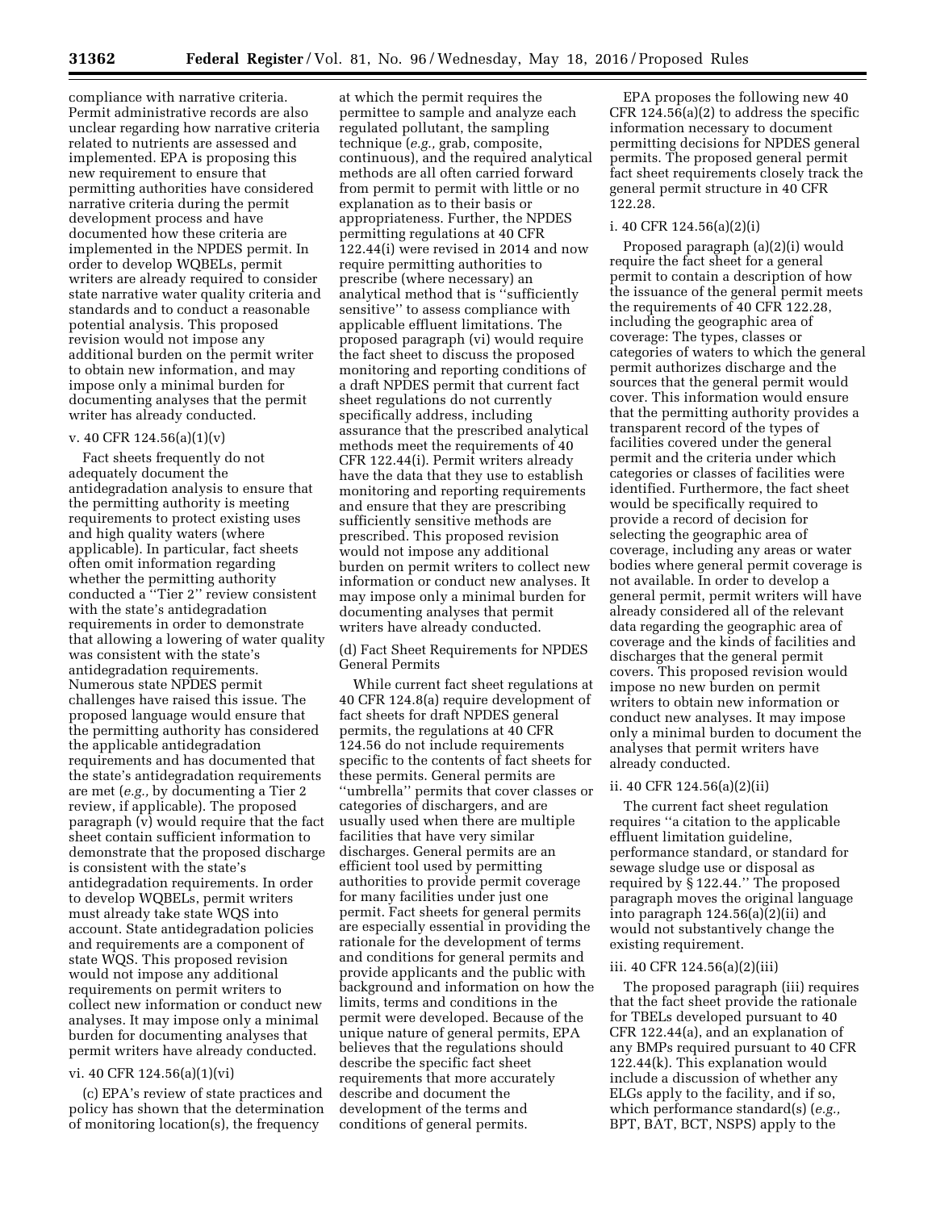compliance with narrative criteria. Permit administrative records are also unclear regarding how narrative criteria related to nutrients are assessed and implemented. EPA is proposing this new requirement to ensure that permitting authorities have considered narrative criteria during the permit development process and have documented how these criteria are implemented in the NPDES permit. In order to develop WQBELs, permit writers are already required to consider state narrative water quality criteria and standards and to conduct a reasonable potential analysis. This proposed revision would not impose any additional burden on the permit writer to obtain new information, and may impose only a minimal burden for documenting analyses that the permit writer has already conducted.

v. 40 CFR 124.56(a)(1)(v)

Fact sheets frequently do not adequately document the antidegradation analysis to ensure that the permitting authority is meeting requirements to protect existing uses and high quality waters (where applicable). In particular, fact sheets often omit information regarding whether the permitting authority conducted a ''Tier 2'' review consistent with the state's antidegradation requirements in order to demonstrate that allowing a lowering of water quality was consistent with the state's antidegradation requirements. Numerous state NPDES permit challenges have raised this issue. The proposed language would ensure that the permitting authority has considered the applicable antidegradation requirements and has documented that the state's antidegradation requirements are met (*e.g.,* by documenting a Tier 2 review, if applicable). The proposed paragraph (v) would require that the fact sheet contain sufficient information to demonstrate that the proposed discharge is consistent with the state's antidegradation requirements. In order to develop WQBELs, permit writers must already take state WQS into account. State antidegradation policies and requirements are a component of state WQS. This proposed revision would not impose any additional requirements on permit writers to collect new information or conduct new analyses. It may impose only a minimal burden for documenting analyses that permit writers have already conducted.

vi. 40 CFR 124.56(a)(1)(vi)

(c) EPA's review of state practices and policy has shown that the determination of monitoring location(s), the frequency at which the permit requires the permittee to sample and analyze each regulated pollutant, the sampling technique (*e.g.,* grab, composite, continuous), and the required analytical methods are all often carried forward from permit to permit with little or no explanation as to their basis or appropriateness. Further, the NPDES permitting regulations at 40 CFR 122.44(i) were revised in 2014 and now require permitting authorities to prescribe (where necessary) an analytical method that is ''sufficiently sensitive'' to assess compliance with applicable effluent limitations. The proposed paragraph (vi) would require the fact sheet to discuss the proposed monitoring and reporting conditions of a draft NPDES permit that current fact sheet regulations do not currently specifically address, including assurance that the prescribed analytical methods meet the requirements of 40 CFR 122.44(i). Permit writers already have the data that they use to establish monitoring and reporting requirements and ensure that they are prescribing sufficiently sensitive methods are prescribed. This proposed revision would not impose any additional burden on permit writers to collect new information or conduct new analyses. It may impose only a minimal burden for documenting analyses that permit writers have already conducted.

(d) Fact Sheet Requirements for NPDES General Permits

While current fact sheet regulations at 40 CFR 124.8(a) require development of fact sheets for draft NPDES general permits, the regulations at 40 CFR 124.56 do not include requirements specific to the contents of fact sheets for these permits. General permits are ''umbrella'' permits that cover classes or categories of dischargers, and are usually used when there are multiple facilities that have very similar discharges. General permits are an efficient tool used by permitting authorities to provide permit coverage for many facilities under just one permit. Fact sheets for general permits are especially essential in providing the rationale for the development of terms and conditions for general permits and provide applicants and the public with background and information on how the limits, terms and conditions in the permit were developed. Because of the unique nature of general permits, EPA believes that the regulations should describe the specific fact sheet requirements that more accurately describe and document the development of the terms and conditions of general permits.

EPA proposes the following new 40 CFR 124.56(a)(2) to address the specific information necessary to document permitting decisions for NPDES general permits. The proposed general permit fact sheet requirements closely track the general permit structure in 40 CFR 122.28.

i. 40 CFR 124.56(a)(2)(i)

Proposed paragraph (a)(2)(i) would require the fact sheet for a general permit to contain a description of how the issuance of the general permit meets the requirements of 40 CFR 122.28, including the geographic area of coverage: The types, classes or categories of waters to which the general permit authorizes discharge and the sources that the general permit would cover. This information would ensure that the permitting authority provides a transparent record of the types of facilities covered under the general permit and the criteria under which categories or classes of facilities were identified. Furthermore, the fact sheet would be specifically required to provide a record of decision for selecting the geographic area of coverage, including any areas or water bodies where general permit coverage is not available. In order to develop a general permit, permit writers will have already considered all of the relevant data regarding the geographic area of coverage and the kinds of facilities and discharges that the general permit covers. This proposed revision would impose no new burden on permit writers to obtain new information or conduct new analyses. It may impose only a minimal burden to document the analyses that permit writers have already conducted.

ii. 40 CFR 124.56(a)(2)(ii)

The current fact sheet regulation requires ''a citation to the applicable effluent limitation guideline, performance standard, or standard for sewage sludge use or disposal as required by § 122.44.'' The proposed paragraph moves the original language into paragraph 124.56(a)(2)(ii) and would not substantively change the existing requirement.

iii. 40 CFR 124.56(a)(2)(iii)

The proposed paragraph (iii) requires that the fact sheet provide the rationale for TBELs developed pursuant to 40 CFR 122.44(a), and an explanation of any BMPs required pursuant to 40 CFR 122.44(k). This explanation would include a discussion of whether any ELGs apply to the facility, and if so, which performance standard(s) (*e.g.,* BPT, BAT, BCT, NSPS) apply to the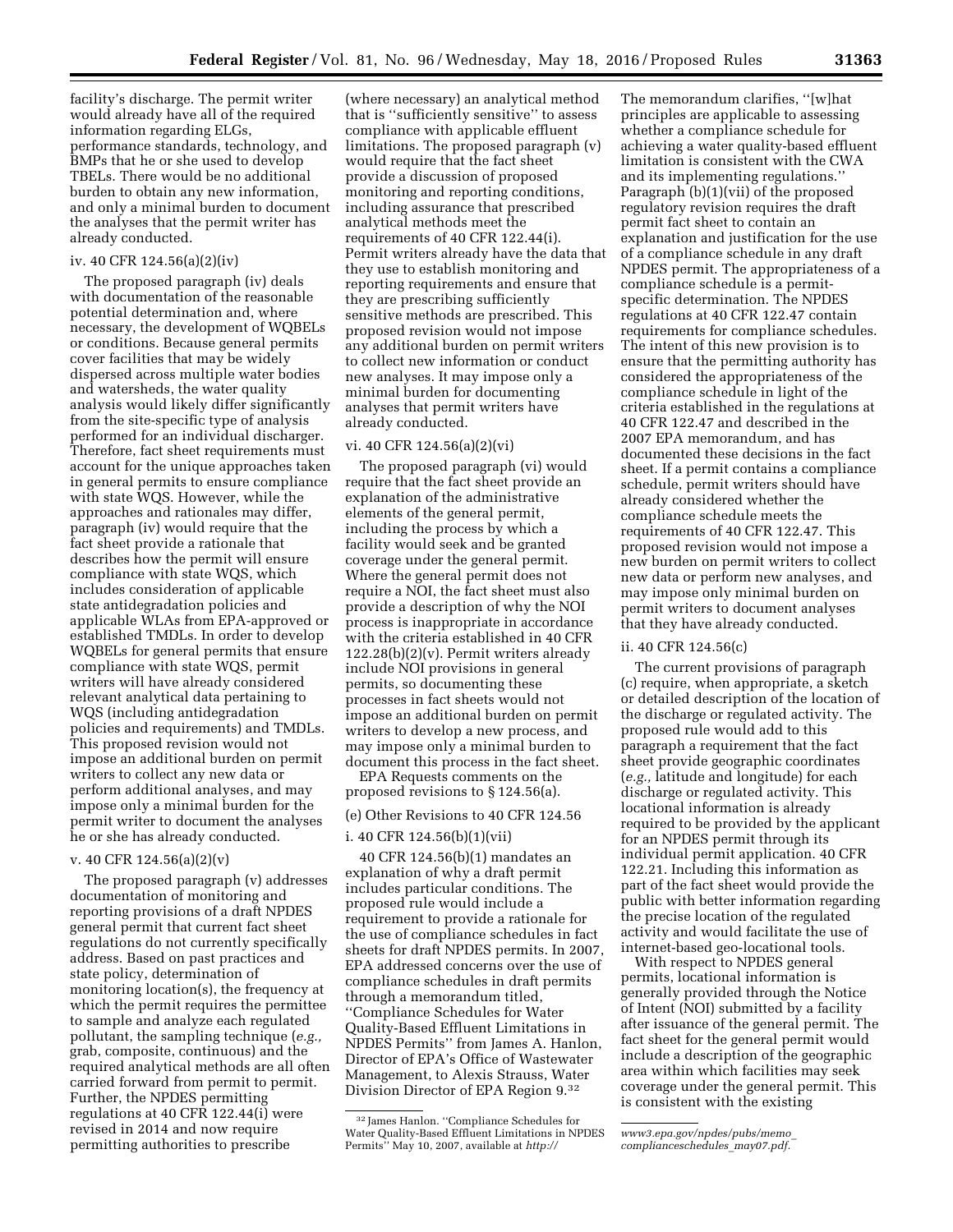facility's discharge. The permit writer would already have all of the required information regarding ELGs, performance standards, technology, and BMPs that he or she used to develop TBELs. There would be no additional burden to obtain any new information, and only a minimal burden to document the analyses that the permit writer has already conducted.

#### iv. 40 CFR 124.56(a)(2)(iv)

The proposed paragraph (iv) deals with documentation of the reasonable potential determination and, where necessary, the development of WQBELs or conditions. Because general permits cover facilities that may be widely dispersed across multiple water bodies and watersheds, the water quality analysis would likely differ significantly from the site-specific type of analysis performed for an individual discharger. Therefore, fact sheet requirements must account for the unique approaches taken in general permits to ensure compliance with state WQS. However, while the approaches and rationales may differ, paragraph (iv) would require that the fact sheet provide a rationale that describes how the permit will ensure compliance with state WQS, which includes consideration of applicable state antidegradation policies and applicable WLAs from EPA-approved or established TMDLs. In order to develop WQBELs for general permits that ensure compliance with state WQS, permit writers will have already considered relevant analytical data pertaining to WQS (including antidegradation policies and requirements) and TMDLs. This proposed revision would not impose an additional burden on permit writers to collect any new data or perform additional analyses, and may impose only a minimal burden for the permit writer to document the analyses he or she has already conducted.

#### v. 40 CFR 124.56(a)(2)(v)

The proposed paragraph (v) addresses documentation of monitoring and reporting provisions of a draft NPDES general permit that current fact sheet regulations do not currently specifically address. Based on past practices and state policy, determination of monitoring location(s), the frequency at which the permit requires the permittee to sample and analyze each regulated pollutant, the sampling technique (*e.g.,* grab, composite, continuous) and the required analytical methods are all often carried forward from permit to permit. Further, the NPDES permitting regulations at 40 CFR 122.44(i) were revised in 2014 and now require permitting authorities to prescribe (where necessary) an analytical method that is ''sufficiently sensitive'' to assess compliance with applicable effluent limitations. The proposed paragraph (v) would require that the fact sheet provide a discussion of proposed monitoring and reporting conditions, including assurance that prescribed analytical methods meet the requirements of 40 CFR 122.44(i). Permit writers already have the data that they use to establish monitoring and reporting requirements and ensure that they are prescribing sufficiently sensitive methods are prescribed. This proposed revision would not impose any additional burden on permit writers to collect new information or conduct new analyses. It may impose only a minimal burden for documenting analyses that permit writers have already conducted.

#### vi. 40 CFR 124.56(a)(2)(vi)

The proposed paragraph (vi) would require that the fact sheet provide an explanation of the administrative elements of the general permit, including the process by which a facility would seek and be granted coverage under the general permit. Where the general permit does not require a NOI, the fact sheet must also provide a description of why the NOI process is inappropriate in accordance with the criteria established in 40 CFR 122.28(b)(2)(v). Permit writers already include NOI provisions in general permits, so documenting these processes in fact sheets would not impose an additional burden on permit writers to develop a new process, and may impose only a minimal burden to document this process in the fact sheet.

EPA Requests comments on the proposed revisions to § 124.56(a).

### (e) Other Revisions to 40 CFR 124.56

#### i. 40 CFR 124.56(b)(1)(vii)

40 CFR 124.56(b)(1) mandates an explanation of why a draft permit includes particular conditions. The proposed rule would include a requirement to provide a rationale for the use of compliance schedules in fact sheets for draft NPDES permits. In 2007, EPA addressed concerns over the use of compliance schedules in draft permits through a memorandum titled, ''Compliance Schedules for Water Quality-Based Effluent Limitations in NPDES Permits'' from James A. Hanlon, Director of EPA's Office of Wastewater Management, to Alexis Strauss, Water Division Director of EPA Region 9.[32] The memorandum clarifies, ''[w]hat principles are applicable to assessing whether a compliance schedule for achieving a water quality-based effluent limitation is consistent with the CWA and its implementing regulations.'' Paragraph (b)(1)(vii) of the proposed regulatory revision requires the draft permit fact sheet to contain an explanation and justification for the use of a compliance schedule in any draft NPDES permit. The appropriateness of a compliance schedule is a permit-specific determination. The NPDES regulations at 40 CFR 122.47 contain requirements for compliance schedules. The intent of this new provision is to ensure that the permitting authority has considered the appropriateness of the compliance schedule in light of the criteria established in the regulations at 40 CFR 122.47 and described in the 2007 EPA memorandum, and has documented these decisions in the fact sheet. If a permit contains a compliance schedule, permit writers should have already considered whether the compliance schedule meets the requirements of 40 CFR 122.47. This proposed revision would not impose a new burden on permit writers to collect new data or perform new analyses, and may impose only minimal burden on permit writers to document analyses that they have already conducted.

#### ii. 40 CFR 124.56(c)

The current provisions of paragraph (c) require, when appropriate, a sketch or detailed description of the location of the discharge or regulated activity. The proposed rule would add to this paragraph a requirement that the fact sheet provide geographic coordinates (*e.g.,* latitude and longitude) for each discharge or regulated activity. This locational information is already required to be provided by the applicant for an NPDES permit through its individual permit application. 40 CFR 122.21. Including this information as part of the fact sheet would provide the public with better information regarding the precise location of the regulated activity and would facilitate the use of internet-based geo-locational tools.

With respect to NPDES general permits, locational information is generally provided through the Notice of Intent (NOI) submitted by a facility after issuance of the general permit. The fact sheet for the general permit would include a description of the geographic area within which facilities may seek coverage under the general permit. This is consistent with the existing

---

[32] James Hanlon. ''Compliance Schedules for Water Quality-Based Effluent Limitations in NPDES Permits'' May 10, 2007, available at *http://www3.epa.gov/npdes/pubs/memo_complianceschedules_may07.pdf.*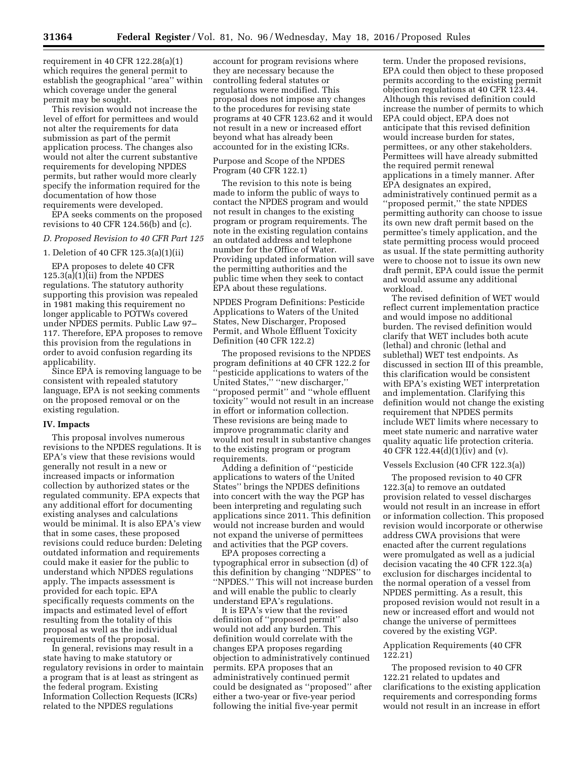requirement in 40 CFR 122.28(a)(1) which requires the general permit to establish the geographical ''area'' within which coverage under the general permit may be sought.

This revision would not increase the level of effort for permittees and would not alter the requirements for data submission as part of the permit application process. The changes also would not alter the current substantive requirements for developing NPDES permits, but rather would more clearly specify the information required for the documentation of how those requirements were developed.

EPA seeks comments on the proposed revisions to 40 CFR 124.56(b) and (c).

*D. Proposed Revision to 40 CFR Part 125*

1. Deletion of 40 CFR 125.3(a)(1)(ii)

EPA proposes to delete 40 CFR 125.3(a)(1)(ii) from the NPDES regulations. The statutory authority supporting this provision was repealed in 1981 making this requirement no longer applicable to POTWs covered under NPDES permits. Public Law 97–117. Therefore, EPA proposes to remove this provision from the regulations in order to avoid confusion regarding its applicability.

Since EPA is removing language to be consistent with repealed statutory language, EPA is not seeking comments on the proposed removal or on the existing regulation.

## IV. Impacts

This proposal involves numerous revisions to the NPDES regulations. It is EPA's view that these revisions would generally not result in a new or increased impacts or information collection by authorized states or the regulated community. EPA expects that any additional effort for documenting existing analyses and calculations would be minimal. It is also EPA's view that in some cases, these proposed revisions could reduce burden: Deleting outdated information and requirements could make it easier for the public to understand which NPDES regulations apply. The impacts assessment is provided for each topic. EPA specifically requests comments on the impacts and estimated level of effort resulting from the totality of this proposal as well as the individual requirements of the proposal.

In general, revisions may result in a state having to make statutory or regulatory revisions in order to maintain a program that is at least as stringent as the federal program. Existing Information Collection Requests (ICRs) related to the NPDES regulations account for program revisions where they are necessary because the controlling federal statutes or regulations were modified. This proposal does not impose any changes to the procedures for revising state programs at 40 CFR 123.62 and it would not result in a new or increased effort beyond what has already been accounted for in the existing ICRs.

Purpose and Scope of the NPDES Program (40 CFR 122.1)

The revision to this note is being made to inform the public of ways to contact the NPDES program and would not result in changes to the existing program or program requirements. The note in the existing regulation contains an outdated address and telephone number for the Office of Water. Providing updated information will save the permitting authorities and the public time when they seek to contact EPA about these regulations.

NPDES Program Definitions: Pesticide Applications to Waters of the United States, New Discharger, Proposed Permit, and Whole Effluent Toxicity Definition (40 CFR 122.2)

The proposed revisions to the NPDES program definitions at 40 CFR 122.2 for ''pesticide applications to waters of the United States,'' ''new discharger,'' ''proposed permit'' and ''whole effluent toxicity'' would not result in an increase in effort or information collection. These revisions are being made to improve programmatic clarity and would not result in substantive changes to the existing program or program requirements.

Adding a definition of ''pesticide applications to waters of the United States'' brings the NPDES definitions into concert with the way the PGP has been interpreting and regulating such applications since 2011. This definition would not increase burden and would not expand the universe of permittees and activities that the PGP covers.

EPA proposes correcting a typographical error in subsection (d) of this definition by changing ''NDPES'' to ''NPDES.'' This will not increase burden and will enable the public to clearly understand EPA's regulations.

It is EPA's view that the revised definition of ''proposed permit'' also would not add any burden. This definition would correlate with the changes EPA proposes regarding objection to administratively continued permits. EPA proposes that an administratively continued permit could be designated as ''proposed'' after either a two-year or five-year period following the initial five-year permit term. Under the proposed revisions, EPA could then object to these proposed permits according to the existing permit objection regulations at 40 CFR 123.44. Although this revised definition could increase the number of permits to which EPA could object, EPA does not anticipate that this revised definition would increase burden for states, permittees, or any other stakeholders. Permittees will have already submitted the required permit renewal applications in a timely manner. After EPA designates an expired, administratively continued permit as a ''proposed permit,'' the state NPDES permitting authority can choose to issue its own new draft permit based on the permittee's timely application, and the state permitting process would proceed as usual. If the state permitting authority were to choose not to issue its own new draft permit, EPA could issue the permit and would assume any additional workload.

The revised definition of WET would reflect current implementation practice and would impose no additional burden. The revised definition would clarify that WET includes both acute (lethal) and chronic (lethal and sublethal) WET test endpoints. As discussed in section III of this preamble, this clarification would be consistent with EPA's existing WET interpretation and implementation. Clarifying this definition would not change the existing requirement that NPDES permits include WET limits where necessary to meet state numeric and narrative water quality aquatic life protection criteria. 40 CFR 122.44(d)(1)(iv) and (v).

Vessels Exclusion (40 CFR 122.3(a))

The proposed revision to 40 CFR 122.3(a) to remove an outdated provision related to vessel discharges would not result in an increase in effort or information collection. This proposed revision would incorporate or otherwise address CWA provisions that were enacted after the current regulations were promulgated as well as a judicial decision vacating the 40 CFR 122.3(a) exclusion for discharges incidental to the normal operation of a vessel from NPDES permitting. As a result, this proposed revision would not result in a new or increased effort and would not change the universe of permittees covered by the existing VGP.

Application Requirements (40 CFR 122.21)

The proposed revision to 40 CFR 122.21 related to updates and clarifications to the existing application requirements and corresponding forms would not result in an increase in effort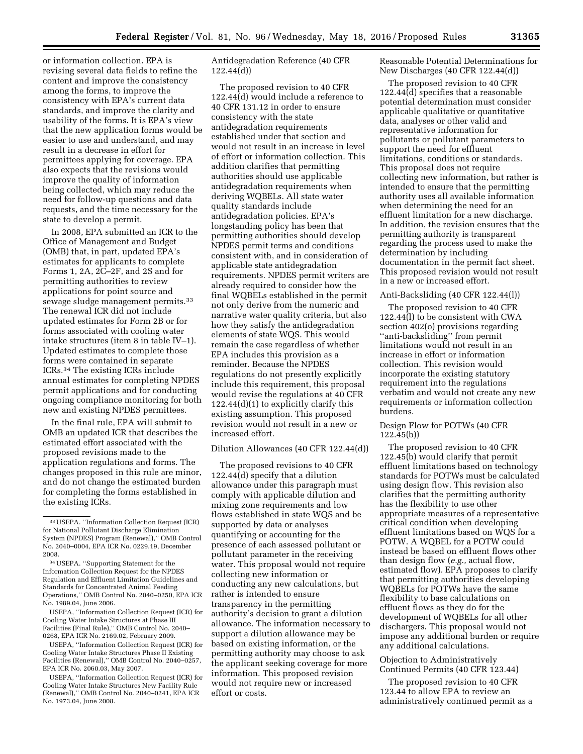or information collection. EPA is revising several data fields to refine the content and improve the consistency among the forms, to improve the consistency with EPA's current data standards, and improve the clarity and usability of the forms. It is EPA's view that the new application forms would be easier to use and understand, and may result in a decrease in effort for permittees applying for coverage. EPA also expects that the revisions would improve the quality of information being collected, which may reduce the need for follow-up questions and data requests, and the time necessary for the state to develop a permit.

In 2008, EPA submitted an ICR to the Office of Management and Budget (OMB) that, in part, updated EPA's estimates for applicants to complete Forms 1, 2A, 2C–2F, and 2S and for permitting authorities to review applications for point source and sewage sludge management permits.[33] The renewal ICR did not include updated estimates for Form 2B or for forms associated with cooling water intake structures (item 8 in table IV–1). Updated estimates to complete those forms were contained in separate ICRs.[34] The existing ICRs include annual estimates for completing NPDES permit applications and for conducting ongoing compliance monitoring for both new and existing NPDES permittees.

In the final rule, EPA will submit to OMB an updated ICR that describes the estimated effort associated with the proposed revisions made to the application regulations and forms. The changes proposed in this rule are minor, and do not change the estimated burden for completing the forms established in the existing ICRs.

Antidegradation Reference (40 CFR 122.44(d))

The proposed revision to 40 CFR 122.44(d) would include a reference to 40 CFR 131.12 in order to ensure consistency with the state antidegradation requirements established under that section and would not result in an increase in level of effort or information collection. This addition clarifies that permitting authorities should use applicable antidegradation requirements when deriving WQBELs. All state water quality standards include antidegradation policies. EPA's longstanding policy has been that permitting authorities should develop NPDES permit terms and conditions consistent with, and in consideration of applicable state antidegradation requirements. NPDES permit writers are already required to consider how the final WQBELs established in the permit not only derive from the numeric and narrative water quality criteria, but also how they satisfy the antidegradation elements of state WQS. This would remain the case regardless of whether EPA includes this provision as a reminder. Because the NPDES regulations do not presently explicitly include this requirement, this proposal would revise the regulations at 40 CFR 122.44(d)(1) to explicitly clarify this existing assumption. This proposed revision would not result in a new or increased effort.

Dilution Allowances (40 CFR 122.44(d))

The proposed revisions to 40 CFR 122.44(d) specify that a dilution allowance under this paragraph must comply with applicable dilution and mixing zone requirements and low flows established in state WQS and be supported by data or analyses quantifying or accounting for the presence of each assessed pollutant or pollutant parameter in the receiving water. This proposal would not require collecting new information or conducting any new calculations, but rather is intended to ensure transparency in the permitting authority's decision to grant a dilution allowance. The information necessary to support a dilution allowance may be based on existing information, or the permitting authority may choose to ask the applicant seeking coverage for more information. This proposed revision would not require new or increased effort or costs.

Reasonable Potential Determinations for New Discharges (40 CFR 122.44(d))

The proposed revision to 40 CFR 122.44(d) specifies that a reasonable potential determination must consider applicable qualitative or quantitative data, analyses or other valid and representative information for pollutants or pollutant parameters to support the need for effluent limitations, conditions or standards. This proposal does not require collecting new information, but rather is intended to ensure that the permitting authority uses all available information when determining the need for an effluent limitation for a new discharge. In addition, the revision ensures that the permitting authority is transparent regarding the process used to make the determination by including documentation in the permit fact sheet. This proposed revision would not result in a new or increased effort.

Anti-Backsliding (40 CFR 122.44(l))

The proposed revision to 40 CFR 122.44(l) to be consistent with CWA section 402(o) provisions regarding ''anti-backsliding'' from permit limitations would not result in an increase in effort or information collection. This revision would incorporate the existing statutory requirement into the regulations verbatim and would not create any new requirements or information collection burdens.

Design Flow for POTWs (40 CFR 122.45(b))

The proposed revision to 40 CFR 122.45(b) would clarify that permit effluent limitations based on technology standards for POTWs must be calculated using design flow. This revision also clarifies that the permitting authority has the flexibility to use other appropriate measures of a representative critical condition when developing effluent limitations based on WQS for a POTW. A WQBEL for a POTW could instead be based on effluent flows other than design flow (*e.g.,* actual flow, estimated flow). EPA proposes to clarify that permitting authorities developing WQBELs for POTWs have the same flexibility to base calculations on effluent flows as they do for the development of WQBELs for all other dischargers. This proposal would not impose any additional burden or require any additional calculations.

Objection to Administratively Continued Permits (40 CFR 123.44)

The proposed revision to 40 CFR 123.44 to allow EPA to review an administratively continued permit as a

---

[33] USEPA. ''Information Collection Request (ICR) for National Pollutant Discharge Elimination System (NPDES) Program (Renewal),'' OMB Control No. 2040–0004, EPA ICR No. 0229.19, December 2008.

[34] USEPA. ''Supporting Statement for the Information Collection Request for the NPDES Regulation and Effluent Limitation Guidelines and Standards for Concentrated Animal Feeding Operations,'' OMB Control No. 2040–0250, EPA ICR No. 1989.04, June 2006.

USEPA, ''Information Collection Request (ICR) for Cooling Water Intake Structures at Phase III Facilities (Final Rule),'' OMB Control No. 2040–0268, EPA ICR No. 2169.02, February 2009.

USEPA, ''Information Collection Request (ICR) for Cooling Water Intake Structures Phase II Existing Facilities (Renewal),'' OMB Control No. 2040–0257, EPA ICR No. 2060.03, May 2007.

USEPA, ''Information Collection Request (ICR) for Cooling Water Intake Structures New Facility Rule (Renewal),'' OMB Control No. 2040–0241, EPA ICR No. 1973.04, June 2008.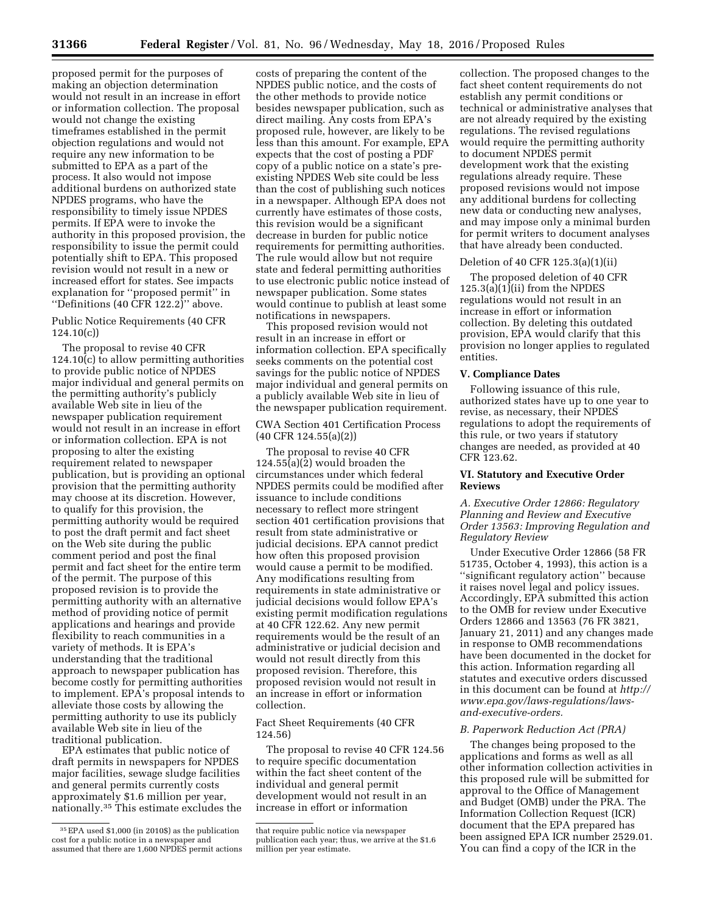proposed permit for the purposes of making an objection determination would not result in an increase in effort or information collection. The proposal would not change the existing timeframes established in the permit objection regulations and would not require any new information to be submitted to EPA as a part of the process. It also would not impose additional burdens on authorized state NPDES programs, who have the responsibility to timely issue NPDES permits. If EPA were to invoke the authority in this proposed provision, the responsibility to issue the permit could potentially shift to EPA. This proposed revision would not result in a new or increased effort for states. See impacts explanation for ''proposed permit'' in ''Definitions (40 CFR 122.2)'' above.

Public Notice Requirements (40 CFR 124.10(c))

The proposal to revise 40 CFR 124.10(c) to allow permitting authorities to provide public notice of NPDES major individual and general permits on the permitting authority's publicly available Web site in lieu of the newspaper publication requirement would not result in an increase in effort or information collection. EPA is not proposing to alter the existing requirement related to newspaper publication, but is providing an optional provision that the permitting authority may choose at its discretion. However, to qualify for this provision, the permitting authority would be required to post the draft permit and fact sheet on the Web site during the public comment period and post the final permit and fact sheet for the entire term of the permit. The purpose of this proposed revision is to provide the permitting authority with an alternative method of providing notice of permit applications and hearings and provide flexibility to reach communities in a variety of methods. It is EPA's understanding that the traditional approach to newspaper publication has become costly for permitting authorities to implement. EPA's proposal intends to alleviate those costs by allowing the permitting authority to use its publicly available Web site in lieu of the traditional publication.

EPA estimates that public notice of draft permits in newspapers for NPDES major facilities, sewage sludge facilities and general permits currently costs approximately $1.6 million per year, nationally.[35] This estimate excludes the costs of preparing the content of the NPDES public notice, and the costs of the other methods to provide notice besides newspaper publication, such as direct mailing. Any costs from EPA's proposed rule, however, are likely to be less than this amount. For example, EPA expects that the cost of posting a PDF copy of a public notice on a state's pre-existing NPDES Web site could be less than the cost of publishing such notices in a newspaper. Although EPA does not currently have estimates of those costs, this revision would be a significant decrease in burden for public notice requirements for permitting authorities. The rule would allow but not require state and federal permitting authorities to use electronic public notice instead of newspaper publication. Some states would continue to publish at least some notifications in newspapers.

This proposed revision would not result in an increase in effort or information collection. EPA specifically seeks comments on the potential cost savings for the public notice of NPDES major individual and general permits on a publicly available Web site in lieu of the newspaper publication requirement.

CWA Section 401 Certification Process (40 CFR 124.55(a)(2))

The proposal to revise 40 CFR 124.55(a)(2) would broaden the circumstances under which federal NPDES permits could be modified after issuance to include conditions necessary to reflect more stringent section 401 certification provisions that result from state administrative or judicial decisions. EPA cannot predict how often this proposed provision would cause a permit to be modified. Any modifications resulting from requirements in state administrative or judicial decisions would follow EPA's existing permit modification regulations at 40 CFR 122.62. Any new permit requirements would be the result of an administrative or judicial decision and would not result directly from this proposed revision. Therefore, this proposed revision would not result in an increase in effort or information collection.

Fact Sheet Requirements (40 CFR 124.56)

The proposal to revise 40 CFR 124.56 to require specific documentation within the fact sheet content of the individual and general permit development would not result in an increase in effort or information collection. The proposed changes to the fact sheet content requirements do not establish any permit conditions or technical or administrative analyses that are not already required by the existing regulations. The revised regulations would require the permitting authority to document NPDES permit development work that the existing regulations already require. These proposed revisions would not impose any additional burdens for collecting new data or conducting new analyses, and may impose only a minimal burden for permit writers to document analyses that have already been conducted.

Deletion of 40 CFR 125.3(a)(1)(ii)

The proposed deletion of 40 CFR 125.3(a)(1)(ii) from the NPDES regulations would not result in an increase in effort or information collection. By deleting this outdated provision, EPA would clarify that this provision no longer applies to regulated entities.

## V. Compliance Dates

Following issuance of this rule, authorized states have up to one year to revise, as necessary, their NPDES regulations to adopt the requirements of this rule, or two years if statutory changes are needed, as provided at 40 CFR 123.62.

## VI. Statutory and Executive Order Reviews

### *A. Executive Order 12866: Regulatory Planning and Review and Executive Order 13563: Improving Regulation and Regulatory Review*

Under Executive Order 12866 (58 FR 51735, October 4, 1993), this action is a ''significant regulatory action'' because it raises novel legal and policy issues. Accordingly, EPA submitted this action to the OMB for review under Executive Orders 12866 and 13563 (76 FR 3821, January 21, 2011) and any changes made in response to OMB recommendations have been documented in the docket for this action. Information regarding all statutes and executive orders discussed in this document can be found at *http://www.epa.gov/laws-regulations/laws-and-executive-orders.*

### *B. Paperwork Reduction Act (PRA)*

The changes being proposed to the applications and forms as well as all other information collection activities in this proposed rule will be submitted for approval to the Office of Management and Budget (OMB) under the PRA. The Information Collection Request (ICR) document that the EPA prepared has been assigned EPA ICR number 2529.01. You can find a copy of the ICR in the

---

[35] EPA used $1,000 (in 2010$) as the publication cost for a public notice in a newspaper and assumed that there are 1,600 NPDES permit actions that require public notice via newspaper publication each year; thus, we arrive at the $1.6 million per year estimate.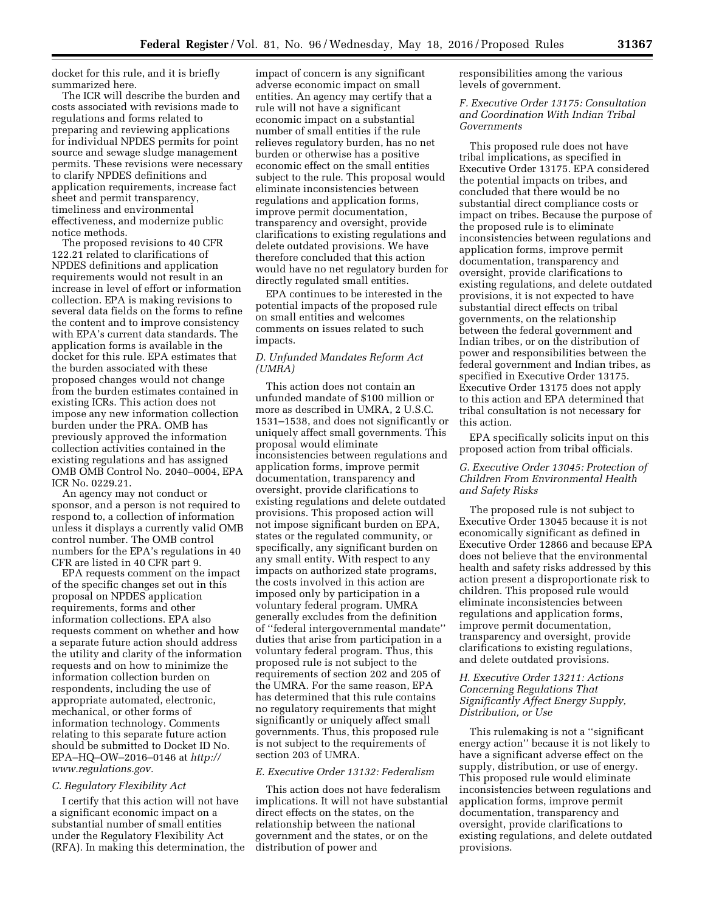docket for this rule, and it is briefly summarized here.

The ICR will describe the burden and costs associated with revisions made to regulations and forms related to preparing and reviewing applications for individual NPDES permits for point source and sewage sludge management permits. These revisions were necessary to clarify NPDES definitions and application requirements, increase fact sheet and permit transparency, timeliness and environmental effectiveness, and modernize public notice methods.

The proposed revisions to 40 CFR 122.21 related to clarifications of NPDES definitions and application requirements would not result in an increase in level of effort or information collection. EPA is making revisions to several data fields on the forms to refine the content and to improve consistency with EPA's current data standards. The application forms is available in the docket for this rule. EPA estimates that the burden associated with these proposed changes would not change from the burden estimates contained in existing ICRs. This action does not impose any new information collection burden under the PRA. OMB has previously approved the information collection activities contained in the existing regulations and has assigned OMB OMB Control No. 2040–0004, EPA ICR No. 0229.21.

An agency may not conduct or sponsor, and a person is not required to respond to, a collection of information unless it displays a currently valid OMB control number. The OMB control numbers for the EPA's regulations in 40 CFR are listed in 40 CFR part 9.

EPA requests comment on the impact of the specific changes set out in this proposal on NPDES application requirements, forms and other information collections. EPA also requests comment on whether and how a separate future action should address the utility and clarity of the information requests and on how to minimize the information collection burden on respondents, including the use of appropriate automated, electronic, mechanical, or other forms of information technology. Comments relating to this separate future action should be submitted to Docket ID No. EPA–HQ–OW–2016–0146 at *http://www.regulations.gov.*

### *C. Regulatory Flexibility Act*

I certify that this action will not have a significant economic impact on a substantial number of small entities under the Regulatory Flexibility Act (RFA). In making this determination, the impact of concern is any significant adverse economic impact on small entities. An agency may certify that a rule will not have a significant economic impact on a substantial number of small entities if the rule relieves regulatory burden, has no net burden or otherwise has a positive economic effect on the small entities subject to the rule. This proposal would eliminate inconsistencies between regulations and application forms, improve permit documentation, transparency and oversight, provide clarifications to existing regulations and delete outdated provisions. We have therefore concluded that this action would have no net regulatory burden for directly regulated small entities.

EPA continues to be interested in the potential impacts of the proposed rule on small entities and welcomes comments on issues related to such impacts.

### *D. Unfunded Mandates Reform Act (UMRA)*

This action does not contain an unfunded mandate of $100 million or more as described in UMRA, 2 U.S.C. 1531–1538, and does not significantly or uniquely affect small governments. This proposal would eliminate inconsistencies between regulations and application forms, improve permit documentation, transparency and oversight, provide clarifications to existing regulations and delete outdated provisions. This proposed action will not impose significant burden on EPA, states or the regulated community, or specifically, any significant burden on any small entity. With respect to any impacts on authorized state programs, the costs involved in this action are imposed only by participation in a voluntary federal program. UMRA generally excludes from the definition of ''federal intergovernmental mandate'' duties that arise from participation in a voluntary federal program. Thus, this proposed rule is not subject to the requirements of section 202 and 205 of the UMRA. For the same reason, EPA has determined that this rule contains no regulatory requirements that might significantly or uniquely affect small governments. Thus, this proposed rule is not subject to the requirements of section 203 of UMRA.

### *E. Executive Order 13132: Federalism*

This action does not have federalism implications. It will not have substantial direct effects on the states, on the relationship between the national government and the states, or on the distribution of power and responsibilities among the various levels of government.

### *F. Executive Order 13175: Consultation and Coordination With Indian Tribal Governments*

This proposed rule does not have tribal implications, as specified in Executive Order 13175. EPA considered the potential impacts on tribes, and concluded that there would be no substantial direct compliance costs or impact on tribes. Because the purpose of the proposed rule is to eliminate inconsistencies between regulations and application forms, improve permit documentation, transparency and oversight, provide clarifications to existing regulations, and delete outdated provisions, it is not expected to have substantial direct effects on tribal governments, on the relationship between the federal government and Indian tribes, or on the distribution of power and responsibilities between the federal government and Indian tribes, as specified in Executive Order 13175. Executive Order 13175 does not apply to this action and EPA determined that tribal consultation is not necessary for this action.

EPA specifically solicits input on this proposed action from tribal officials.

### *G. Executive Order 13045: Protection of Children From Environmental Health and Safety Risks*

The proposed rule is not subject to Executive Order 13045 because it is not economically significant as defined in Executive Order 12866 and because EPA does not believe that the environmental health and safety risks addressed by this action present a disproportionate risk to children. This proposed rule would eliminate inconsistencies between regulations and application forms, improve permit documentation, transparency and oversight, provide clarifications to existing regulations, and delete outdated provisions.

### *H. Executive Order 13211: Actions Concerning Regulations That Significantly Affect Energy Supply, Distribution, or Use*

This rulemaking is not a ''significant energy action'' because it is not likely to have a significant adverse effect on the supply, distribution, or use of energy. This proposed rule would eliminate inconsistencies between regulations and application forms, improve permit documentation, transparency and oversight, provide clarifications to existing regulations, and delete outdated provisions.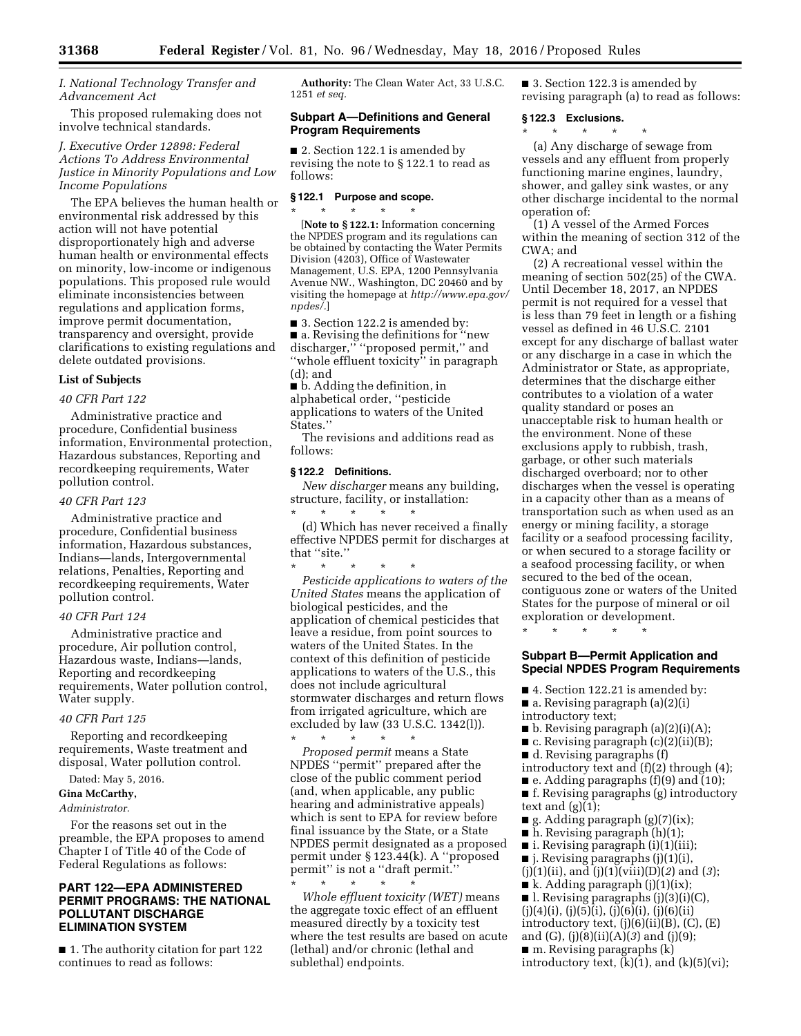### I. National Technology Transfer and Advancement Act

This proposed rulemaking does not involve technical standards.

### J. Executive Order 12898: Federal Actions To Address Environmental Justice in Minority Populations and Low Income Populations

The EPA believes the human health or environmental risk addressed by this action will not have potential disproportionately high and adverse human health or environmental effects on minority, low-income or indigenous populations. This proposed rule would eliminate inconsistencies between regulations and application forms, improve permit documentation, transparency and oversight, provide clarifications to existing regulations and delete outdated provisions.

### List of Subjects

#### 40 CFR Part 122

Administrative practice and procedure, Confidential business information, Environmental protection, Hazardous substances, Reporting and recordkeeping requirements, Water pollution control.

#### 40 CFR Part 123

Administrative practice and procedure, Confidential business information, Hazardous substances, Indians—lands, Intergovernmental relations, Penalties, Reporting and recordkeeping requirements, Water pollution control.

#### 40 CFR Part 124

Administrative practice and procedure, Air pollution control, Hazardous waste, Indians—lands, Reporting and recordkeeping requirements, Water pollution control, Water supply.

#### 40 CFR Part 125

Reporting and recordkeeping requirements, Waste treatment and disposal, Water pollution control.

Dated: May 5, 2016.

**Gina McCarthy,**

*Administrator.*

For the reasons set out in the preamble, the EPA proposes to amend Chapter I of Title 40 of the Code of Federal Regulations as follows:

## PART 122—EPA ADMINISTERED PERMIT PROGRAMS: THE NATIONAL POLLUTANT DISCHARGE ELIMINATION SYSTEM

■ 1. The authority citation for part 122 continues to read as follows:

**Authority:** The Clean Water Act, 33 U.S.C. 1251 *et seq.*

### Subpart A—Definitions and General Program Requirements

■ 2. Section 122.1 is amended by revising the note to § 122.1 to read as follows:

#### § 122.1 Purpose and scope.

\* \* \* \* \*

[**Note to § 122.1:** Information concerning the NPDES program and its regulations can be obtained by contacting the Water Permits Division (4203), Office of Wastewater Management, U.S. EPA, 1200 Pennsylvania Avenue NW., Washington, DC 20460 and by visiting the homepage at *http://www.epa.gov/npdes/*.]

■ 3. Section 122.2 is amended by:

■ a. Revising the definitions for "new discharger," "proposed permit," and "whole effluent toxicity" in paragraph (d); and

■ b. Adding the definition, in alphabetical order, "pesticide applications to waters of the United States."

The revisions and additions read as follows:

#### § 122.2 Definitions.

*New discharger* means any building, structure, facility, or installation:

\* \* \* \* \*

(d) Which has never received a finally effective NPDES permit for discharges at that "site."

\* \* \* \* \*

*Pesticide applications to waters of the United States* means the application of biological pesticides, and the application of chemical pesticides that leave a residue, from point sources to waters of the United States. In the context of this definition of pesticide applications to waters of the U.S., this does not include agricultural stormwater discharges and return flows from irrigated agriculture, which are excluded by law (33 U.S.C. 1342(l)).

\* \* \* \* \*

*Proposed permit* means a State NPDES "permit" prepared after the close of the public comment period (and, when applicable, any public hearing and administrative appeals) which is sent to EPA for review before final issuance by the State, or a State NPDES permit designated as a proposed permit under § 123.44(k). A "proposed permit" is not a "draft permit."

\* \* \* \* \*

*Whole effluent toxicity (WET)* means the aggregate toxic effect of an effluent measured directly by a toxicity test where the test results are based on acute (lethal) and/or chronic (lethal and sublethal) endpoints.

■ 3. Section 122.3 is amended by revising paragraph (a) to read as follows:

#### § 122.3 Exclusions.

\* \* \* \* \*

(a) Any discharge of sewage from vessels and any effluent from properly functioning marine engines, laundry, shower, and galley sink wastes, or any other discharge incidental to the normal operation of:

(1) A vessel of the Armed Forces within the meaning of section 312 of the CWA; and

(2) A recreational vessel within the meaning of section 502(25) of the CWA. Until December 18, 2017, an NPDES permit is not required for a vessel that is less than 79 feet in length or a fishing vessel as defined in 46 U.S.C. 2101 except for any discharge of ballast water or any discharge in a case in which the Administrator or State, as appropriate, determines that the discharge either contributes to a violation of a water quality standard or poses an unacceptable risk to human health or the environment. None of these exclusions apply to rubbish, trash, garbage, or other such materials discharged overboard; nor to other discharges when the vessel is operating in a capacity other than as a means of transportation such as when used as an energy or mining facility, a storage facility or a seafood processing facility, or when secured to a storage facility or a seafood processing facility, or when secured to the bed of the ocean, contiguous zone or waters of the United States for the purpose of mineral or oil exploration or development.

\* \* \* \* \*

### Subpart B—Permit Application and Special NPDES Program Requirements

■ 4. Section 122.21 is amended by:

■ a. Revising paragraph (a)(2)(i) introductory text;

■ b. Revising paragraph (a)(2)(i)(A);

■ c. Revising paragraph (c)(2)(ii)(B);

■ d. Revising paragraphs (f) introductory text and (f)(2) through (4);

■ e. Adding paragraphs (f)(9) and (10);

■ f. Revising paragraphs (g) introductory text and (g)(1);

■ g. Adding paragraph (g)(7)(ix);

■ h. Revising paragraph (h)(1);

■ i. Revising paragraph (i)(1)(iii);

■ j. Revising paragraphs (j)(1)(i), (j)(1)(ii), and (j)(1)(viii)(D)(*2*) and (*3*);

■ k. Adding paragraph (j)(1)(ix);

■ l. Revising paragraphs (j)(3)(i)(C), (j)(4)(i), (j)(5)(i), (j)(6)(i), (j)(6)(ii) introductory text, (j)(6)(ii)(B), (C), (E) and (G), (j)(8)(ii)(A)(*3*) and (j)(9);

■ m. Revising paragraphs (k) introductory text, (k)(1), and (k)(5)(vi);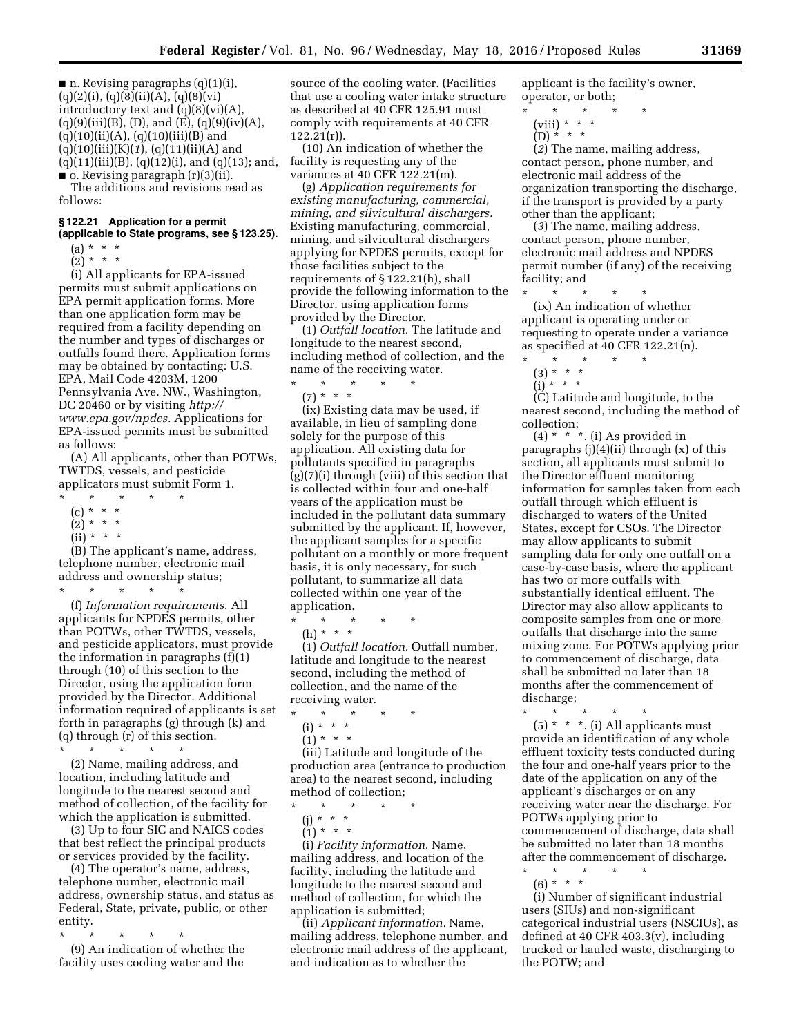■ n. Revising paragraphs (q)(1)(i), (q)(2)(i), (q)(8)(ii)(A), (q)(8)(vi) introductory text and (q)(8)(vi)(A), (q)(9)(iii)(B), (D), and (E), (q)(9)(iv)(A), (q)(10)(ii)(A), (q)(10)(iii)(B) and (q)(10)(iii)(K)(*1*), (q)(11)(ii)(A) and (q)(11)(iii)(B), (q)(12)(i), and (q)(13); and,

■ o. Revising paragraph (r)(3)(ii).

The additions and revisions read as follows:

**§ 122.21 Application for a permit (applicable to State programs, see § 123.25).**

(a) * * *

(2) * * *

(i) All applicants for EPA-issued permits must submit applications on EPA permit application forms. More than one application form may be required from a facility depending on the number and types of discharges or outfalls found there. Application forms may be obtained by contacting: U.S. EPA, Mail Code 4203M, 1200 Pennsylvania Ave. NW., Washington, DC 20460 or by visiting *http://www.epa.gov/npdes.* Applications for EPA-issued permits must be submitted as follows:

(A) All applicants, other than POTWs, TWTDS, vessels, and pesticide applicators must submit Form 1.

\* \* \* \* \*

(c) * * *

(2) * * *

(ii) * * *

(B) The applicant's name, address, telephone number, electronic mail address and ownership status;

\* \* \* \* \*

(f) *Information requirements.* All applicants for NPDES permits, other than POTWs, other TWTDS, vessels, and pesticide applicators, must provide the information in paragraphs (f)(1) through (10) of this section to the Director, using the application form provided by the Director. Additional information required of applicants is set forth in paragraphs (g) through (k) and (q) through (r) of this section.

\* \* \* \* \*

(2) Name, mailing address, and location, including latitude and longitude to the nearest second and method of collection, of the facility for which the application is submitted.

(3) Up to four SIC and NAICS codes that best reflect the principal products or services provided by the facility.

(4) The operator's name, address, telephone number, electronic mail address, ownership status, and status as Federal, State, private, public, or other entity.

\* \* \* \* \*

(9) An indication of whether the facility uses cooling water and the source of the cooling water. (Facilities that use a cooling water intake structure as described at 40 CFR 125.91 must comply with requirements at 40 CFR 122.21(r)).

(10) An indication of whether the facility is requesting any of the variances at 40 CFR 122.21(m).

(g) *Application requirements for existing manufacturing, commercial, mining, and silvicultural dischargers.* Existing manufacturing, commercial, mining, and silvicultural dischargers applying for NPDES permits, except for those facilities subject to the requirements of § 122.21(h), shall provide the following information to the Director, using application forms provided by the Director.

(1) *Outfall location.* The latitude and longitude to the nearest second, including method of collection, and the name of the receiving water.

\* \* \* \* \*

(7) * * *

(ix) Existing data may be used, if available, in lieu of sampling done solely for the purpose of this application. All existing data for pollutants specified in paragraphs (g)(7)(i) through (viii) of this section that is collected within four and one-half years of the application must be included in the pollutant data summary submitted by the applicant. If, however, the applicant samples for a specific pollutant on a monthly or more frequent basis, it is only necessary, for such pollutant, to summarize all data collected within one year of the application.

\* \* \* \* \*

(h) * * *

(1) *Outfall location.* Outfall number, latitude and longitude to the nearest second, including the method of collection, and the name of the receiving water.

\* \* \* \* \*

(i) * * *

(1) * * *

(iii) Latitude and longitude of the production area (entrance to production area) to the nearest second, including method of collection;

\* \* \* \* \*

(j) * * *

(1) * * *

(i) *Facility information.* Name, mailing address, and location of the facility, including the latitude and longitude to the nearest second and method of collection, for which the application is submitted;

(ii) *Applicant information.* Name, mailing address, telephone number, and electronic mail address of the applicant, and indication as to whether the applicant is the facility's owner, operator, or both;

\* \* \* \* \*

(viii) * * *

(D) * * *

(*2*) The name, mailing address, contact person, phone number, and electronic mail address of the organization transporting the discharge, if the transport is provided by a party other than the applicant;

(*3*) The name, mailing address, contact person, phone number, electronic mail address and NPDES permit number (if any) of the receiving facility; and

\* \* \* \* \*

(ix) An indication of whether applicant is operating under or requesting to operate under a variance as specified at 40 CFR 122.21(n).

\* \* \* \* \*

(3) * * *

(i) * * *

(C) Latitude and longitude, to the nearest second, including the method of collection;

(4) * * *. (i) As provided in paragraphs (j)(4)(ii) through (x) of this section, all applicants must submit to the Director effluent monitoring information for samples taken from each outfall through which effluent is discharged to waters of the United States, except for CSOs. The Director may allow applicants to submit sampling data for only one outfall on a case-by-case basis, where the applicant has two or more outfalls with substantially identical effluent. The Director may also allow applicants to composite samples from one or more outfalls that discharge into the same mixing zone. For POTWs applying prior to commencement of discharge, data shall be submitted no later than 18 months after the commencement of discharge;

\* \* \* \* \*

(5) * * *. (i) All applicants must provide an identification of any whole effluent toxicity tests conducted during the four and one-half years prior to the date of the application on any of the applicant's discharges or on any receiving water near the discharge. For POTWs applying prior to commencement of discharge, data shall be submitted no later than 18 months after the commencement of discharge.

\* \* \* \* \*

(6) * * *

(i) Number of significant industrial users (SIUs) and non-significant categorical industrial users (NSCIUs), as defined at 40 CFR 403.3(v), including trucked or hauled waste, discharging to the POTW; and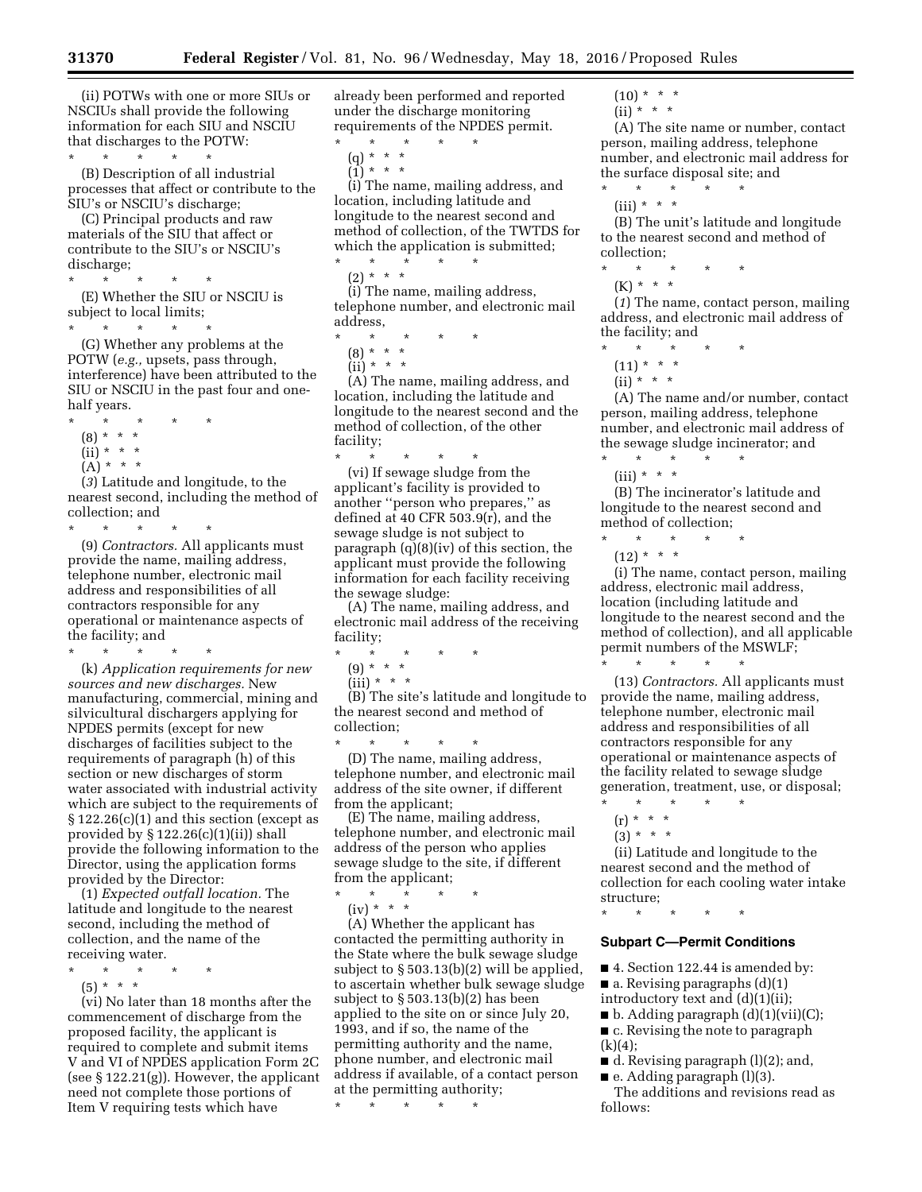(ii) POTWs with one or more SIUs or NSCIUs shall provide the following information for each SIU and NSCIU that discharges to the POTW:

\* \* \* \* \*

(B) Description of all industrial processes that affect or contribute to the SIU's or NSCIU's discharge;

(C) Principal products and raw materials of the SIU that affect or contribute to the SIU's or NSCIU's discharge;

\* \* \* \* \*

(E) Whether the SIU or NSCIU is subject to local limits;

\* \* \* \* \*

(G) Whether any problems at the POTW (*e.g.,* upsets, pass through, interference) have been attributed to the SIU or NSCIU in the past four and one-half years.

\* \* \* \* \*

(8) \* \* \*

(ii) \* \* \*

(A) \* \* \*

(*3*) Latitude and longitude, to the nearest second, including the method of collection; and

\* \* \* \* \*

(9) *Contractors.* All applicants must provide the name, mailing address, telephone number, electronic mail address and responsibilities of all contractors responsible for any operational or maintenance aspects of the facility; and

\* \* \* \* \*

(k) *Application requirements for new sources and new discharges.* New manufacturing, commercial, mining and silvicultural dischargers applying for NPDES permits (except for new discharges of facilities subject to the requirements of paragraph (h) of this section or new discharges of storm water associated with industrial activity which are subject to the requirements of § 122.26(c)(1) and this section (except as provided by § 122.26(c)(1)(ii)) shall provide the following information to the Director, using the application forms provided by the Director:

(1) *Expected outfall location.* The latitude and longitude to the nearest second, including the method of collection, and the name of the receiving water.

\* \* \* \* \*

(5) \* \* \*

(vi) No later than 18 months after the commencement of discharge from the proposed facility, the applicant is required to complete and submit items V and VI of NPDES application Form 2C (see § 122.21(g)). However, the applicant need not complete those portions of Item V requiring tests which have already been performed and reported under the discharge monitoring requirements of the NPDES permit.

\* \* \* \* \*

(q) \* \* \*

(1) \* \* \*

(i) The name, mailing address, and location, including latitude and longitude to the nearest second and method of collection, of the TWTDS for which the application is submitted;

\* \* \* \* \*

(2) \* \* \*

(i) The name, mailing address, telephone number, and electronic mail address,

\* \* \* \* \*

(8) \* \* \*

(ii) \* \* \*

(A) The name, mailing address, and location, including the latitude and longitude to the nearest second and the method of collection, of the other facility;

\* \* \* \* \*

(vi) If sewage sludge from the applicant's facility is provided to another ''person who prepares,'' as defined at 40 CFR 503.9(r), and the sewage sludge is not subject to paragraph (q)(8)(iv) of this section, the applicant must provide the following information for each facility receiving the sewage sludge:

(A) The name, mailing address, and electronic mail address of the receiving facility;

\* \* \* \* \*

(9) \* \* \*

(iii) \* \* \*

(B) The site's latitude and longitude to the nearest second and method of collection;

\* \* \* \* \*

(D) The name, mailing address, telephone number, and electronic mail address of the site owner, if different from the applicant;

(E) The name, mailing address, telephone number, and electronic mail address of the person who applies sewage sludge to the site, if different from the applicant;

\* \* \* \* \*

(iv) \* \* \*

(A) Whether the applicant has contacted the permitting authority in the State where the bulk sewage sludge subject to § 503.13(b)(2) will be applied, to ascertain whether bulk sewage sludge subject to § 503.13(b)(2) has been applied to the site on or since July 20, 1993, and if so, the name of the permitting authority and the name, phone number, and electronic mail address if available, of a contact person at the permitting authority;

\* \* \* \* \*

(10) \* \* \*

(ii) \* \* \*

(A) The site name or number, contact person, mailing address, telephone number, and electronic mail address for the surface disposal site; and

\* \* \* \* \*

(iii) \* \* \*

(B) The unit's latitude and longitude to the nearest second and method of collection;

\* \* \* \* \*

(K) \* \* \*

(*1*) The name, contact person, mailing address, and electronic mail address of the facility; and

\* \* \* \* \*

(11) \* \* \*

(ii) \* \* \*

(A) The name and/or number, contact person, mailing address, telephone number, and electronic mail address of the sewage sludge incinerator; and

\* \* \* \* \*

(iii) \* \* \*

(B) The incinerator's latitude and longitude to the nearest second and method of collection;

\* \* \* \* \*

(12) \* \* \*

(i) The name, contact person, mailing address, electronic mail address, location (including latitude and longitude to the nearest second and the method of collection), and all applicable permit numbers of the MSWLF;

\* \* \* \* \*

(13) *Contractors.* All applicants must provide the name, mailing address, telephone number, electronic mail address and responsibilities of all contractors responsible for any operational or maintenance aspects of the facility related to sewage sludge generation, treatment, use, or disposal;

\* \* \* \* \*

(r) \* \* \*

(3) \* \* \*

(ii) Latitude and longitude to the nearest second and the method of collection for each cooling water intake structure;

\* \* \* \* \*

### Subpart C—Permit Conditions

■ 4. Section 122.44 is amended by:

■ a. Revising paragraphs (d)(1) introductory text and (d)(1)(ii);

■ b. Adding paragraph (d)(1)(vii)(C);

■ c. Revising the note to paragraph (k)(4);

■ d. Revising paragraph (l)(2); and,

■ e. Adding paragraph (l)(3).

The additions and revisions read as follows: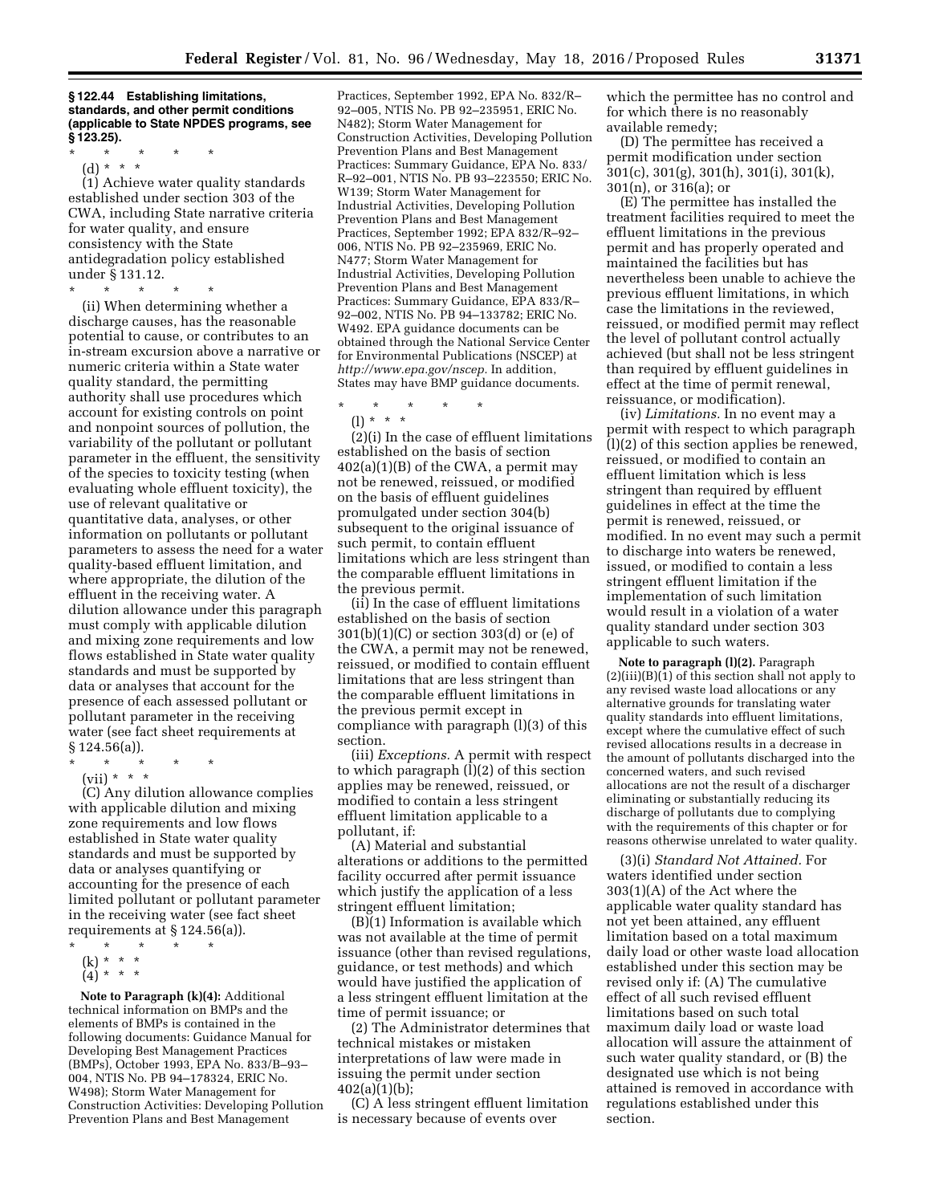**§ 122.44 Establishing limitations, standards, and other permit conditions (applicable to State NPDES programs, see § 123.25).**

\* \* \* \* \*

(d) \* \* \*

(1) Achieve water quality standards established under section 303 of the CWA, including State narrative criteria for water quality, and ensure consistency with the State antidegradation policy established under § 131.12.

\* \* \* \* \*

(ii) When determining whether a discharge causes, has the reasonable potential to cause, or contributes to an in-stream excursion above a narrative or numeric criteria within a State water quality standard, the permitting authority shall use procedures which account for existing controls on point and nonpoint sources of pollution, the variability of the pollutant or pollutant parameter in the effluent, the sensitivity of the species to toxicity testing (when evaluating whole effluent toxicity), the use of relevant qualitative or quantitative data, analyses, or other information on pollutants or pollutant parameters to assess the need for a water quality-based effluent limitation, and where appropriate, the dilution of the effluent in the receiving water. A dilution allowance under this paragraph must comply with applicable dilution and mixing zone requirements and low flows established in State water quality standards and must be supported by data or analyses that account for the presence of each assessed pollutant or pollutant parameter in the receiving water (see fact sheet requirements at § 124.56(a)).

\* \* \* \* \*

(vii) \* \* \*

(C) Any dilution allowance complies with applicable dilution and mixing zone requirements and low flows established in State water quality standards and must be supported by data or analyses quantifying or accounting for the presence of each limited pollutant or pollutant parameter in the receiving water (see fact sheet requirements at § 124.56(a)).

\* \* \* \* \*

(k) \* \* \*

(4) \* \* \*

**Note to Paragraph (k)(4):** Additional technical information on BMPs and the elements of BMPs is contained in the following documents: Guidance Manual for Developing Best Management Practices (BMPs), October 1993, EPA No. 833/B–93–004, NTIS No. PB 94–178324, ERIC No. W498); Storm Water Management for Construction Activities: Developing Pollution Prevention Plans and Best Management Practices, September 1992, EPA No. 832/R–92–005, NTIS No. PB 92–235951, ERIC No. N482); Storm Water Management for Construction Activities, Developing Pollution Prevention Plans and Best Management Practices: Summary Guidance, EPA No. 833/R–92–001, NTIS No. PB 93–223550; ERIC No. W139; Storm Water Management for Industrial Activities, Developing Pollution Prevention Plans and Best Management Practices, September 1992; EPA 832/R–92–006, NTIS No. PB 92–235969, ERIC No. N477; Storm Water Management for Industrial Activities, Developing Pollution Prevention Plans and Best Management Practices: Summary Guidance, EPA 833/R–92–002, NTIS No. PB 94–133782; ERIC No. W492. EPA guidance documents can be obtained through the National Service Center for Environmental Publications (NSCEP) at *http://www.epa.gov/nscep.* In addition, States may have BMP guidance documents.

\* \* \* \* \*

(l) \* \* \*

(2)(i) In the case of effluent limitations established on the basis of section 402(a)(1)(B) of the CWA, a permit may not be renewed, reissued, or modified on the basis of effluent guidelines promulgated under section 304(b) subsequent to the original issuance of such permit, to contain effluent limitations which are less stringent than the comparable effluent limitations in the previous permit.

(ii) In the case of effluent limitations established on the basis of section 301(b)(1)(C) or section 303(d) or (e) of the CWA, a permit may not be renewed, reissued, or modified to contain effluent limitations that are less stringent than the comparable effluent limitations in the previous permit except in compliance with paragraph (l)(3) of this section.

(iii) *Exceptions.* A permit with respect to which paragraph (l)(2) of this section applies may be renewed, reissued, or modified to contain a less stringent effluent limitation applicable to a pollutant, if:

(A) Material and substantial alterations or additions to the permitted facility occurred after permit issuance which justify the application of a less stringent effluent limitation;

(B)(*1*) Information is available which was not available at the time of permit issuance (other than revised regulations, guidance, or test methods) and which would have justified the application of a less stringent effluent limitation at the time of permit issuance; or

(*2*) The Administrator determines that technical mistakes or mistaken interpretations of law were made in issuing the permit under section 402(a)(1)(b);

(C) A less stringent effluent limitation is necessary because of events over which the permittee has no control and for which there is no reasonably available remedy;

(D) The permittee has received a permit modification under section 301(c), 301(g), 301(h), 301(i), 301(k), 301(n), or 316(a); or

(E) The permittee has installed the treatment facilities required to meet the effluent limitations in the previous permit and has properly operated and maintained the facilities but has nevertheless been unable to achieve the previous effluent limitations, in which case the limitations in the reviewed, reissued, or modified permit may reflect the level of pollutant control actually achieved (but shall not be less stringent than required by effluent guidelines in effect at the time of permit renewal, reissuance, or modification).

(iv) *Limitations.* In no event may a permit with respect to which paragraph (l)(2) of this section applies be renewed, reissued, or modified to contain an effluent limitation which is less stringent than required by effluent guidelines in effect at the time the permit is renewed, reissued, or modified. In no event may such a permit to discharge into waters be renewed, issued, or modified to contain a less stringent effluent limitation if the implementation of such limitation would result in a violation of a water quality standard under section 303 applicable to such waters.

**Note to paragraph (l)(2).** Paragraph (2)(iii)(B)(*1*) of this section shall not apply to any revised waste load allocations or any alternative grounds for translating water quality standards into effluent limitations, except where the cumulative effect of such revised allocations results in a decrease in the amount of pollutants discharged into the concerned waters, and such revised allocations are not the result of a discharger eliminating or substantially reducing its discharge of pollutants due to complying with the requirements of this chapter or for reasons otherwise unrelated to water quality.

(3)(i) *Standard Not Attained.* For waters identified under section 303(1)(A) of the Act where the applicable water quality standard has not yet been attained, any effluent limitation based on a total maximum daily load or other waste load allocation established under this section may be revised only if: (A) The cumulative effect of all such revised effluent limitations based on such total maximum daily load or waste load allocation will assure the attainment of such water quality standard, or (B) the designated use which is not being attained is removed in accordance with regulations established under this section.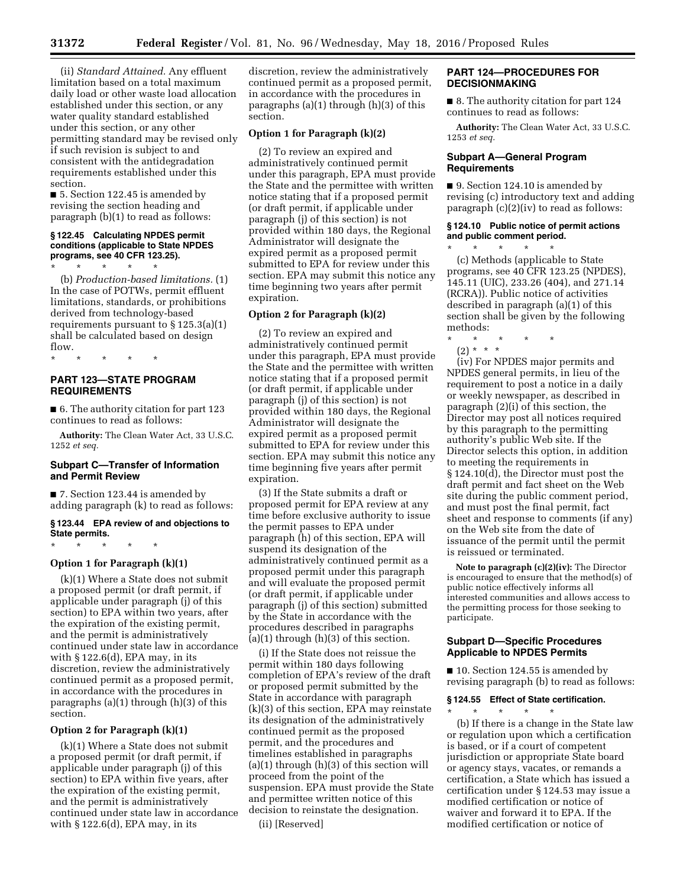(ii) *Standard Attained.* Any effluent limitation based on a total maximum daily load or other waste load allocation established under this section, or any water quality standard established under this section, or any other permitting standard may be revised only if such revision is subject to and consistent with the antidegradation requirements established under this section.

■ 5. Section 122.45 is amended by revising the section heading and paragraph (b)(1) to read as follows:

**§ 122.45 Calculating NPDES permit conditions (applicable to State NPDES programs, see 40 CFR 123.25).**

\* \* \* \* \*

(b) *Production-based limitations.* (1) In the case of POTWs, permit effluent limitations, standards, or prohibitions derived from technology-based requirements pursuant to § 125.3(a)(1) shall be calculated based on design flow.

\* \* \* \* \*

## PART 123—STATE PROGRAM REQUIREMENTS

■ 6. The authority citation for part 123 continues to read as follows:

**Authority:** The Clean Water Act, 33 U.S.C. 1252 *et seq.*

### Subpart C—Transfer of Information and Permit Review

■ 7. Section 123.44 is amended by adding paragraph (k) to read as follows:

**§ 123.44 EPA review of and objections to State permits.**

\* \* \* \* \*

**Option 1 for Paragraph (k)(1)**

(k)(1) Where a State does not submit a proposed permit (or draft permit, if applicable under paragraph (j) of this section) to EPA within two years, after the expiration of the existing permit, and the permit is administratively continued under state law in accordance with § 122.6(d), EPA may, in its discretion, review the administratively continued permit as a proposed permit, in accordance with the procedures in paragraphs (a)(1) through (h)(3) of this section.

**Option 2 for Paragraph (k)(1)**

(k)(1) Where a State does not submit a proposed permit (or draft permit, if applicable under paragraph (j) of this section) to EPA within five years, after the expiration of the existing permit, and the permit is administratively continued under state law in accordance with § 122.6(d), EPA may, in its discretion, review the administratively continued permit as a proposed permit, in accordance with the procedures in paragraphs (a)(1) through (h)(3) of this section.

**Option 1 for Paragraph (k)(2)**

(2) To review an expired and administratively continued permit under this paragraph, EPA must provide the State and the permittee with written notice stating that if a proposed permit (or draft permit, if applicable under paragraph (j) of this section) is not provided within 180 days, the Regional Administrator will designate the expired permit as a proposed permit submitted to EPA for review under this section. EPA may submit this notice any time beginning two years after permit expiration.

**Option 2 for Paragraph (k)(2)**

(2) To review an expired and administratively continued permit under this paragraph, EPA must provide the State and the permittee with written notice stating that if a proposed permit (or draft permit, if applicable under paragraph (j) of this section) is not provided within 180 days, the Regional Administrator will designate the expired permit as a proposed permit submitted to EPA for review under this section. EPA may submit this notice any time beginning five years after permit expiration.

(3) If the State submits a draft or proposed permit for EPA review at any time before exclusive authority to issue the permit passes to EPA under paragraph (h) of this section, EPA will suspend its designation of the administratively continued permit as a proposed permit under this paragraph and will evaluate the proposed permit (or draft permit, if applicable under paragraph (j) of this section) submitted by the State in accordance with the procedures described in paragraphs (a)(1) through (h)(3) of this section.

(i) If the State does not reissue the permit within 180 days following completion of EPA's review of the draft or proposed permit submitted by the State in accordance with paragraph (k)(3) of this section, EPA may reinstate its designation of the administratively continued permit as the proposed permit, and the procedures and timelines established in paragraphs (a)(1) through (h)(3) of this section will proceed from the point of the suspension. EPA must provide the State and permittee written notice of this decision to reinstate the designation.

(ii) [Reserved]

## PART 124—PROCEDURES FOR DECISIONMAKING

■ 8. The authority citation for part 124 continues to read as follows:

**Authority:** The Clean Water Act, 33 U.S.C. 1253 *et seq.*

### Subpart A—General Program Requirements

■ 9. Section 124.10 is amended by revising (c) introductory text and adding paragraph (c)(2)(iv) to read as follows:

**§ 124.10 Public notice of permit actions and public comment period.**

\* \* \* \* \*

(c) Methods (applicable to State programs, see 40 CFR 123.25 (NPDES), 145.11 (UIC), 233.26 (404), and 271.14 (RCRA)). Public notice of activities described in paragraph (a)(1) of this section shall be given by the following methods:

\* \* \* \* \*

(2) \* \* \*

(iv) For NPDES major permits and NPDES general permits, in lieu of the requirement to post a notice in a daily or weekly newspaper, as described in paragraph (2)(i) of this section, the Director may post all notices required by this paragraph to the permitting authority's public Web site. If the Director selects this option, in addition to meeting the requirements in § 124.10(d), the Director must post the draft permit and fact sheet on the Web site during the public comment period, and must post the final permit, fact sheet and response to comments (if any) on the Web site from the date of issuance of the permit until the permit is reissued or terminated.

**Note to paragraph (c)(2)(iv):** The Director is encouraged to ensure that the method(s) of public notice effectively informs all interested communities and allows access to the permitting process for those seeking to participate.

### Subpart D—Specific Procedures Applicable to NPDES Permits

■ 10. Section 124.55 is amended by revising paragraph (b) to read as follows:

**§ 124.55 Effect of State certification.**

\* \* \* \* \*

(b) If there is a change in the State law or regulation upon which a certification is based, or if a court of competent jurisdiction or appropriate State board or agency stays, vacates, or remands a certification, a State which has issued a certification under § 124.53 may issue a modified certification or notice of waiver and forward it to EPA. If the modified certification or notice of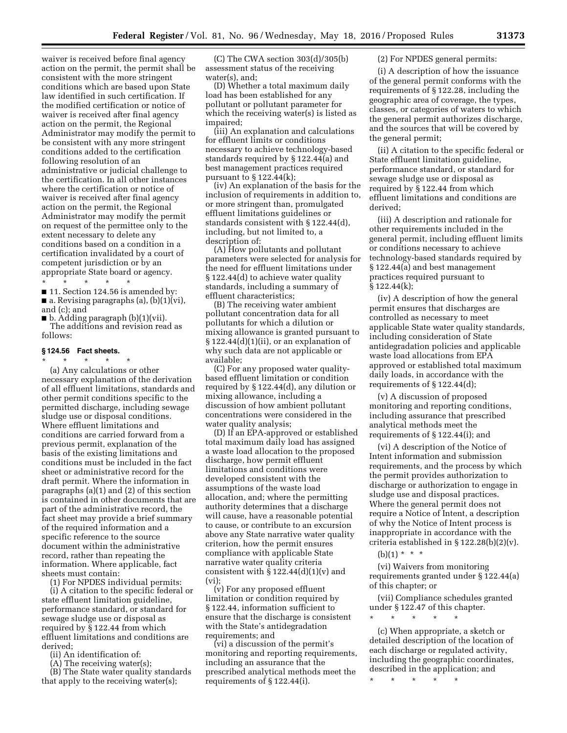waiver is received before final agency action on the permit, the permit shall be consistent with the more stringent conditions which are based upon State law identified in such certification. If the modified certification or notice of waiver is received after final agency action on the permit, the Regional Administrator may modify the permit to be consistent with any more stringent conditions added to the certification following resolution of an administrative or judicial challenge to the certification. In all other instances where the certification or notice of waiver is received after final agency action on the permit, the Regional Administrator may modify the permit on request of the permittee only to the extent necessary to delete any conditions based on a condition in a certification invalidated by a court of competent jurisdiction or by an appropriate State board or agency.

\* \* \* \* \*

■ 11. Section 124.56 is amended by:

■ a. Revising paragraphs (a), (b)(1)(vi), and (c); and

■ b. Adding paragraph (b)(1)(vii).

The additions and revision read as follows:

**§ 124.56 Fact sheets.**

\* \* \* \* \*

(a) Any calculations or other necessary explanation of the derivation of all effluent limitations, standards and other permit conditions specific to the permitted discharge, including sewage sludge use or disposal conditions. Where effluent limitations and conditions are carried forward from a previous permit, explanation of the basis of the existing limitations and conditions must be included in the fact sheet or administrative record for the draft permit. Where the information in paragraphs (a)(1) and (2) of this section is contained in other documents that are part of the administrative record, the fact sheet may provide a brief summary of the required information and a specific reference to the source document within the administrative record, rather than repeating the information. Where applicable, fact sheets must contain:

(1) For NPDES individual permits:

(i) A citation to the specific federal or state effluent limitation guideline, performance standard, or standard for sewage sludge use or disposal as required by § 122.44 from which effluent limitations and conditions are derived;

(ii) An identification of:

(A) The receiving water(s);

(B) The State water quality standards that apply to the receiving water(s);

(C) The CWA section 303(d)/305(b) assessment status of the receiving water(s), and;

(D) Whether a total maximum daily load has been established for any pollutant or pollutant parameter for which the receiving water(s) is listed as impaired;

(iii) An explanation and calculations for effluent limits or conditions necessary to achieve technology-based standards required by § 122.44(a) and best management practices required pursuant to § 122.44(k);

(iv) An explanation of the basis for the inclusion of requirements in addition to, or more stringent than, promulgated effluent limitations guidelines or standards consistent with § 122.44(d), including, but not limited to, a description of:

(A) How pollutants and pollutant parameters were selected for analysis for the need for effluent limitations under § 122.44(d) to achieve water quality standards, including a summary of effluent characteristics;

(B) The receiving water ambient pollutant concentration data for all pollutants for which a dilution or mixing allowance is granted pursuant to § 122.44(d)(1)(ii), or an explanation of why such data are not applicable or available;

(C) For any proposed water quality-based effluent limitation or condition required by § 122.44(d), any dilution or mixing allowance, including a discussion of how ambient pollutant concentrations were considered in the water quality analysis;

(D) If an EPA-approved or established total maximum daily load has assigned a waste load allocation to the proposed discharge, how permit effluent limitations and conditions were developed consistent with the assumptions of the waste load allocation, and; where the permitting authority determines that a discharge will cause, have a reasonable potential to cause, or contribute to an excursion above any State narrative water quality criterion, how the permit ensures compliance with applicable State narrative water quality criteria consistent with § 122.44(d)(1)(v) and (vi);

(v) For any proposed effluent limitation or condition required by § 122.44, information sufficient to ensure that the discharge is consistent with the State's antidegradation requirements; and

(vi) a discussion of the permit's monitoring and reporting requirements, including an assurance that the prescribed analytical methods meet the requirements of § 122.44(i).

(2) For NPDES general permits:

(i) A description of how the issuance of the general permit conforms with the requirements of § 122.28, including the geographic area of coverage, the types, classes, or categories of waters to which the general permit authorizes discharge, and the sources that will be covered by the general permit;

(ii) A citation to the specific federal or State effluent limitation guideline, performance standard, or standard for sewage sludge use or disposal as required by § 122.44 from which effluent limitations and conditions are derived;

(iii) A description and rationale for other requirements included in the general permit, including effluent limits or conditions necessary to achieve technology-based standards required by § 122.44(a) and best management practices required pursuant to § 122.44(k);

(iv) A description of how the general permit ensures that discharges are controlled as necessary to meet applicable State water quality standards, including consideration of State antidegradation policies and applicable waste load allocations from EPA approved or established total maximum daily loads, in accordance with the requirements of § 122.44(d);

(v) A discussion of proposed monitoring and reporting conditions, including assurance that prescribed analytical methods meet the requirements of § 122.44(i); and

(vi) A description of the Notice of Intent information and submission requirements, and the process by which the permit provides authorization to discharge or authorization to engage in sludge use and disposal practices. Where the general permit does not require a Notice of Intent, a description of why the Notice of Intent process is inappropriate in accordance with the criteria established in § 122.28(b)(2)(v).

(b)(1) \* \* \*

(vi) Waivers from monitoring requirements granted under § 122.44(a) of this chapter; or

(vii) Compliance schedules granted under § 122.47 of this chapter.

\* \* \* \* \*

(c) When appropriate, a sketch or detailed description of the location of each discharge or regulated activity, including the geographic coordinates, described in the application; and

\* \* \* \* \*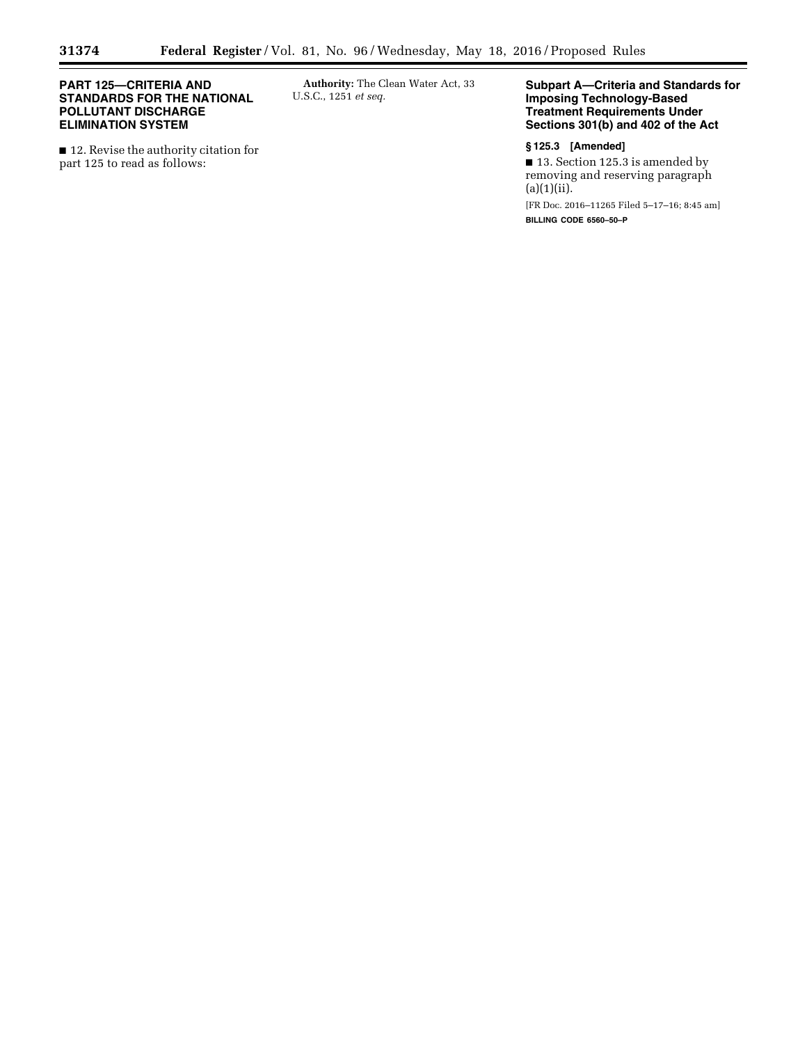## PART 125—CRITERIA AND STANDARDS FOR THE NATIONAL POLLUTANT DISCHARGE ELIMINATION SYSTEM

■ 12. Revise the authority citation for part 125 to read as follows:

**Authority:** The Clean Water Act, 33 U.S.C., 1251 *et seq.*

### Subpart A—Criteria and Standards for Imposing Technology-Based Treatment Requirements Under Sections 301(b) and 402 of the Act

**§ 125.3 [Amended]**

■ 13. Section 125.3 is amended by removing and reserving paragraph (a)(1)(ii).

[FR Doc. 2016–11265 Filed 5–17–16; 8:45 am]

**BILLING CODE 6560–50–P**